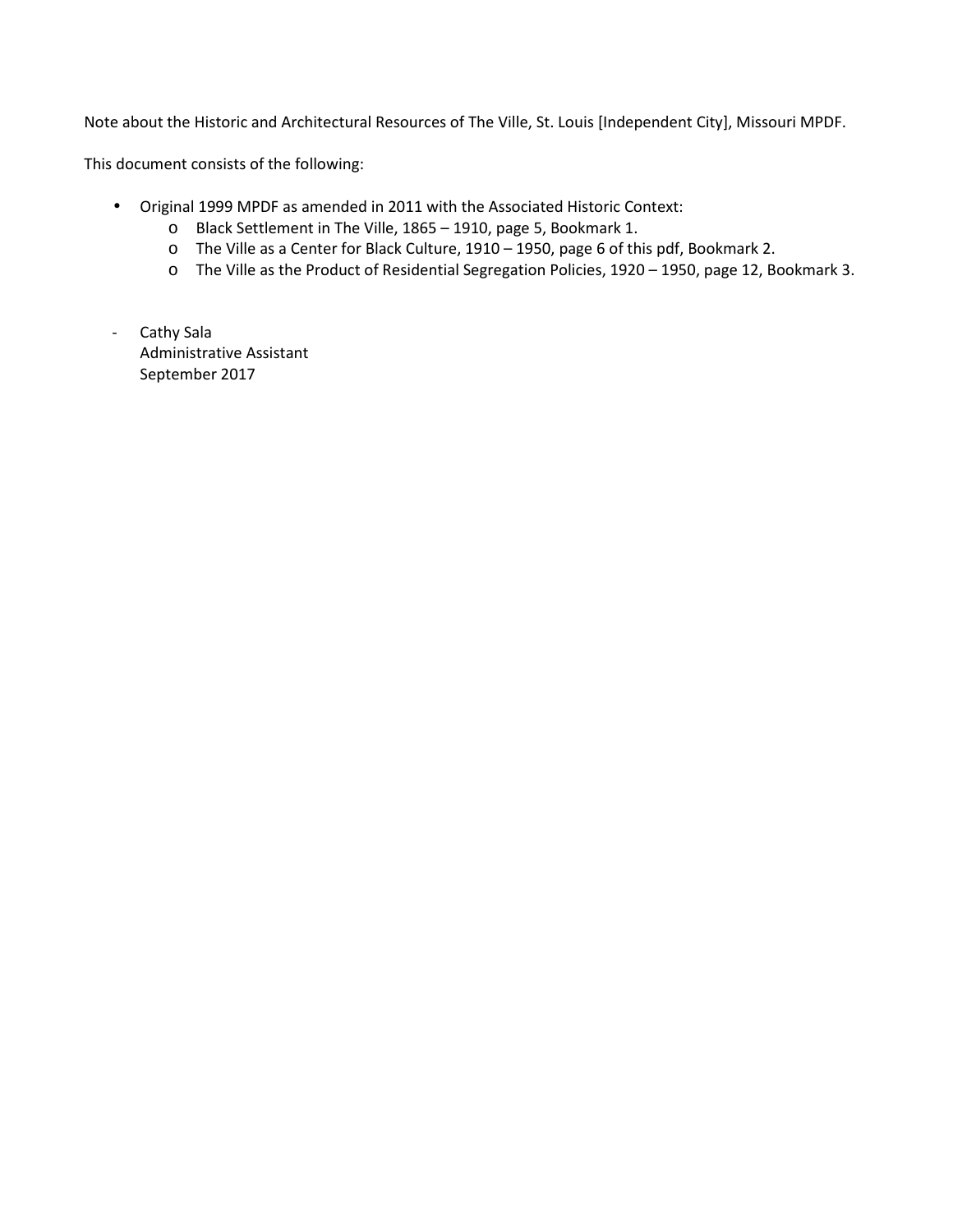Note about the Historic and Architectural Resources of The Ville, St. Louis [Independent City], Missouri MPDF.

This document consists of the following:

- Original 1999 MPDF as amended in 2011 with the Associated Historic Context:
  - Black Settlement in The Ville, 1865 – 1910, page 5, Bookmark 1.
  - The Ville as a Center for Black Culture, 1910 – 1950, page 6 of this pdf, Bookmark 2.
  - The Ville as the Product of Residential Segregation Policies, 1920 – 1950, page 12, Bookmark 3.

- Cathy Sala
  Administrative Assistant
  September 2017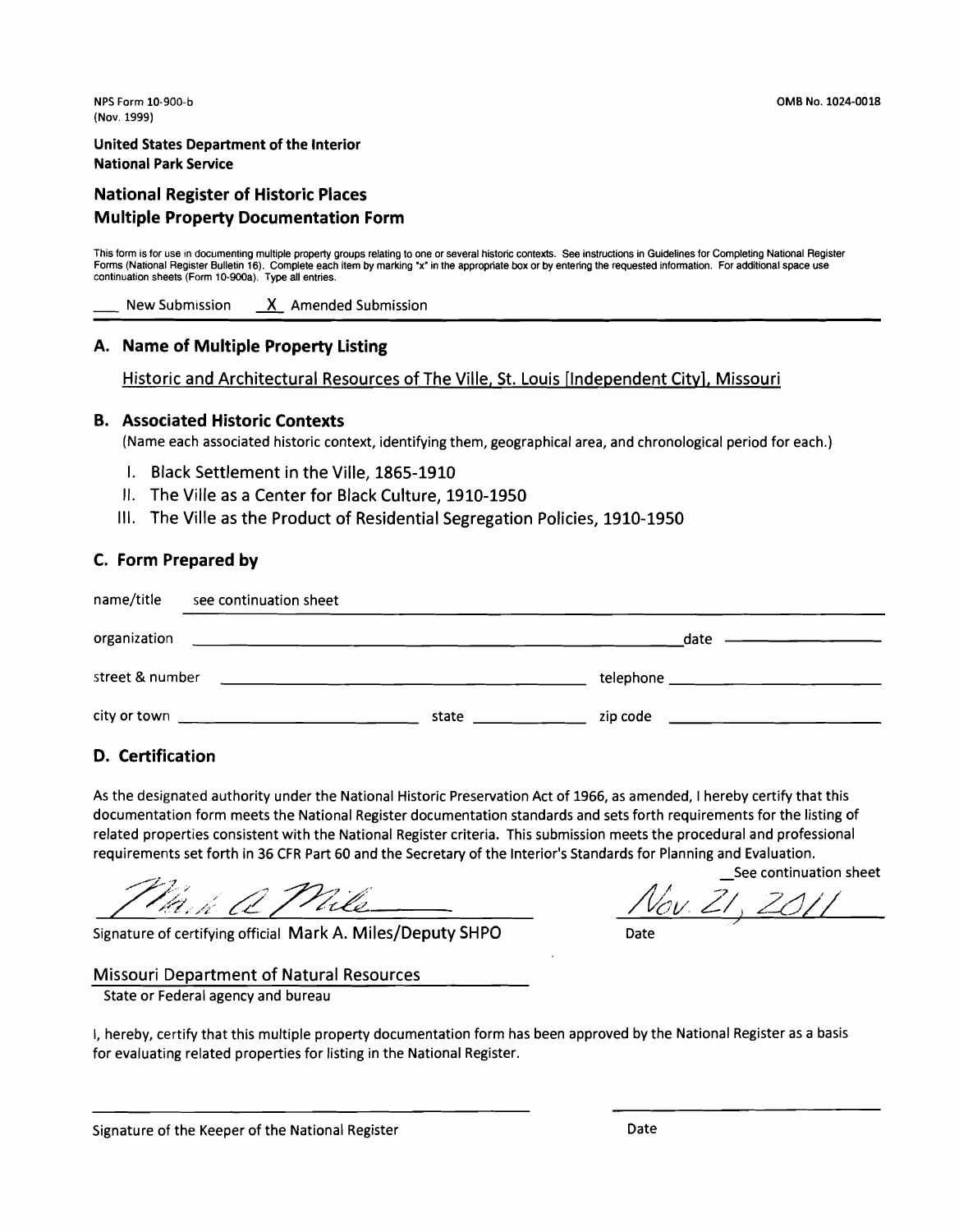NPS Form 10-900-b
(Nov. 1999)

OMB No. 1024-0018

**United States Department of the Interior**
**National Park Service**

## National Register of Historic Places
## Multiple Property Documentation Form

This form is for use in documenting multiple property groups relating to one or several historic contexts. See instructions in Guidelines for Completing National Register Forms (National Register Bulletin 16). Complete each item by marking "x" in the appropriate box or by entering the requested information. For additional space use continuation sheets (Form 10-900a). Type all entries.

___ New Submission  _X_ Amended Submission

### A. Name of Multiple Property Listing

Historic and Architectural Resources of The Ville, St. Louis [Independent City], Missouri

### B. Associated Historic Contexts

(Name each associated historic context, identifying them, geographical area, and chronological period for each.)

I. Black Settlement in the Ville, 1865-1910
II. The Ville as a Center for Black Culture, 1910-1950
III. The Ville as the Product of Residential Segregation Policies, 1910-1950

### C. Form Prepared by

name/title see continuation sheet

organization ______________________ date ______________

street & number ______________________ telephone ______________

city or town ______________ state ______ zip code ______________

### D. Certification

As the designated authority under the National Historic Preservation Act of 1966, as amended, I hereby certify that this documentation form meets the National Register documentation standards and sets forth requirements for the listing of related properties consistent with the National Register criteria. This submission meets the procedural and professional requirements set forth in 36 CFR Part 60 and the Secretary of the Interior's Standards for Planning and Evaluation.

_See continuation sheet

Mark A Miles

Signature of certifying official Mark A. Miles/Deputy SHPO

Nov. 21, 2011

Date

Missouri Department of Natural Resources

State or Federal agency and bureau

I, hereby, certify that this multiple property documentation form has been approved by the National Register as a basis for evaluating related properties for listing in the National Register.

______________________________

Signature of the Keeper of the National Register

______________

Date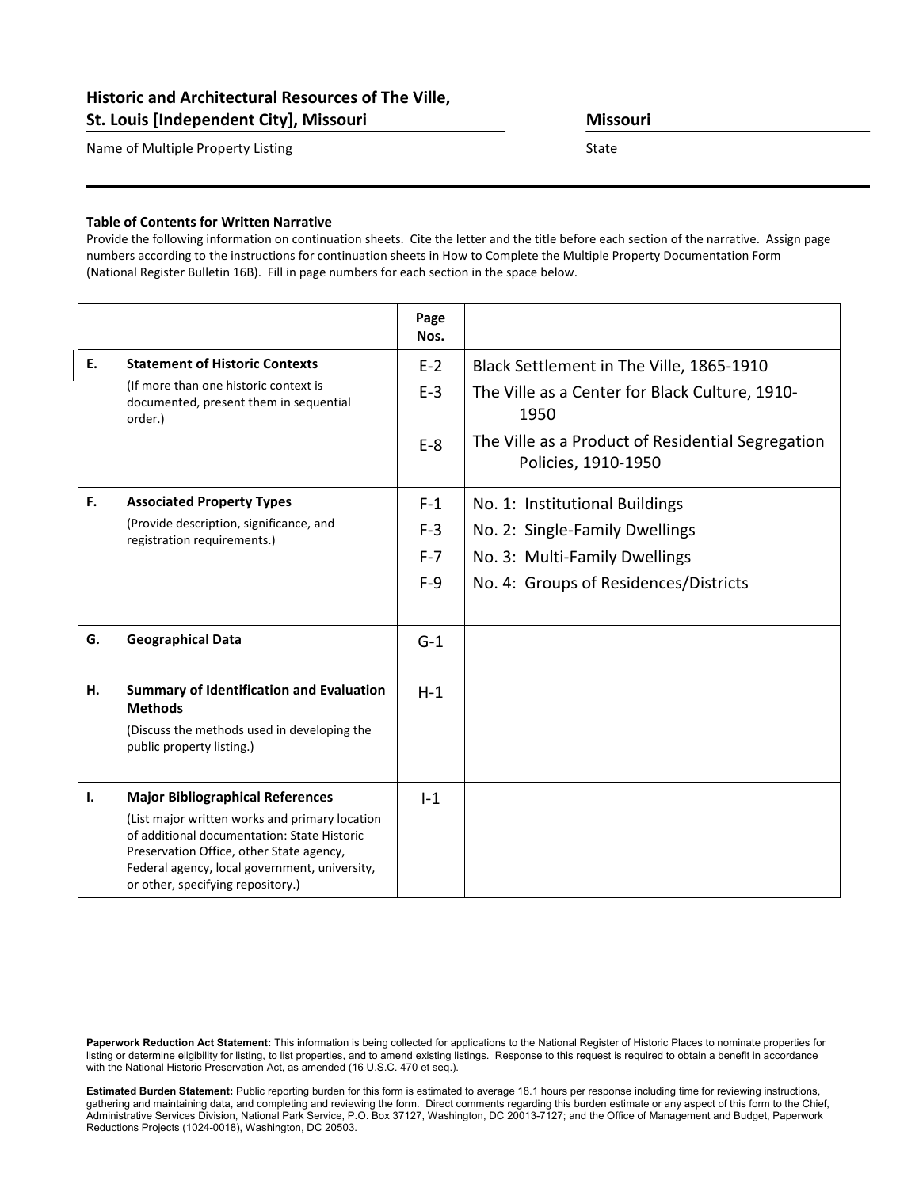**Historic and Architectural Resources of The Ville, St. Louis [Independent City], Missouri**

Name of Multiple Property Listing

**Missouri**

State

**Table of Contents for Written Narrative**

Provide the following information on continuation sheets. Cite the letter and the title before each section of the narrative. Assign page numbers according to the instructions for continuation sheets in How to Complete the Multiple Property Documentation Form (National Register Bulletin 16B). Fill in page numbers for each section in the space below.

| | | Page Nos. | |
|---|---|---|---|
| **E.** | **Statement of Historic Contexts** (If more than one historic context is documented, present them in sequential order.) | E-2 | Black Settlement in The Ville, 1865-1910 |
| | | E-3 | The Ville as a Center for Black Culture, 1910-1950 |
| | | E-8 | The Ville as a Product of Residential Segregation Policies, 1910-1950 |
| **F.** | **Associated Property Types** (Provide description, significance, and registration requirements.) | F-1 | No. 1: Institutional Buildings |
| | | F-3 | No. 2: Single-Family Dwellings |
| | | F-7 | No. 3: Multi-Family Dwellings |
| | | F-9 | No. 4: Groups of Residences/Districts |
| **G.** | **Geographical Data** | G-1 | |
| **H.** | **Summary of Identification and Evaluation Methods** (Discuss the methods used in developing the public property listing.) | H-1 | |
| **I.** | **Major Bibliographical References** (List major written works and primary location of additional documentation: State Historic Preservation Office, other State agency, Federal agency, local government, university, or other, specifying repository.) | I-1 | |

**Paperwork Reduction Act Statement:** This information is being collected for applications to the National Register of Historic Places to nominate properties for listing or determine eligibility for listing, to list properties, and to amend existing listings. Response to this request is required to obtain a benefit in accordance with the National Historic Preservation Act, as amended (16 U.S.C. 470 et seq.).

**Estimated Burden Statement:** Public reporting burden for this form is estimated to average 18.1 hours per response including time for reviewing instructions, gathering and maintaining data, and completing and reviewing the form. Direct comments regarding this burden estimate or any aspect of this form to the Chief, Administrative Services Division, National Park Service, P.O. Box 37127, Washington, DC 20013-7127; and the Office of Management and Budget, Paperwork Reductions Projects (1024-0018), Washington, DC 20503.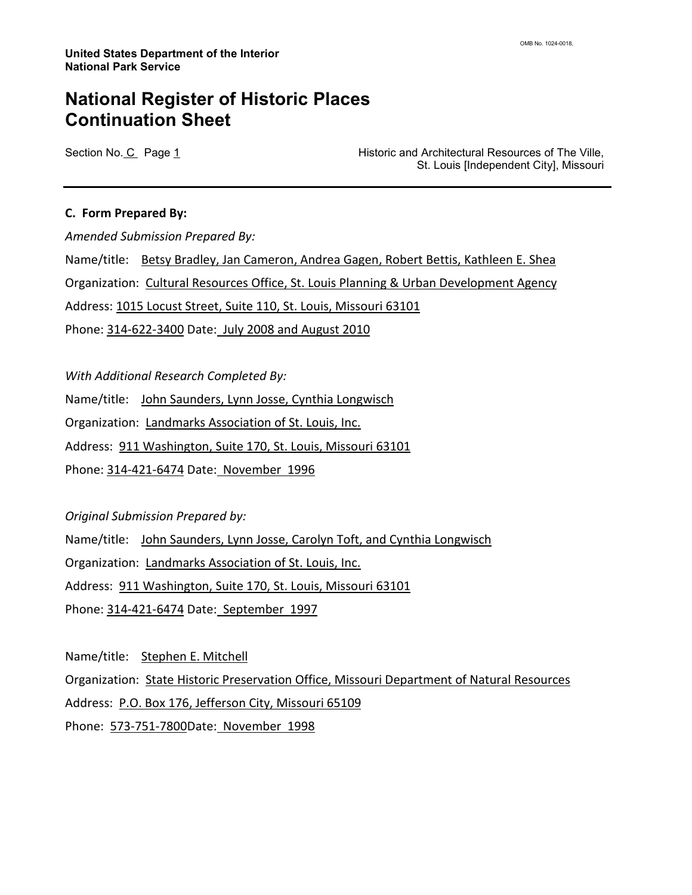## C. Form Prepared By:

*Amended Submission Prepared By:*

Name/title: Betsy Bradley, Jan Cameron, Andrea Gagen, Robert Bettis, Kathleen E. Shea

Organization: Cultural Resources Office, St. Louis Planning & Urban Development Agency

Address: 1015 Locust Street, Suite 110, St. Louis, Missouri 63101

Phone: 314-622-3400 Date: July 2008 and August 2010

*With Additional Research Completed By:*

Name/title: John Saunders, Lynn Josse, Cynthia Longwisch

Organization: Landmarks Association of St. Louis, Inc.

Address: 911 Washington, Suite 170, St. Louis, Missouri 63101

Phone: 314-421-6474 Date: November 1996

*Original Submission Prepared by:*

Name/title: John Saunders, Lynn Josse, Carolyn Toft, and Cynthia Longwisch

Organization: Landmarks Association of St. Louis, Inc.

Address: 911 Washington, Suite 170, St. Louis, Missouri 63101

Phone: 314-421-6474 Date: September 1997

Name/title: Stephen E. Mitchell

Organization: State Historic Preservation Office, Missouri Department of Natural Resources

Address: P.O. Box 176, Jefferson City, Missouri 65109

Phone: 573-751-7800 Date: November 1998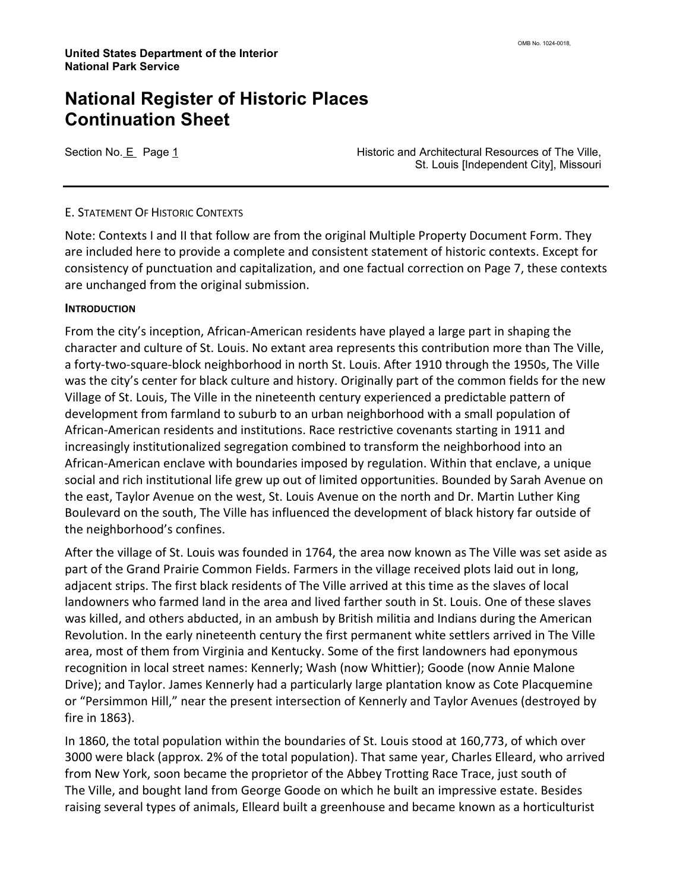# National Register of Historic Places Continuation Sheet

Section No. E Page 1

Historic and Architectural Resources of The Ville, St. Louis [Independent City], Missouri

## E. Statement Of Historic Contexts

Note: Contexts I and II that follow are from the original Multiple Property Document Form. They are included here to provide a complete and consistent statement of historic contexts. Except for consistency of punctuation and capitalization, and one factual correction on Page 7, these contexts are unchanged from the original submission.

### Introduction

From the city's inception, African-American residents have played a large part in shaping the character and culture of St. Louis. No extant area represents this contribution more than The Ville, a forty-two-square-block neighborhood in north St. Louis. After 1910 through the 1950s, The Ville was the city's center for black culture and history. Originally part of the common fields for the new Village of St. Louis, The Ville in the nineteenth century experienced a predictable pattern of development from farmland to suburb to an urban neighborhood with a small population of African-American residents and institutions. Race restrictive covenants starting in 1911 and increasingly institutionalized segregation combined to transform the neighborhood into an African-American enclave with boundaries imposed by regulation. Within that enclave, a unique social and rich institutional life grew up out of limited opportunities. Bounded by Sarah Avenue on the east, Taylor Avenue on the west, St. Louis Avenue on the north and Dr. Martin Luther King Boulevard on the south, The Ville has influenced the development of black history far outside of the neighborhood's confines.

After the village of St. Louis was founded in 1764, the area now known as The Ville was set aside as part of the Grand Prairie Common Fields. Farmers in the village received plots laid out in long, adjacent strips. The first black residents of The Ville arrived at this time as the slaves of local landowners who farmed land in the area and lived farther south in St. Louis. One of these slaves was killed, and others abducted, in an ambush by British militia and Indians during the American Revolution. In the early nineteenth century the first permanent white settlers arrived in The Ville area, most of them from Virginia and Kentucky. Some of the first landowners had eponymous recognition in local street names: Kennerly; Wash (now Whittier); Goode (now Annie Malone Drive); and Taylor. James Kennerly had a particularly large plantation know as Cote Placquemine or "Persimmon Hill," near the present intersection of Kennerly and Taylor Avenues (destroyed by fire in 1863).

In 1860, the total population within the boundaries of St. Louis stood at 160,773, of which over 3000 were black (approx. 2% of the total population). That same year, Charles Elleard, who arrived from New York, soon became the proprietor of the Abbey Trotting Race Trace, just south of The Ville, and bought land from George Goode on which he built an impressive estate. Besides raising several types of animals, Elleard built a greenhouse and became known as a horticulturist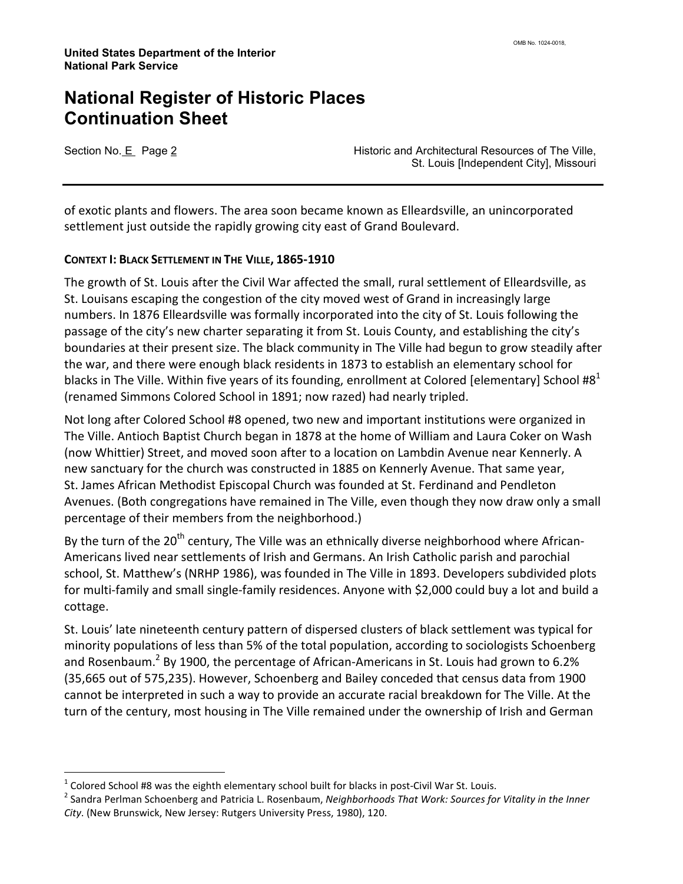of exotic plants and flowers. The area soon became known as Elleardsville, an unincorporated settlement just outside the rapidly growing city east of Grand Boulevard.

### CONTEXT I: BLACK SETTLEMENT IN THE VILLE, 1865-1910

The growth of St. Louis after the Civil War affected the small, rural settlement of Elleardsville, as St. Louisans escaping the congestion of the city moved west of Grand in increasingly large numbers. In 1876 Elleardsville was formally incorporated into the city of St. Louis following the passage of the city's new charter separating it from St. Louis County, and establishing the city's boundaries at their present size. The black community in The Ville had begun to grow steadily after the war, and there were enough black residents in 1873 to establish an elementary school for blacks in The Ville. Within five years of its founding, enrollment at Colored [elementary] School #8[1] (renamed Simmons Colored School in 1891; now razed) had nearly tripled.

Not long after Colored School #8 opened, two new and important institutions were organized in The Ville. Antioch Baptist Church began in 1878 at the home of William and Laura Coker on Wash (now Whittier) Street, and moved soon after to a location on Lambdin Avenue near Kennerly. A new sanctuary for the church was constructed in 1885 on Kennerly Avenue. That same year, St. James African Methodist Episcopal Church was founded at St. Ferdinand and Pendleton Avenues. (Both congregations have remained in The Ville, even though they now draw only a small percentage of their members from the neighborhood.)

By the turn of the 20th century, The Ville was an ethnically diverse neighborhood where African-Americans lived near settlements of Irish and Germans. An Irish Catholic parish and parochial school, St. Matthew's (NRHP 1986), was founded in The Ville in 1893. Developers subdivided plots for multi-family and small single-family residences. Anyone with $2,000 could buy a lot and build a cottage.

St. Louis' late nineteenth century pattern of dispersed clusters of black settlement was typical for minority populations of less than 5% of the total population, according to sociologists Schoenberg and Rosenbaum.[2] By 1900, the percentage of African-Americans in St. Louis had grown to 6.2% (35,665 out of 575,235). However, Schoenberg and Bailey conceded that census data from 1900 cannot be interpreted in such a way to provide an accurate racial breakdown for The Ville. At the turn of the century, most housing in The Ville remained under the ownership of Irish and German

---

[1] Colored School #8 was the eighth elementary school built for blacks in post-Civil War St. Louis.

[2] Sandra Perlman Schoenberg and Patricia L. Rosenbaum, *Neighborhoods That Work: Sources for Vitality in the Inner City*. (New Brunswick, New Jersey: Rutgers University Press, 1980), 120.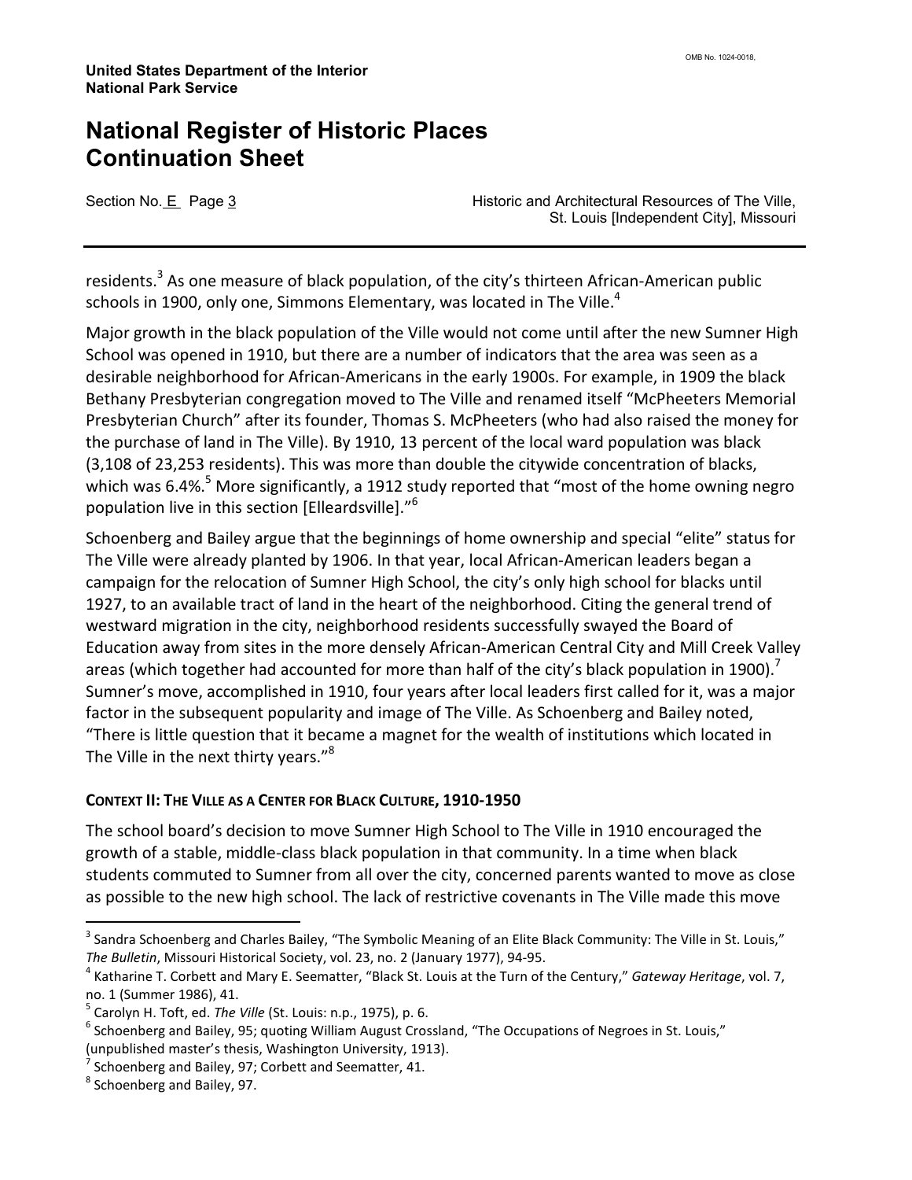residents.[3] As one measure of black population, of the city's thirteen African-American public schools in 1900, only one, Simmons Elementary, was located in The Ville.[4]

Major growth in the black population of the Ville would not come until after the new Sumner High School was opened in 1910, but there are a number of indicators that the area was seen as a desirable neighborhood for African-Americans in the early 1900s. For example, in 1909 the black Bethany Presbyterian congregation moved to The Ville and renamed itself "McPheeters Memorial Presbyterian Church" after its founder, Thomas S. McPheeters (who had also raised the money for the purchase of land in The Ville). By 1910, 13 percent of the local ward population was black (3,108 of 23,253 residents). This was more than double the citywide concentration of blacks, which was 6.4%.[5] More significantly, a 1912 study reported that "most of the home owning negro population live in this section [Elleardsville]."[6]

Schoenberg and Bailey argue that the beginnings of home ownership and special "elite" status for The Ville were already planted by 1906. In that year, local African-American leaders began a campaign for the relocation of Sumner High School, the city's only high school for blacks until 1927, to an available tract of land in the heart of the neighborhood. Citing the general trend of westward migration in the city, neighborhood residents successfully swayed the Board of Education away from sites in the more densely African-American Central City and Mill Creek Valley areas (which together had accounted for more than half of the city's black population in 1900).[7] Sumner's move, accomplished in 1910, four years after local leaders first called for it, was a major factor in the subsequent popularity and image of The Ville. As Schoenberg and Bailey noted, "There is little question that it became a magnet for the wealth of institutions which located in The Ville in the next thirty years."[8]

### CONTEXT II: THE VILLE AS A CENTER FOR BLACK CULTURE, 1910-1950

The school board's decision to move Sumner High School to The Ville in 1910 encouraged the growth of a stable, middle-class black population in that community. In a time when black students commuted to Sumner from all over the city, concerned parents wanted to move as close as possible to the new high school. The lack of restrictive covenants in The Ville made this move

---

[3] Sandra Schoenberg and Charles Bailey, "The Symbolic Meaning of an Elite Black Community: The Ville in St. Louis," *The Bulletin*, Missouri Historical Society, vol. 23, no. 2 (January 1977), 94-95.

[4] Katharine T. Corbett and Mary E. Seematter, "Black St. Louis at the Turn of the Century," *Gateway Heritage*, vol. 7, no. 1 (Summer 1986), 41.

[5] Carolyn H. Toft, ed. *The Ville* (St. Louis: n.p., 1975), p. 6.

[6] Schoenberg and Bailey, 95; quoting William August Crossland, "The Occupations of Negroes in St. Louis," (unpublished master's thesis, Washington University, 1913).

[7] Schoenberg and Bailey, 97; Corbett and Seematter, 41.

[8] Schoenberg and Bailey, 97.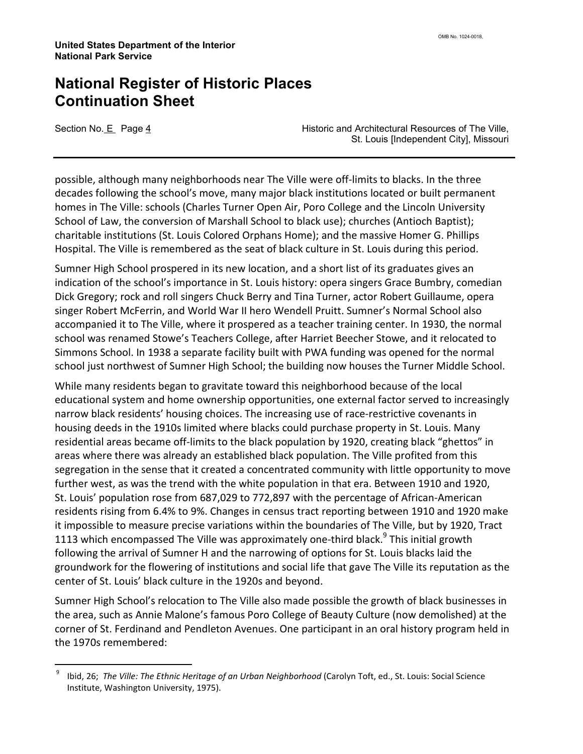possible, although many neighborhoods near The Ville were off-limits to blacks. In the three decades following the school's move, many major black institutions located or built permanent homes in The Ville: schools (Charles Turner Open Air, Poro College and the Lincoln University School of Law, the conversion of Marshall School to black use); churches (Antioch Baptist); charitable institutions (St. Louis Colored Orphans Home); and the massive Homer G. Phillips Hospital. The Ville is remembered as the seat of black culture in St. Louis during this period.

Sumner High School prospered in its new location, and a short list of its graduates gives an indication of the school's importance in St. Louis history: opera singers Grace Bumbry, comedian Dick Gregory; rock and roll singers Chuck Berry and Tina Turner, actor Robert Guillaume, opera singer Robert McFerrin, and World War II hero Wendell Pruitt. Sumner's Normal School also accompanied it to The Ville, where it prospered as a teacher training center. In 1930, the normal school was renamed Stowe's Teachers College, after Harriet Beecher Stowe, and it relocated to Simmons School. In 1938 a separate facility built with PWA funding was opened for the normal school just northwest of Sumner High School; the building now houses the Turner Middle School.

While many residents began to gravitate toward this neighborhood because of the local educational system and home ownership opportunities, one external factor served to increasingly narrow black residents' housing choices. The increasing use of race-restrictive covenants in housing deeds in the 1910s limited where blacks could purchase property in St. Louis. Many residential areas became off-limits to the black population by 1920, creating black "ghettos" in areas where there was already an established black population. The Ville profited from this segregation in the sense that it created a concentrated community with little opportunity to move further west, as was the trend with the white population in that era. Between 1910 and 1920, St. Louis' population rose from 687,029 to 772,897 with the percentage of African-American residents rising from 6.4% to 9%. Changes in census tract reporting between 1910 and 1920 make it impossible to measure precise variations within the boundaries of The Ville, but by 1920, Tract 1113 which encompassed The Ville was approximately one-third black.[9] This initial growth following the arrival of Sumner H and the narrowing of options for St. Louis blacks laid the groundwork for the flowering of institutions and social life that gave The Ville its reputation as the center of St. Louis' black culture in the 1920s and beyond.

Sumner High School's relocation to The Ville also made possible the growth of black businesses in the area, such as Annie Malone's famous Poro College of Beauty Culture (now demolished) at the corner of St. Ferdinand and Pendleton Avenues. One participant in an oral history program held in the 1970s remembered:

---

[9] Ibid, 26; *The Ville: The Ethnic Heritage of an Urban Neighborhood* (Carolyn Toft, ed., St. Louis: Social Science Institute, Washington University, 1975).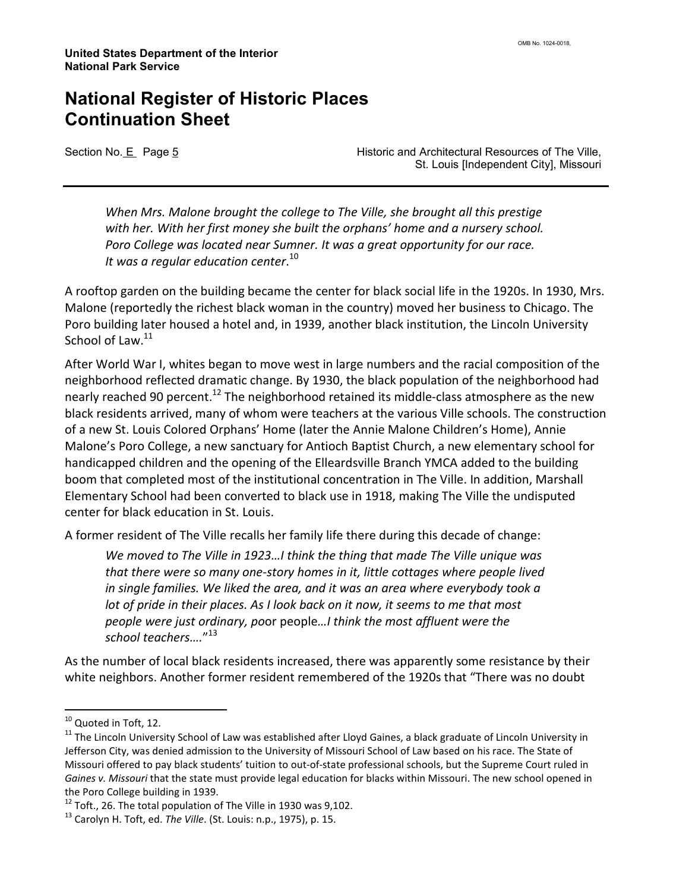*When Mrs. Malone brought the college to The Ville, she brought all this prestige with her. With her first money she built the orphans' home and a nursery school. Poro College was located near Sumner. It was a great opportunity for our race. It was a regular education center*.[10]

A rooftop garden on the building became the center for black social life in the 1920s. In 1930, Mrs. Malone (reportedly the richest black woman in the country) moved her business to Chicago. The Poro building later housed a hotel and, in 1939, another black institution, the Lincoln University School of Law.[11]

After World War I, whites began to move west in large numbers and the racial composition of the neighborhood reflected dramatic change. By 1930, the black population of the neighborhood had nearly reached 90 percent.[12] The neighborhood retained its middle-class atmosphere as the new black residents arrived, many of whom were teachers at the various Ville schools. The construction of a new St. Louis Colored Orphans' Home (later the Annie Malone Children's Home), Annie Malone's Poro College, a new sanctuary for Antioch Baptist Church, a new elementary school for handicapped children and the opening of the Elleardsville Branch YMCA added to the building boom that completed most of the institutional concentration in The Ville. In addition, Marshall Elementary School had been converted to black use in 1918, making The Ville the undisputed center for black education in St. Louis.

A former resident of The Ville recalls her family life there during this decade of change:

> *We moved to The Ville in 1923…I think the thing that made The Ville unique was that there were so many one-story homes in it, little cottages where people lived in single families. We liked the area, and it was an area where everybody took a lot of pride in their places. As I look back on it now, it seems to me that most people were just ordinary, poo*r people*…I think the most affluent were the school teachers….*"[13]

As the number of local black residents increased, there was apparently some resistance by their white neighbors. Another former resident remembered of the 1920s that "There was no doubt

---

[10] Quoted in Toft, 12.

[11] The Lincoln University School of Law was established after Lloyd Gaines, a black graduate of Lincoln University in Jefferson City, was denied admission to the University of Missouri School of Law based on his race. The State of Missouri offered to pay black students' tuition to out-of-state professional schools, but the Supreme Court ruled in *Gaines v. Missouri* that the state must provide legal education for blacks within Missouri. The new school opened in the Poro College building in 1939.

[12] Toft., 26. The total population of The Ville in 1930 was 9,102.

[13] Carolyn H. Toft, ed. *The Ville*. (St. Louis: n.p., 1975), p. 15.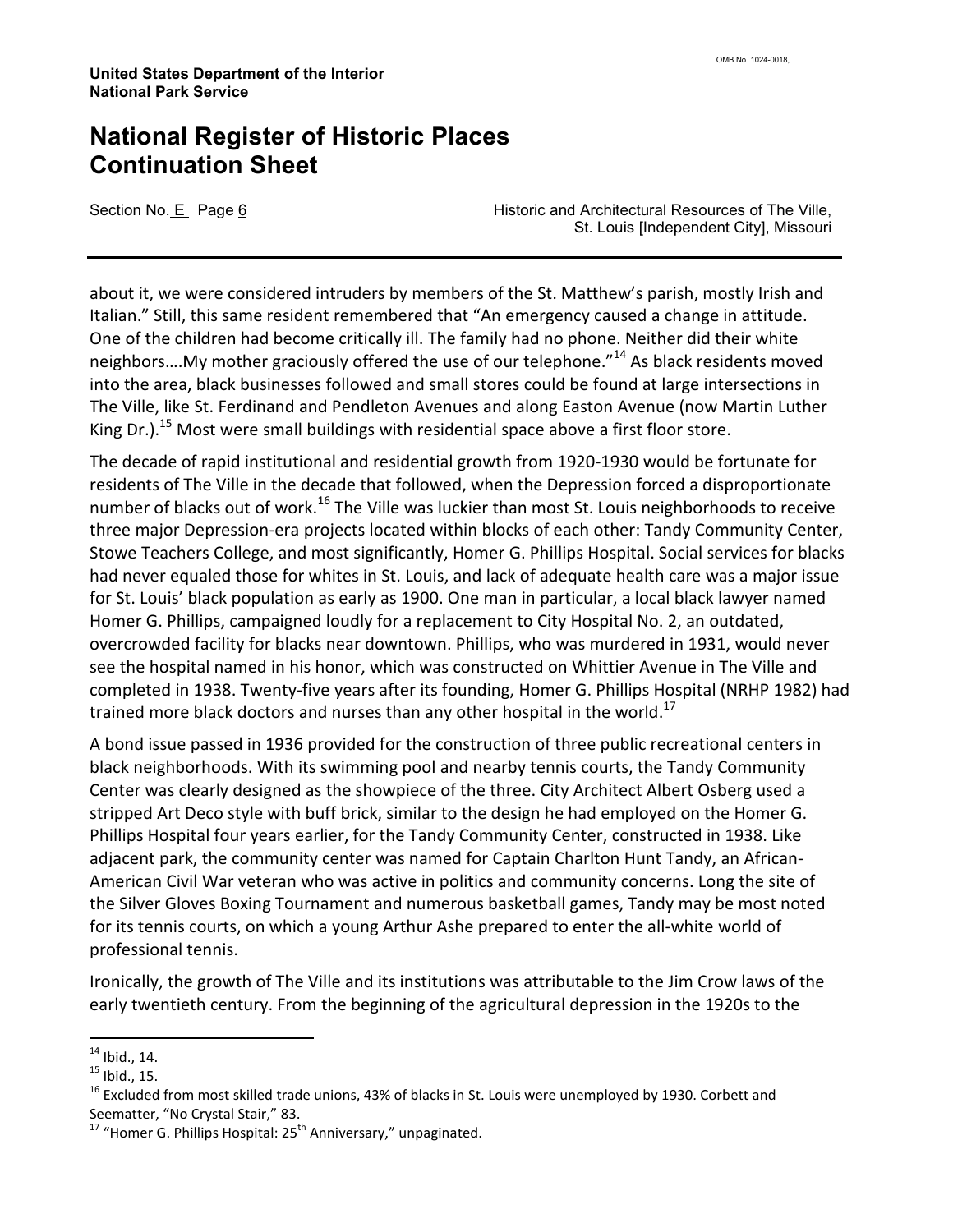about it, we were considered intruders by members of the St. Matthew's parish, mostly Irish and Italian." Still, this same resident remembered that "An emergency caused a change in attitude. One of the children had become critically ill. The family had no phone. Neither did their white neighbors....My mother graciously offered the use of our telephone."[14] As black residents moved into the area, black businesses followed and small stores could be found at large intersections in The Ville, like St. Ferdinand and Pendleton Avenues and along Easton Avenue (now Martin Luther King Dr.).[15] Most were small buildings with residential space above a first floor store.

The decade of rapid institutional and residential growth from 1920-1930 would be fortunate for residents of The Ville in the decade that followed, when the Depression forced a disproportionate number of blacks out of work.[16] The Ville was luckier than most St. Louis neighborhoods to receive three major Depression-era projects located within blocks of each other: Tandy Community Center, Stowe Teachers College, and most significantly, Homer G. Phillips Hospital. Social services for blacks had never equaled those for whites in St. Louis, and lack of adequate health care was a major issue for St. Louis' black population as early as 1900. One man in particular, a local black lawyer named Homer G. Phillips, campaigned loudly for a replacement to City Hospital No. 2, an outdated, overcrowded facility for blacks near downtown. Phillips, who was murdered in 1931, would never see the hospital named in his honor, which was constructed on Whittier Avenue in The Ville and completed in 1938. Twenty-five years after its founding, Homer G. Phillips Hospital (NRHP 1982) had trained more black doctors and nurses than any other hospital in the world.[17]

A bond issue passed in 1936 provided for the construction of three public recreational centers in black neighborhoods. With its swimming pool and nearby tennis courts, the Tandy Community Center was clearly designed as the showpiece of the three. City Architect Albert Osberg used a stripped Art Deco style with buff brick, similar to the design he had employed on the Homer G. Phillips Hospital four years earlier, for the Tandy Community Center, constructed in 1938. Like adjacent park, the community center was named for Captain Charlton Hunt Tandy, an African-American Civil War veteran who was active in politics and community concerns. Long the site of the Silver Gloves Boxing Tournament and numerous basketball games, Tandy may be most noted for its tennis courts, on which a young Arthur Ashe prepared to enter the all-white world of professional tennis.

Ironically, the growth of The Ville and its institutions was attributable to the Jim Crow laws of the early twentieth century. From the beginning of the agricultural depression in the 1920s to the

---

[14] Ibid., 14.

[15] Ibid., 15.

[16] Excluded from most skilled trade unions, 43% of blacks in St. Louis were unemployed by 1930. Corbett and Seematter, "No Crystal Stair," 83.

[17] "Homer G. Phillips Hospital: 25th Anniversary," unpaginated.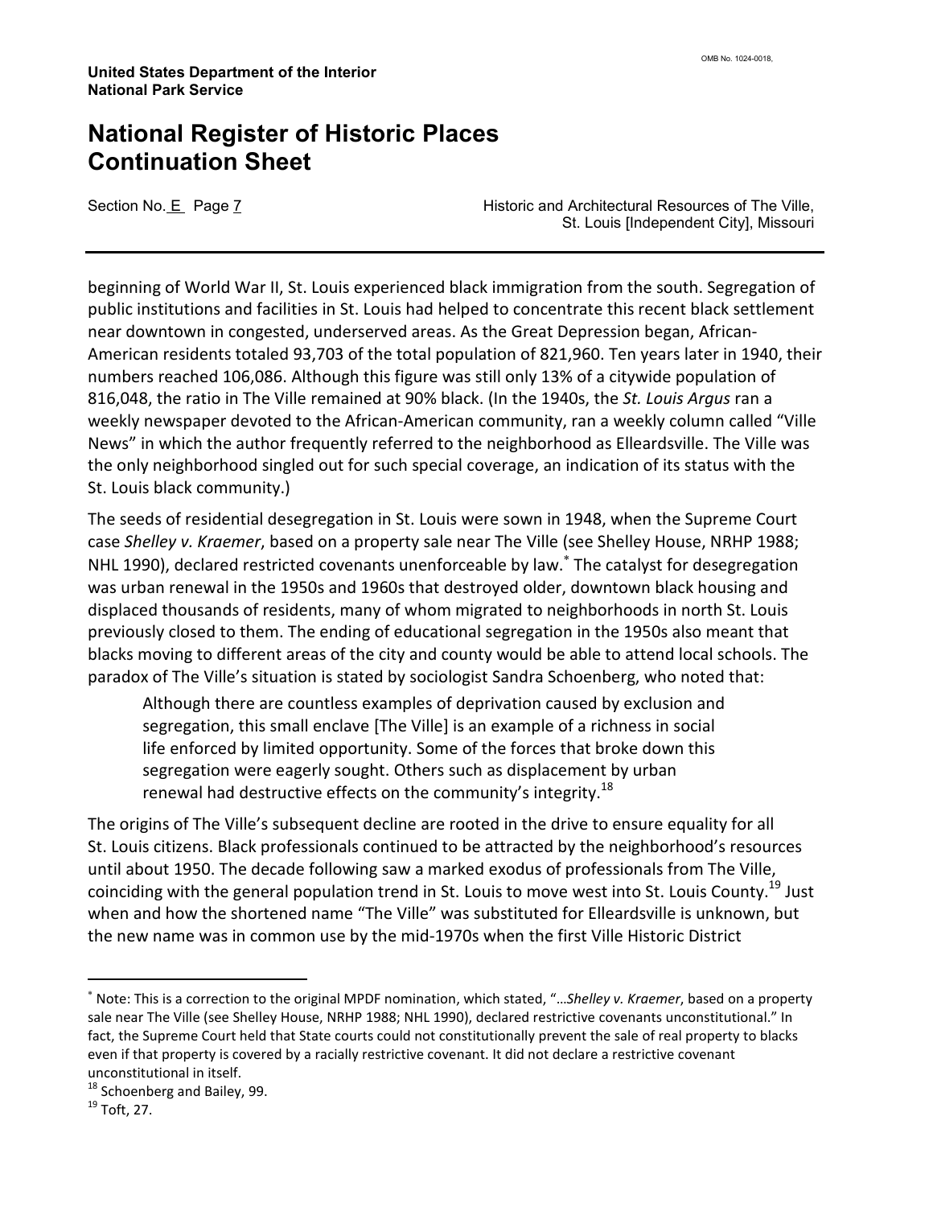beginning of World War II, St. Louis experienced black immigration from the south. Segregation of public institutions and facilities in St. Louis had helped to concentrate this recent black settlement near downtown in congested, underserved areas. As the Great Depression began, African-American residents totaled 93,703 of the total population of 821,960. Ten years later in 1940, their numbers reached 106,086. Although this figure was still only 13% of a citywide population of 816,048, the ratio in The Ville remained at 90% black. (In the 1940s, the *St. Louis Argus* ran a weekly newspaper devoted to the African-American community, ran a weekly column called "Ville News" in which the author frequently referred to the neighborhood as Elleardsville. The Ville was the only neighborhood singled out for such special coverage, an indication of its status with the St. Louis black community.)

The seeds of residential desegregation in St. Louis were sown in 1948, when the Supreme Court case *Shelley v. Kraemer*, based on a property sale near The Ville (see Shelley House, NRHP 1988; NHL 1990), declared restricted covenants unenforceable by law.[*] The catalyst for desegregation was urban renewal in the 1950s and 1960s that destroyed older, downtown black housing and displaced thousands of residents, many of whom migrated to neighborhoods in north St. Louis previously closed to them. The ending of educational segregation in the 1950s also meant that blacks moving to different areas of the city and county would be able to attend local schools. The paradox of The Ville's situation is stated by sociologist Sandra Schoenberg, who noted that:

> Although there are countless examples of deprivation caused by exclusion and segregation, this small enclave [The Ville] is an example of a richness in social life enforced by limited opportunity. Some of the forces that broke down this segregation were eagerly sought. Others such as displacement by urban renewal had destructive effects on the community's integrity.[18]

The origins of The Ville's subsequent decline are rooted in the drive to ensure equality for all St. Louis citizens. Black professionals continued to be attracted by the neighborhood's resources until about 1950. The decade following saw a marked exodus of professionals from The Ville, coinciding with the general population trend in St. Louis to move west into St. Louis County.[19] Just when and how the shortened name "The Ville" was substituted for Elleardsville is unknown, but the new name was in common use by the mid-1970s when the first Ville Historic District

---

[*] Note: This is a correction to the original MPDF nomination, which stated, "…*Shelley v. Kraemer*, based on a property sale near The Ville (see Shelley House, NRHP 1988; NHL 1990), declared restrictive covenants unconstitutional." In fact, the Supreme Court held that State courts could not constitutionally prevent the sale of real property to blacks even if that property is covered by a racially restrictive covenant. It did not declare a restrictive covenant unconstitutional in itself.

[18] Schoenberg and Bailey, 99.

[19] Toft, 27.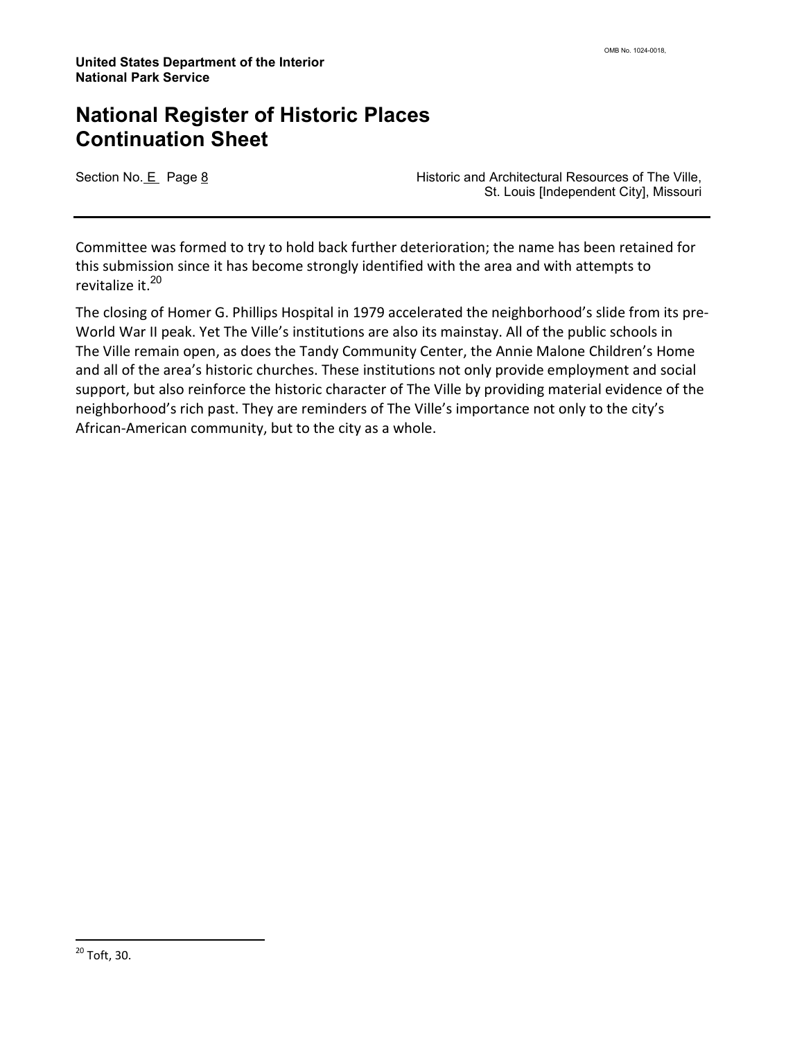Committee was formed to try to hold back further deterioration; the name has been retained for this submission since it has become strongly identified with the area and with attempts to revitalize it.[20]

The closing of Homer G. Phillips Hospital in 1979 accelerated the neighborhood's slide from its pre-World War II peak. Yet The Ville's institutions are also its mainstay. All of the public schools in The Ville remain open, as does the Tandy Community Center, the Annie Malone Children's Home and all of the area's historic churches. These institutions not only provide employment and social support, but also reinforce the historic character of The Ville by providing material evidence of the neighborhood's rich past. They are reminders of The Ville's importance not only to the city's African-American community, but to the city as a whole.

---

[20] Toft, 30.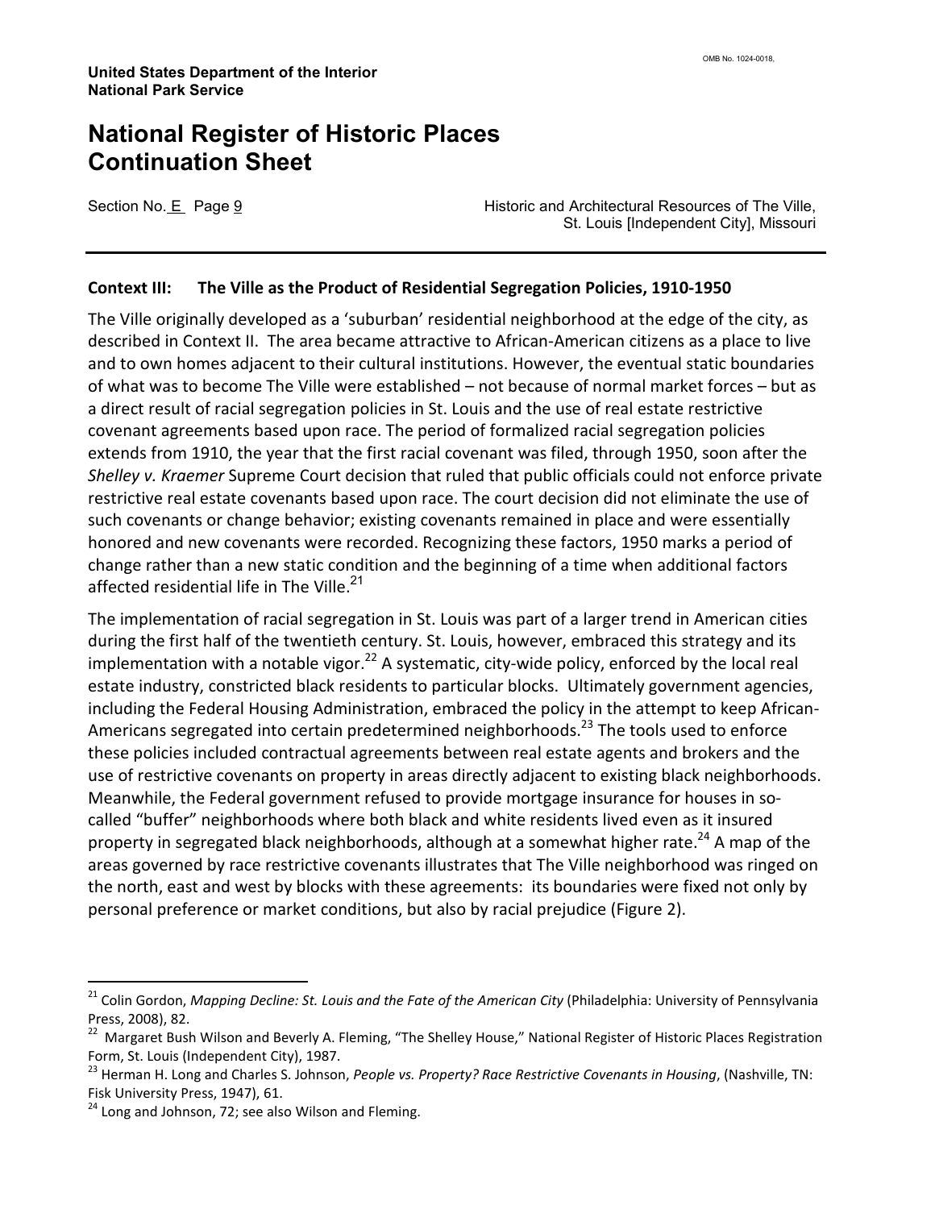**Context III: The Ville as the Product of Residential Segregation Policies, 1910-1950**

The Ville originally developed as a 'suburban' residential neighborhood at the edge of the city, as described in Context II. The area became attractive to African-American citizens as a place to live and to own homes adjacent to their cultural institutions. However, the eventual static boundaries of what was to become The Ville were established – not because of normal market forces – but as a direct result of racial segregation policies in St. Louis and the use of real estate restrictive covenant agreements based upon race. The period of formalized racial segregation policies extends from 1910, the year that the first racial covenant was filed, through 1950, soon after the *Shelley v. Kraemer* Supreme Court decision that ruled that public officials could not enforce private restrictive real estate covenants based upon race. The court decision did not eliminate the use of such covenants or change behavior; existing covenants remained in place and were essentially honored and new covenants were recorded. Recognizing these factors, 1950 marks a period of change rather than a new static condition and the beginning of a time when additional factors affected residential life in The Ville.[21]

The implementation of racial segregation in St. Louis was part of a larger trend in American cities during the first half of the twentieth century. St. Louis, however, embraced this strategy and its implementation with a notable vigor.[22] A systematic, city-wide policy, enforced by the local real estate industry, constricted black residents to particular blocks. Ultimately government agencies, including the Federal Housing Administration, embraced the policy in the attempt to keep African-Americans segregated into certain predetermined neighborhoods.[23] The tools used to enforce these policies included contractual agreements between real estate agents and brokers and the use of restrictive covenants on property in areas directly adjacent to existing black neighborhoods. Meanwhile, the Federal government refused to provide mortgage insurance for houses in so-called "buffer" neighborhoods where both black and white residents lived even as it insured property in segregated black neighborhoods, although at a somewhat higher rate.[24] A map of the areas governed by race restrictive covenants illustrates that The Ville neighborhood was ringed on the north, east and west by blocks with these agreements: its boundaries were fixed not only by personal preference or market conditions, but also by racial prejudice (Figure 2).

---

[21] Colin Gordon, *Mapping Decline: St. Louis and the Fate of the American City* (Philadelphia: University of Pennsylvania Press, 2008), 82.

[22] Margaret Bush Wilson and Beverly A. Fleming, "The Shelley House," National Register of Historic Places Registration Form, St. Louis (Independent City), 1987.

[23] Herman H. Long and Charles S. Johnson, *People vs. Property? Race Restrictive Covenants in Housing*, (Nashville, TN: Fisk University Press, 1947), 61.

[24] Long and Johnson, 72; see also Wilson and Fleming.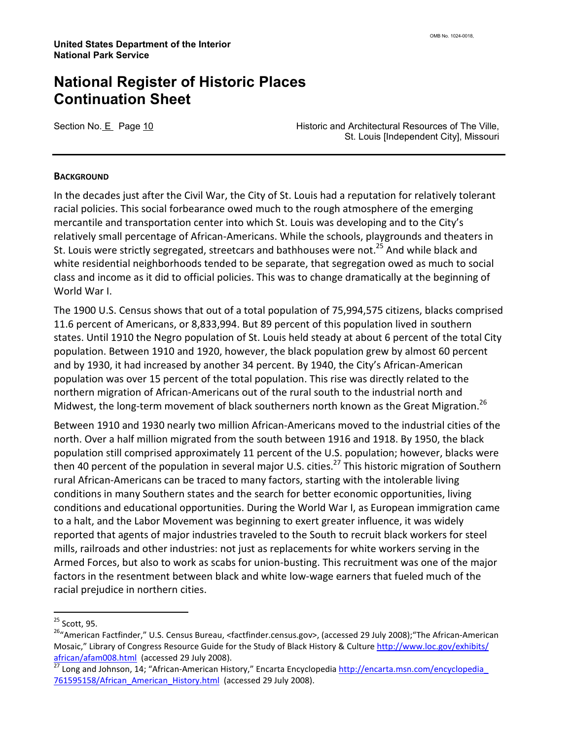## BACKGROUND

In the decades just after the Civil War, the City of St. Louis had a reputation for relatively tolerant racial policies. This social forbearance owed much to the rough atmosphere of the emerging mercantile and transportation center into which St. Louis was developing and to the City's relatively small percentage of African-Americans. While the schools, playgrounds and theaters in St. Louis were strictly segregated, streetcars and bathhouses were not.[25] And while black and white residential neighborhoods tended to be separate, that segregation owed as much to social class and income as it did to official policies. This was to change dramatically at the beginning of World War I.

The 1900 U.S. Census shows that out of a total population of 75,994,575 citizens, blacks comprised 11.6 percent of Americans, or 8,833,994. But 89 percent of this population lived in southern states. Until 1910 the Negro population of St. Louis held steady at about 6 percent of the total City population. Between 1910 and 1920, however, the black population grew by almost 60 percent and by 1930, it had increased by another 34 percent. By 1940, the City's African-American population was over 15 percent of the total population. This rise was directly related to the northern migration of African-Americans out of the rural south to the industrial north and Midwest, the long-term movement of black southerners north known as the Great Migration.[26]

Between 1910 and 1930 nearly two million African-Americans moved to the industrial cities of the north. Over a half million migrated from the south between 1916 and 1918. By 1950, the black population still comprised approximately 11 percent of the U.S. population; however, blacks were then 40 percent of the population in several major U.S. cities.[27] This historic migration of Southern rural African-Americans can be traced to many factors, starting with the intolerable living conditions in many Southern states and the search for better economic opportunities, living conditions and educational opportunities. During the World War I, as European immigration came to a halt, and the Labor Movement was beginning to exert greater influence, it was widely reported that agents of major industries traveled to the South to recruit black workers for steel mills, railroads and other industries: not just as replacements for white workers serving in the Armed Forces, but also to work as scabs for union-busting. This recruitment was one of the major factors in the resentment between black and white low-wage earners that fueled much of the racial prejudice in northern cities.

---

[25] Scott, 95.

[26] "American Factfinder," U.S. Census Bureau, <factfinder.census.gov>, (accessed 29 July 2008); "The African-American Mosaic," Library of Congress Resource Guide for the Study of Black History & Culture http://www.loc.gov/exhibits/african/afam008.html (accessed 29 July 2008).

[27] Long and Johnson, 14; "African-American History," Encarta Encyclopedia http://encarta.msn.com/encyclopedia_761595158/African_American_History.html (accessed 29 July 2008).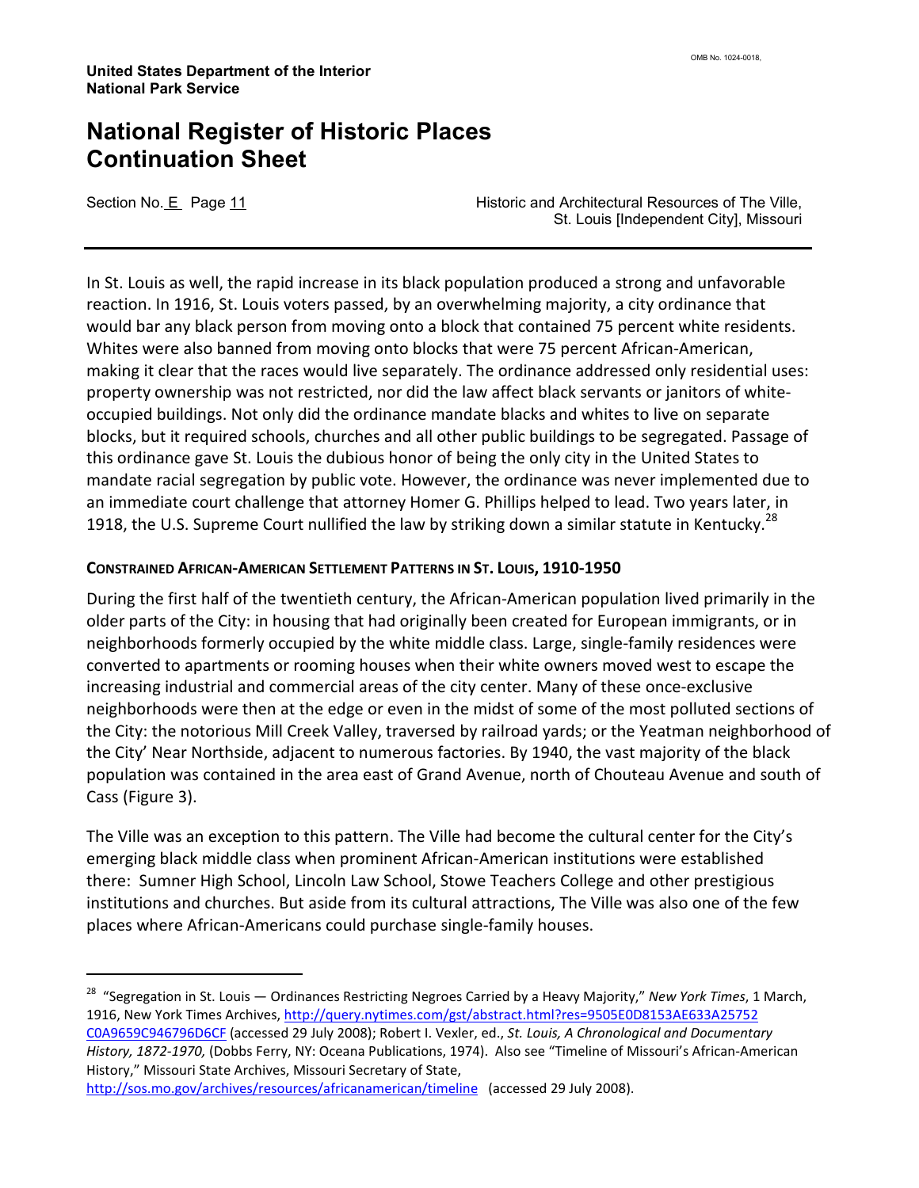In St. Louis as well, the rapid increase in its black population produced a strong and unfavorable reaction. In 1916, St. Louis voters passed, by an overwhelming majority, a city ordinance that would bar any black person from moving onto a block that contained 75 percent white residents. Whites were also banned from moving onto blocks that were 75 percent African-American, making it clear that the races would live separately. The ordinance addressed only residential uses: property ownership was not restricted, nor did the law affect black servants or janitors of white-occupied buildings. Not only did the ordinance mandate blacks and whites to live on separate blocks, but it required schools, churches and all other public buildings to be segregated. Passage of this ordinance gave St. Louis the dubious honor of being the only city in the United States to mandate racial segregation by public vote. However, the ordinance was never implemented due to an immediate court challenge that attorney Homer G. Phillips helped to lead. Two years later, in 1918, the U.S. Supreme Court nullified the law by striking down a similar statute in Kentucky.[28]

### CONSTRAINED AFRICAN-AMERICAN SETTLEMENT PATTERNS IN ST. LOUIS, 1910-1950

During the first half of the twentieth century, the African-American population lived primarily in the older parts of the City: in housing that had originally been created for European immigrants, or in neighborhoods formerly occupied by the white middle class. Large, single-family residences were converted to apartments or rooming houses when their white owners moved west to escape the increasing industrial and commercial areas of the city center. Many of these once-exclusive neighborhoods were then at the edge or even in the midst of some of the most polluted sections of the City: the notorious Mill Creek Valley, traversed by railroad yards; or the Yeatman neighborhood of the City' Near Northside, adjacent to numerous factories. By 1940, the vast majority of the black population was contained in the area east of Grand Avenue, north of Chouteau Avenue and south of Cass (Figure 3).

The Ville was an exception to this pattern. The Ville had become the cultural center for the City's emerging black middle class when prominent African-American institutions were established there: Sumner High School, Lincoln Law School, Stowe Teachers College and other prestigious institutions and churches. But aside from its cultural attractions, The Ville was also one of the few places where African-Americans could purchase single-family houses.

---

[28] "Segregation in St. Louis — Ordinances Restricting Negroes Carried by a Heavy Majority," *New York Times*, 1 March, 1916, New York Times Archives, http://query.nytimes.com/gst/abstract.html?res=9505E0D8153AE633A25752C0A9659C946796D6CF (accessed 29 July 2008); Robert I. Vexler, ed., *St. Louis, A Chronological and Documentary History, 1872-1970,* (Dobbs Ferry, NY: Oceana Publications, 1974). Also see "Timeline of Missouri's African-American History," Missouri State Archives, Missouri Secretary of State, http://sos.mo.gov/archives/resources/africanamerican/timeline (accessed 29 July 2008).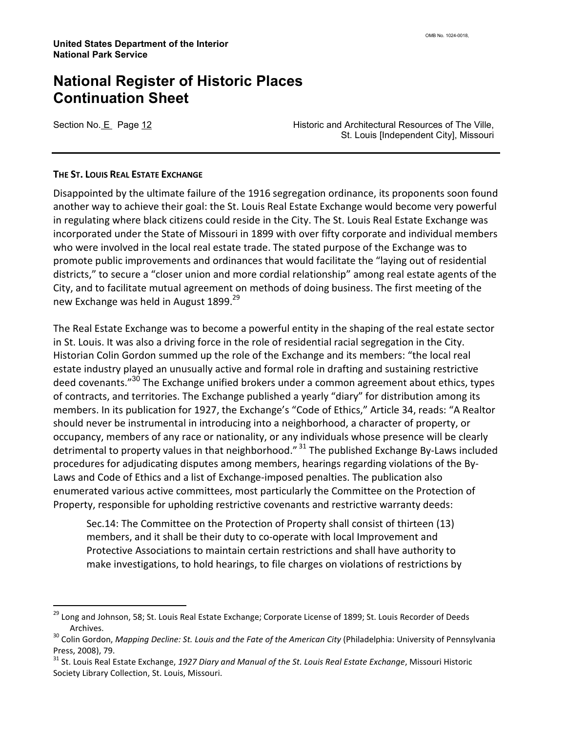### THE ST. LOUIS REAL ESTATE EXCHANGE

Disappointed by the ultimate failure of the 1916 segregation ordinance, its proponents soon found another way to achieve their goal: the St. Louis Real Estate Exchange would become very powerful in regulating where black citizens could reside in the City. The St. Louis Real Estate Exchange was incorporated under the State of Missouri in 1899 with over fifty corporate and individual members who were involved in the local real estate trade. The stated purpose of the Exchange was to promote public improvements and ordinances that would facilitate the "laying out of residential districts," to secure a "closer union and more cordial relationship" among real estate agents of the City, and to facilitate mutual agreement on methods of doing business. The first meeting of the new Exchange was held in August 1899.[29]

The Real Estate Exchange was to become a powerful entity in the shaping of the real estate sector in St. Louis. It was also a driving force in the role of residential racial segregation in the City. Historian Colin Gordon summed up the role of the Exchange and its members: "the local real estate industry played an unusually active and formal role in drafting and sustaining restrictive deed covenants."[30] The Exchange unified brokers under a common agreement about ethics, types of contracts, and territories. The Exchange published a yearly "diary" for distribution among its members. In its publication for 1927, the Exchange's "Code of Ethics," Article 34, reads: "A Realtor should never be instrumental in introducing into a neighborhood, a character of property, or occupancy, members of any race or nationality, or any individuals whose presence will be clearly detrimental to property values in that neighborhood." [31] The published Exchange By-Laws included procedures for adjudicating disputes among members, hearings regarding violations of the By-Laws and Code of Ethics and a list of Exchange-imposed penalties. The publication also enumerated various active committees, most particularly the Committee on the Protection of Property, responsible for upholding restrictive covenants and restrictive warranty deeds:

> Sec.14: The Committee on the Protection of Property shall consist of thirteen (13) members, and it shall be their duty to co-operate with local Improvement and Protective Associations to maintain certain restrictions and shall have authority to make investigations, to hold hearings, to file charges on violations of restrictions by

---

[29] Long and Johnson, 58; St. Louis Real Estate Exchange; Corporate License of 1899; St. Louis Recorder of Deeds Archives.

[30] Colin Gordon, *Mapping Decline: St. Louis and the Fate of the American City* (Philadelphia: University of Pennsylvania Press, 2008), 79.

[31] St. Louis Real Estate Exchange, *1927 Diary and Manual of the St. Louis Real Estate Exchange*, Missouri Historic Society Library Collection, St. Louis, Missouri.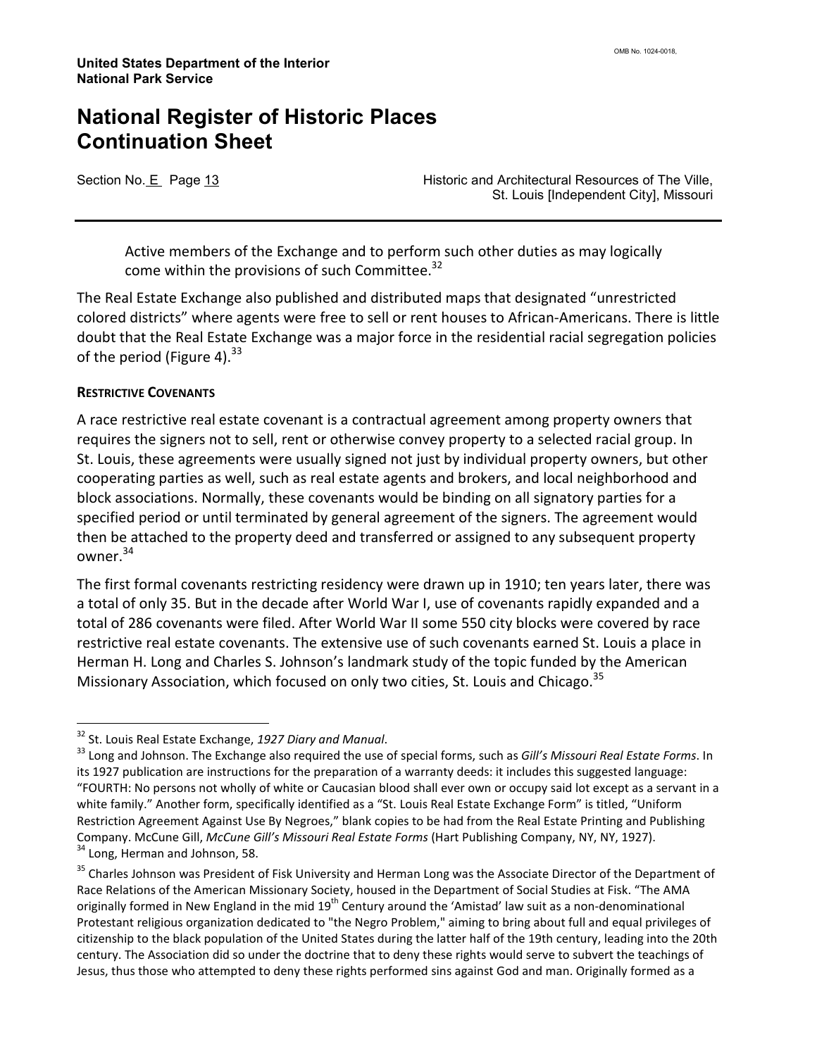Active members of the Exchange and to perform such other duties as may logically come within the provisions of such Committee.[32]

The Real Estate Exchange also published and distributed maps that designated "unrestricted colored districts" where agents were free to sell or rent houses to African-Americans. There is little doubt that the Real Estate Exchange was a major force in the residential racial segregation policies of the period (Figure 4).[33]

**RESTRICTIVE COVENANTS**

A race restrictive real estate covenant is a contractual agreement among property owners that requires the signers not to sell, rent or otherwise convey property to a selected racial group. In St. Louis, these agreements were usually signed not just by individual property owners, but other cooperating parties as well, such as real estate agents and brokers, and local neighborhood and block associations. Normally, these covenants would be binding on all signatory parties for a specified period or until terminated by general agreement of the signers. The agreement would then be attached to the property deed and transferred or assigned to any subsequent property owner.[34]

The first formal covenants restricting residency were drawn up in 1910; ten years later, there was a total of only 35. But in the decade after World War I, use of covenants rapidly expanded and a total of 286 covenants were filed. After World War II some 550 city blocks were covered by race restrictive real estate covenants. The extensive use of such covenants earned St. Louis a place in Herman H. Long and Charles S. Johnson's landmark study of the topic funded by the American Missionary Association, which focused on only two cities, St. Louis and Chicago.[35]

---

[32] St. Louis Real Estate Exchange, *1927 Diary and Manual*.

[33] Long and Johnson. The Exchange also required the use of special forms, such as *Gill's Missouri Real Estate Forms*. In its 1927 publication are instructions for the preparation of a warranty deeds: it includes this suggested language: "FOURTH: No persons not wholly of white or Caucasian blood shall ever own or occupy said lot except as a servant in a white family." Another form, specifically identified as a "St. Louis Real Estate Exchange Form" is titled, "Uniform Restriction Agreement Against Use By Negroes," blank copies to be had from the Real Estate Printing and Publishing Company. McCune Gill, *McCune Gill's Missouri Real Estate Forms* (Hart Publishing Company, NY, NY, 1927).

[34] Long, Herman and Johnson, 58.

[35] Charles Johnson was President of Fisk University and Herman Long was the Associate Director of the Department of Race Relations of the American Missionary Society, housed in the Department of Social Studies at Fisk. "The AMA originally formed in New England in the mid 19th Century around the 'Amistad' law suit as a non-denominational Protestant religious organization dedicated to "the Negro Problem," aiming to bring about full and equal privileges of citizenship to the black population of the United States during the latter half of the 19th century, leading into the 20th century. The Association did so under the doctrine that to deny these rights would serve to subvert the teachings of Jesus, thus those who attempted to deny these rights performed sins against God and man. Originally formed as a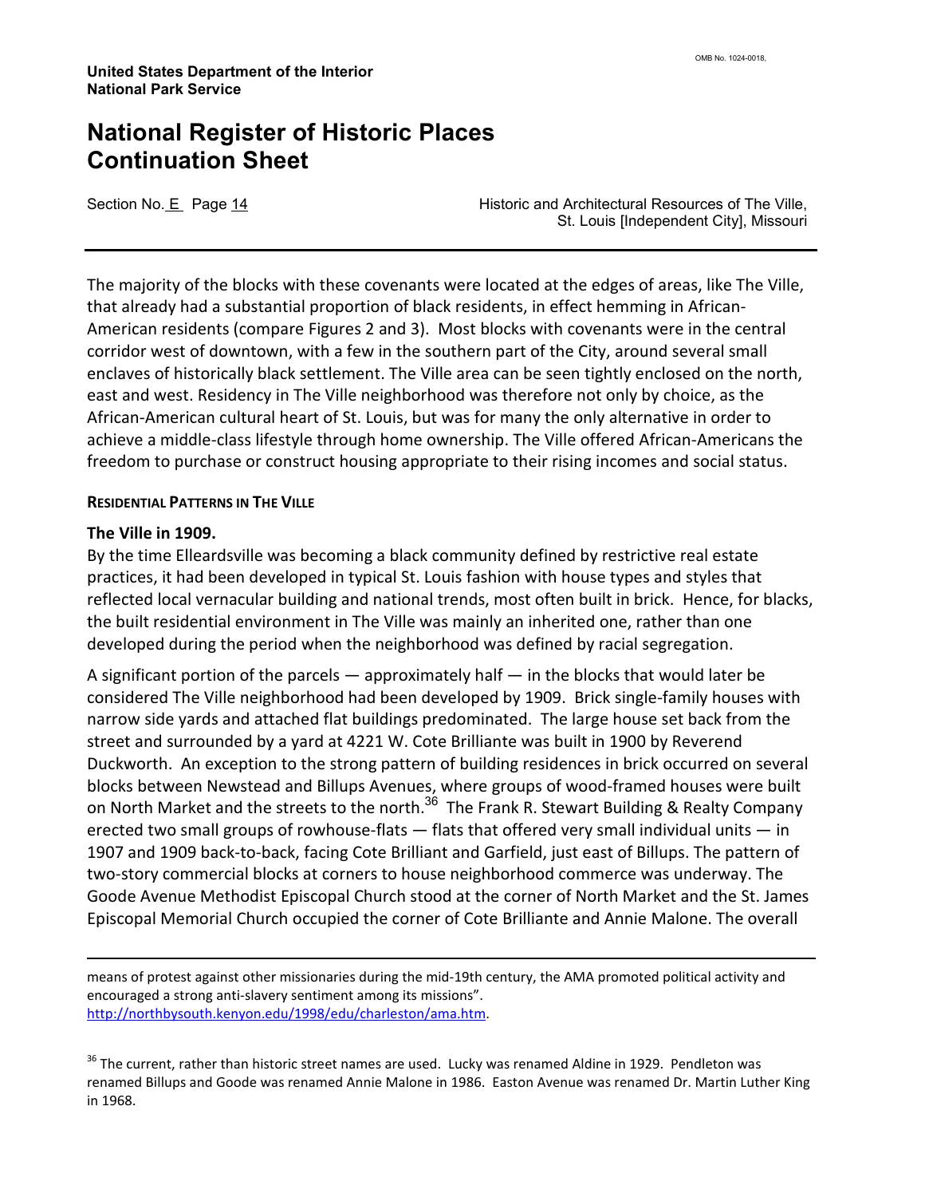The majority of the blocks with these covenants were located at the edges of areas, like The Ville, that already had a substantial proportion of black residents, in effect hemming in African-American residents (compare Figures 2 and 3). Most blocks with covenants were in the central corridor west of downtown, with a few in the southern part of the City, around several small enclaves of historically black settlement. The Ville area can be seen tightly enclosed on the north, east and west. Residency in The Ville neighborhood was therefore not only by choice, as the African-American cultural heart of St. Louis, but was for many the only alternative in order to achieve a middle-class lifestyle through home ownership. The Ville offered African-Americans the freedom to purchase or construct housing appropriate to their rising incomes and social status.

## RESIDENTIAL PATTERNS IN THE VILLE

### The Ville in 1909.

By the time Elleardsville was becoming a black community defined by restrictive real estate practices, it had been developed in typical St. Louis fashion with house types and styles that reflected local vernacular building and national trends, most often built in brick. Hence, for blacks, the built residential environment in The Ville was mainly an inherited one, rather than one developed during the period when the neighborhood was defined by racial segregation.

A significant portion of the parcels — approximately half — in the blocks that would later be considered The Ville neighborhood had been developed by 1909. Brick single-family houses with narrow side yards and attached flat buildings predominated. The large house set back from the street and surrounded by a yard at 4221 W. Cote Brilliante was built in 1900 by Reverend Duckworth. An exception to the strong pattern of building residences in brick occurred on several blocks between Newstead and Billups Avenues, where groups of wood-framed houses were built on North Market and the streets to the north.[36] The Frank R. Stewart Building & Realty Company erected two small groups of rowhouse-flats — flats that offered very small individual units — in 1907 and 1909 back-to-back, facing Cote Brilliant and Garfield, just east of Billups. The pattern of two-story commercial blocks at corners to house neighborhood commerce was underway. The Goode Avenue Methodist Episcopal Church stood at the corner of North Market and the St. James Episcopal Memorial Church occupied the corner of Cote Brilliante and Annie Malone. The overall

---

means of protest against other missionaries during the mid-19th century, the AMA promoted political activity and encouraged a strong anti-slavery sentiment among its missions". http://northbysouth.kenyon.edu/1998/edu/charleston/ama.htm.

[36] The current, rather than historic street names are used. Lucky was renamed Aldine in 1929. Pendleton was renamed Billups and Goode was renamed Annie Malone in 1986. Easton Avenue was renamed Dr. Martin Luther King in 1968.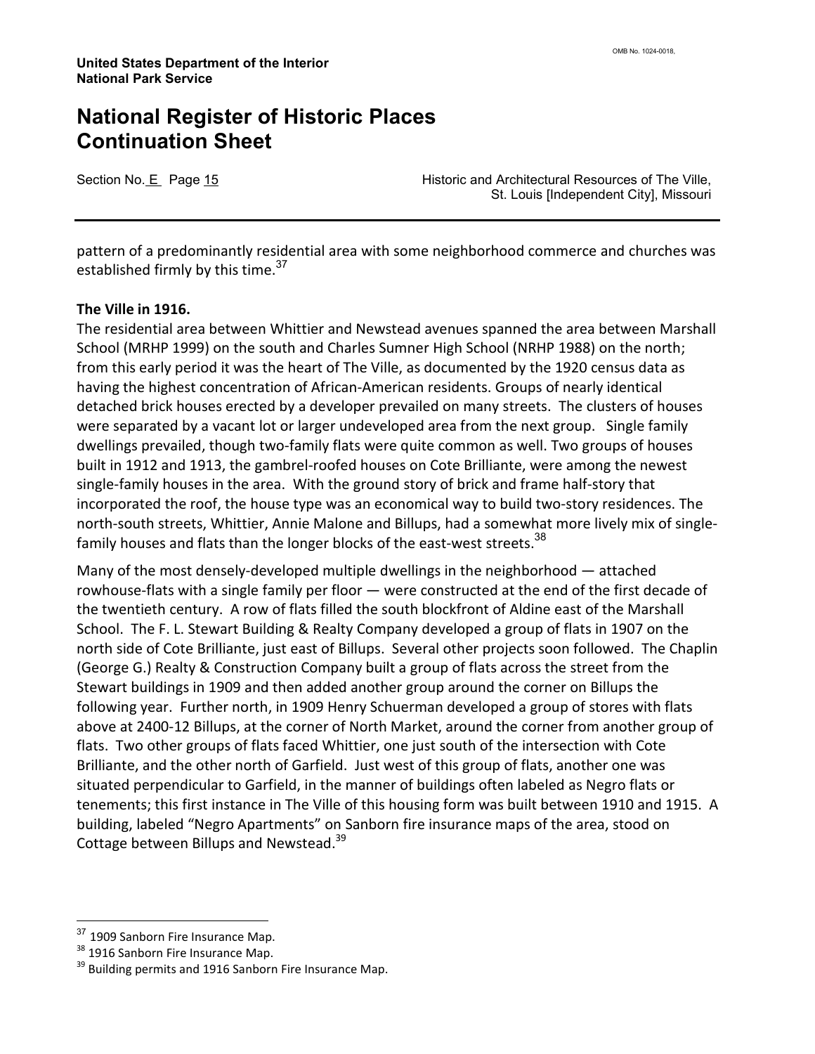pattern of a predominantly residential area with some neighborhood commerce and churches was established firmly by this time.[37]

**The Ville in 1916.**

The residential area between Whittier and Newstead avenues spanned the area between Marshall School (MRHP 1999) on the south and Charles Sumner High School (NRHP 1988) on the north; from this early period it was the heart of The Ville, as documented by the 1920 census data as having the highest concentration of African-American residents. Groups of nearly identical detached brick houses erected by a developer prevailed on many streets. The clusters of houses were separated by a vacant lot or larger undeveloped area from the next group. Single family dwellings prevailed, though two-family flats were quite common as well. Two groups of houses built in 1912 and 1913, the gambrel-roofed houses on Cote Brilliante, were among the newest single-family houses in the area. With the ground story of brick and frame half-story that incorporated the roof, the house type was an economical way to build two-story residences. The north-south streets, Whittier, Annie Malone and Billups, had a somewhat more lively mix of single-family houses and flats than the longer blocks of the east-west streets.[38]

Many of the most densely-developed multiple dwellings in the neighborhood — attached rowhouse-flats with a single family per floor — were constructed at the end of the first decade of the twentieth century. A row of flats filled the south blockfront of Aldine east of the Marshall School. The F. L. Stewart Building & Realty Company developed a group of flats in 1907 on the north side of Cote Brilliante, just east of Billups. Several other projects soon followed. The Chaplin (George G.) Realty & Construction Company built a group of flats across the street from the Stewart buildings in 1909 and then added another group around the corner on Billups the following year. Further north, in 1909 Henry Schuerman developed a group of stores with flats above at 2400-12 Billups, at the corner of North Market, around the corner from another group of flats. Two other groups of flats faced Whittier, one just south of the intersection with Cote Brilliante, and the other north of Garfield. Just west of this group of flats, another one was situated perpendicular to Garfield, in the manner of buildings often labeled as Negro flats or tenements; this first instance in The Ville of this housing form was built between 1910 and 1915. A building, labeled "Negro Apartments" on Sanborn fire insurance maps of the area, stood on Cottage between Billups and Newstead.[39]

---

[37] 1909 Sanborn Fire Insurance Map.

[38] 1916 Sanborn Fire Insurance Map.

[39] Building permits and 1916 Sanborn Fire Insurance Map.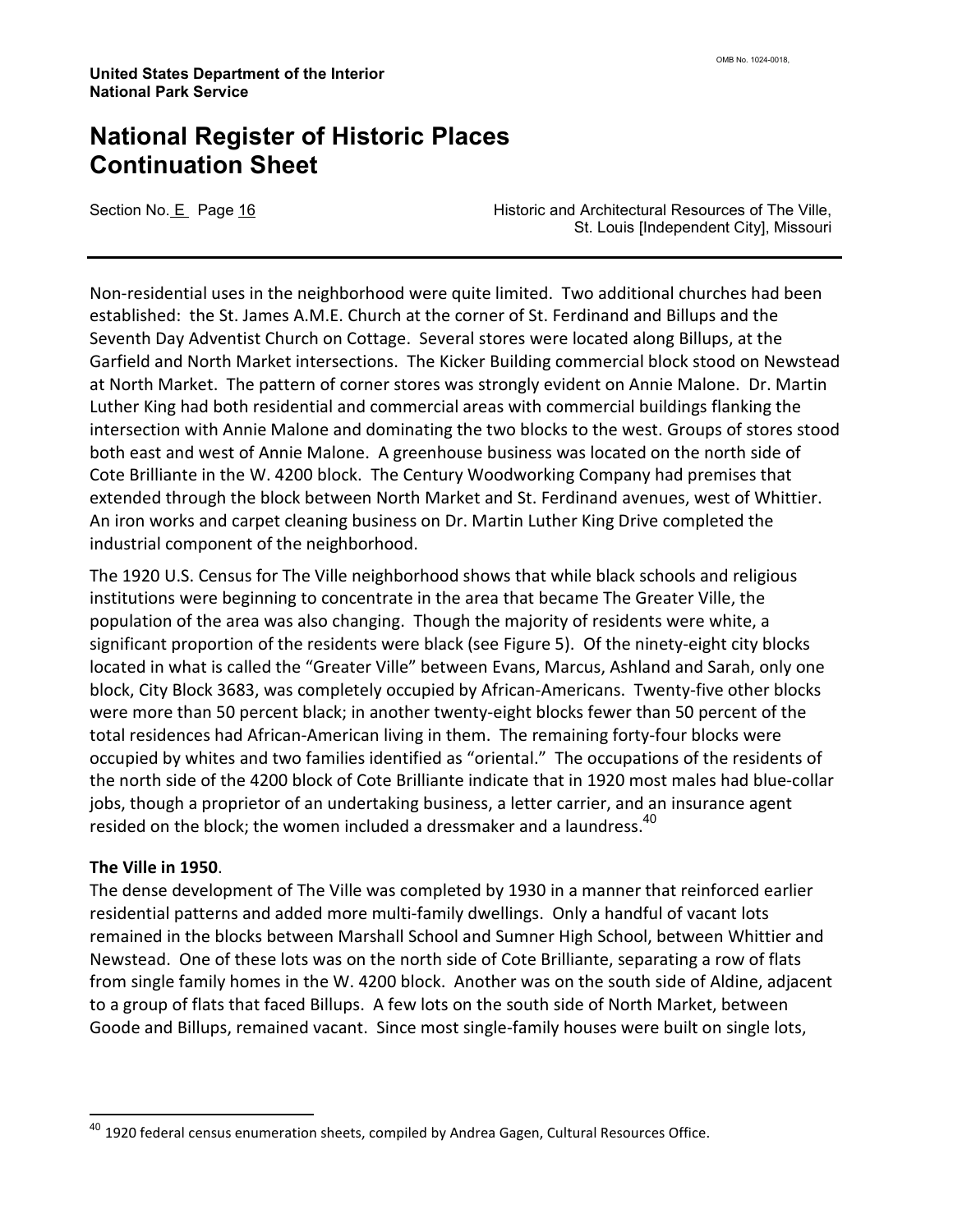Non-residential uses in the neighborhood were quite limited. Two additional churches had been established: the St. James A.M.E. Church at the corner of St. Ferdinand and Billups and the Seventh Day Adventist Church on Cottage. Several stores were located along Billups, at the Garfield and North Market intersections. The Kicker Building commercial block stood on Newstead at North Market. The pattern of corner stores was strongly evident on Annie Malone. Dr. Martin Luther King had both residential and commercial areas with commercial buildings flanking the intersection with Annie Malone and dominating the two blocks to the west. Groups of stores stood both east and west of Annie Malone. A greenhouse business was located on the north side of Cote Brilliante in the W. 4200 block. The Century Woodworking Company had premises that extended through the block between North Market and St. Ferdinand avenues, west of Whittier. An iron works and carpet cleaning business on Dr. Martin Luther King Drive completed the industrial component of the neighborhood.

The 1920 U.S. Census for The Ville neighborhood shows that while black schools and religious institutions were beginning to concentrate in the area that became The Greater Ville, the population of the area was also changing. Though the majority of residents were white, a significant proportion of the residents were black (see Figure 5). Of the ninety-eight city blocks located in what is called the "Greater Ville" between Evans, Marcus, Ashland and Sarah, only one block, City Block 3683, was completely occupied by African-Americans. Twenty-five other blocks were more than 50 percent black; in another twenty-eight blocks fewer than 50 percent of the total residences had African-American living in them. The remaining forty-four blocks were occupied by whites and two families identified as "oriental." The occupations of the residents of the north side of the 4200 block of Cote Brilliante indicate that in 1920 most males had blue-collar jobs, though a proprietor of an undertaking business, a letter carrier, and an insurance agent resided on the block; the women included a dressmaker and a laundress.[40]

**The Ville in 1950**.

The dense development of The Ville was completed by 1930 in a manner that reinforced earlier residential patterns and added more multi-family dwellings. Only a handful of vacant lots remained in the blocks between Marshall School and Sumner High School, between Whittier and Newstead. One of these lots was on the north side of Cote Brilliante, separating a row of flats from single family homes in the W. 4200 block. Another was on the south side of Aldine, adjacent to a group of flats that faced Billups. A few lots on the south side of North Market, between Goode and Billups, remained vacant. Since most single-family houses were built on single lots,

---

[40] 1920 federal census enumeration sheets, compiled by Andrea Gagen, Cultural Resources Office.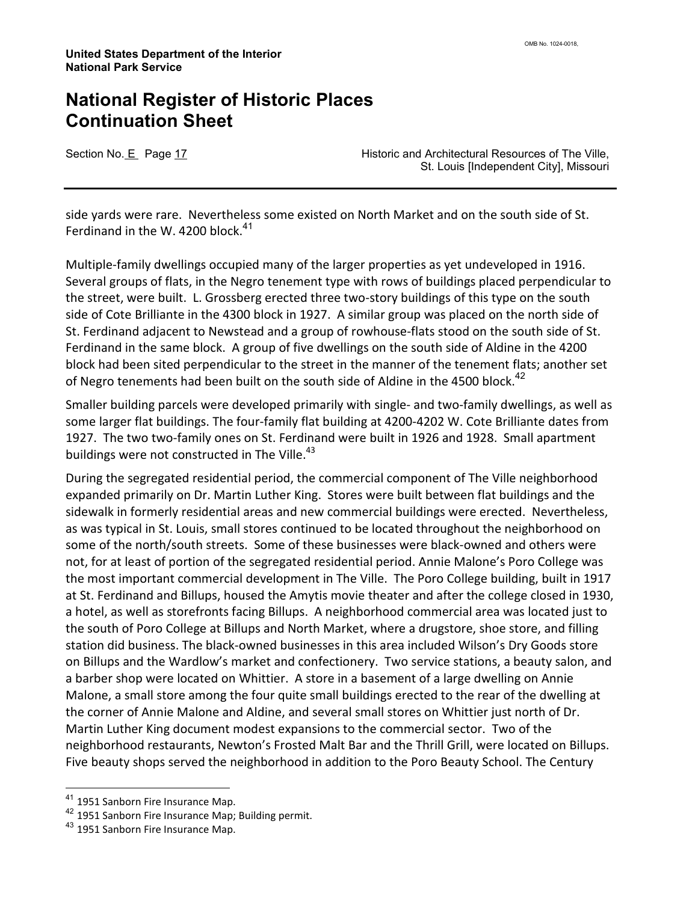side yards were rare. Nevertheless some existed on North Market and on the south side of St. Ferdinand in the W. 4200 block.[41]

Multiple-family dwellings occupied many of the larger properties as yet undeveloped in 1916. Several groups of flats, in the Negro tenement type with rows of buildings placed perpendicular to the street, were built. L. Grossberg erected three two-story buildings of this type on the south side of Cote Brilliante in the 4300 block in 1927. A similar group was placed on the north side of St. Ferdinand adjacent to Newstead and a group of rowhouse-flats stood on the south side of St. Ferdinand in the same block. A group of five dwellings on the south side of Aldine in the 4200 block had been sited perpendicular to the street in the manner of the tenement flats; another set of Negro tenements had been built on the south side of Aldine in the 4500 block.[42]

Smaller building parcels were developed primarily with single- and two-family dwellings, as well as some larger flat buildings. The four-family flat building at 4200-4202 W. Cote Brilliante dates from 1927. The two two-family ones on St. Ferdinand were built in 1926 and 1928. Small apartment buildings were not constructed in The Ville.[43]

During the segregated residential period, the commercial component of The Ville neighborhood expanded primarily on Dr. Martin Luther King. Stores were built between flat buildings and the sidewalk in formerly residential areas and new commercial buildings were erected. Nevertheless, as was typical in St. Louis, small stores continued to be located throughout the neighborhood on some of the north/south streets. Some of these businesses were black-owned and others were not, for at least of portion of the segregated residential period. Annie Malone's Poro College was the most important commercial development in The Ville. The Poro College building, built in 1917 at St. Ferdinand and Billups, housed the Amytis movie theater and after the college closed in 1930, a hotel, as well as storefronts facing Billups. A neighborhood commercial area was located just to the south of Poro College at Billups and North Market, where a drugstore, shoe store, and filling station did business. The black-owned businesses in this area included Wilson's Dry Goods store on Billups and the Wardlow's market and confectionery. Two service stations, a beauty salon, and a barber shop were located on Whittier. A store in a basement of a large dwelling on Annie Malone, a small store among the four quite small buildings erected to the rear of the dwelling at the corner of Annie Malone and Aldine, and several small stores on Whittier just north of Dr. Martin Luther King document modest expansions to the commercial sector. Two of the neighborhood restaurants, Newton's Frosted Malt Bar and the Thrill Grill, were located on Billups. Five beauty shops served the neighborhood in addition to the Poro Beauty School. The Century

---

[41] 1951 Sanborn Fire Insurance Map.

[42] 1951 Sanborn Fire Insurance Map; Building permit.

[43] 1951 Sanborn Fire Insurance Map.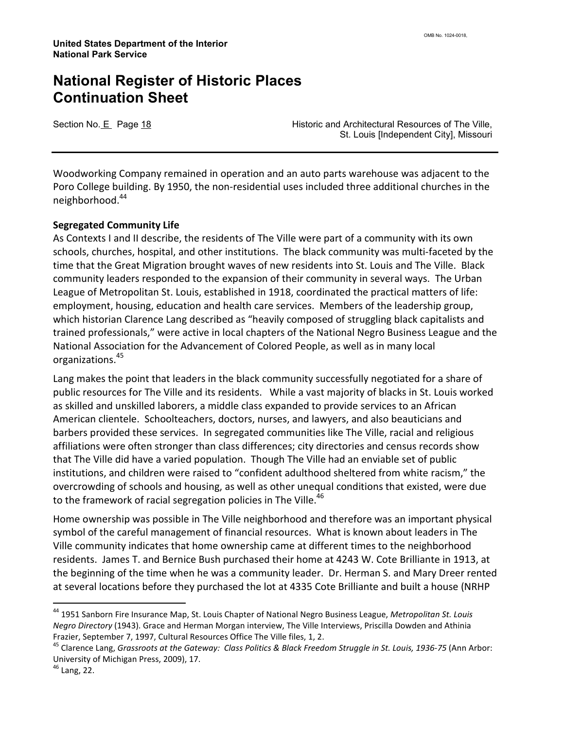Woodworking Company remained in operation and an auto parts warehouse was adjacent to the Poro College building. By 1950, the non-residential uses included three additional churches in the neighborhood.[44]

**Segregated Community Life**

As Contexts I and II describe, the residents of The Ville were part of a community with its own schools, churches, hospital, and other institutions. The black community was multi-faceted by the time that the Great Migration brought waves of new residents into St. Louis and The Ville. Black community leaders responded to the expansion of their community in several ways. The Urban League of Metropolitan St. Louis, established in 1918, coordinated the practical matters of life: employment, housing, education and health care services. Members of the leadership group, which historian Clarence Lang described as "heavily composed of struggling black capitalists and trained professionals," were active in local chapters of the National Negro Business League and the National Association for the Advancement of Colored People, as well as in many local organizations.[45]

Lang makes the point that leaders in the black community successfully negotiated for a share of public resources for The Ville and its residents. While a vast majority of blacks in St. Louis worked as skilled and unskilled laborers, a middle class expanded to provide services to an African American clientele. Schoolteachers, doctors, nurses, and lawyers, and also beauticians and barbers provided these services. In segregated communities like The Ville, racial and religious affiliations were often stronger than class differences; city directories and census records show that The Ville did have a varied population. Though The Ville had an enviable set of public institutions, and children were raised to "confident adulthood sheltered from white racism," the overcrowding of schools and housing, as well as other unequal conditions that existed, were due to the framework of racial segregation policies in The Ville.[46]

Home ownership was possible in The Ville neighborhood and therefore was an important physical symbol of the careful management of financial resources. What is known about leaders in The Ville community indicates that home ownership came at different times to the neighborhood residents. James T. and Bernice Bush purchased their home at 4243 W. Cote Brilliante in 1913, at the beginning of the time when he was a community leader. Dr. Herman S. and Mary Dreer rented at several locations before they purchased the lot at 4335 Cote Brilliante and built a house (NRHP

---

[44] 1951 Sanborn Fire Insurance Map, St. Louis Chapter of National Negro Business League, *Metropolitan St. Louis Negro Directory* (1943). Grace and Herman Morgan interview, The Ville Interviews, Priscilla Dowden and Athinia Frazier, September 7, 1997, Cultural Resources Office The Ville files, 1, 2.

[45] Clarence Lang, *Grassroots at the Gateway: Class Politics & Black Freedom Struggle in St. Louis, 1936-75* (Ann Arbor: University of Michigan Press, 2009), 17.

[46] Lang, 22.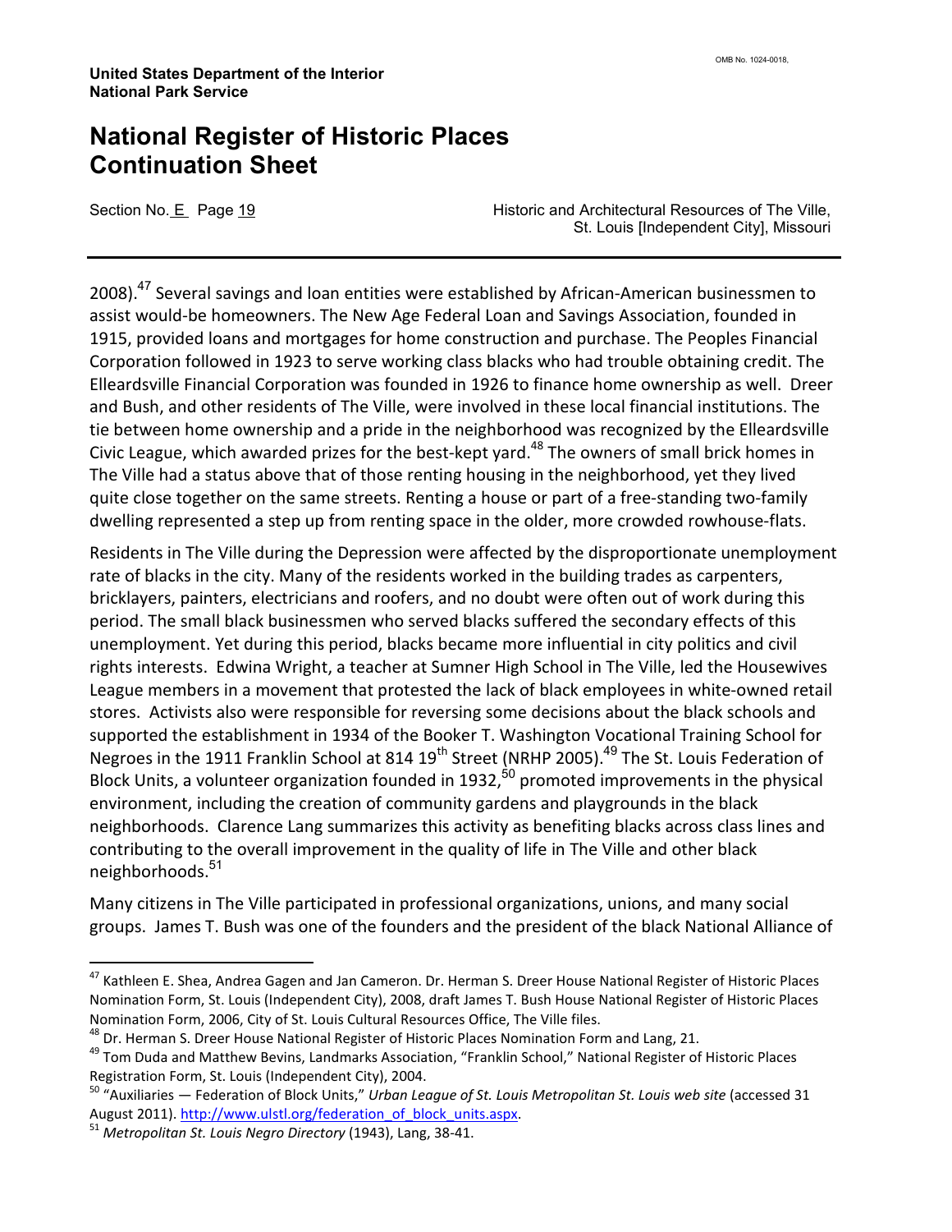2008).[47] Several savings and loan entities were established by African-American businessmen to assist would-be homeowners. The New Age Federal Loan and Savings Association, founded in 1915, provided loans and mortgages for home construction and purchase. The Peoples Financial Corporation followed in 1923 to serve working class blacks who had trouble obtaining credit. The Elleardsville Financial Corporation was founded in 1926 to finance home ownership as well. Dreer and Bush, and other residents of The Ville, were involved in these local financial institutions. The tie between home ownership and a pride in the neighborhood was recognized by the Elleardsville Civic League, which awarded prizes for the best-kept yard.[48] The owners of small brick homes in The Ville had a status above that of those renting housing in the neighborhood, yet they lived quite close together on the same streets. Renting a house or part of a free-standing two-family dwelling represented a step up from renting space in the older, more crowded rowhouse-flats.

Residents in The Ville during the Depression were affected by the disproportionate unemployment rate of blacks in the city. Many of the residents worked in the building trades as carpenters, bricklayers, painters, electricians and roofers, and no doubt were often out of work during this period. The small black businessmen who served blacks suffered the secondary effects of this unemployment. Yet during this period, blacks became more influential in city politics and civil rights interests. Edwina Wright, a teacher at Sumner High School in The Ville, led the Housewives League members in a movement that protested the lack of black employees in white-owned retail stores. Activists also were responsible for reversing some decisions about the black schools and supported the establishment in 1934 of the Booker T. Washington Vocational Training School for Negroes in the 1911 Franklin School at 814 19th Street (NRHP 2005).[49] The St. Louis Federation of Block Units, a volunteer organization founded in 1932,[50] promoted improvements in the physical environment, including the creation of community gardens and playgrounds in the black neighborhoods. Clarence Lang summarizes this activity as benefiting blacks across class lines and contributing to the overall improvement in the quality of life in The Ville and other black neighborhoods.[51]

Many citizens in The Ville participated in professional organizations, unions, and many social groups. James T. Bush was one of the founders and the president of the black National Alliance of

---

[47] Kathleen E. Shea, Andrea Gagen and Jan Cameron. Dr. Herman S. Dreer House National Register of Historic Places Nomination Form, St. Louis (Independent City), 2008, draft James T. Bush House National Register of Historic Places Nomination Form, 2006, City of St. Louis Cultural Resources Office, The Ville files.

[48] Dr. Herman S. Dreer House National Register of Historic Places Nomination Form and Lang, 21.

[49] Tom Duda and Matthew Bevins, Landmarks Association, "Franklin School," National Register of Historic Places Registration Form, St. Louis (Independent City), 2004.

[50] "Auxiliaries — Federation of Block Units," *Urban League of St. Louis Metropolitan St. Louis web site* (accessed 31 August 2011). http://www.ulstl.org/federation_of_block_units.aspx.

[51] *Metropolitan St. Louis Negro Directory* (1943), Lang, 38-41.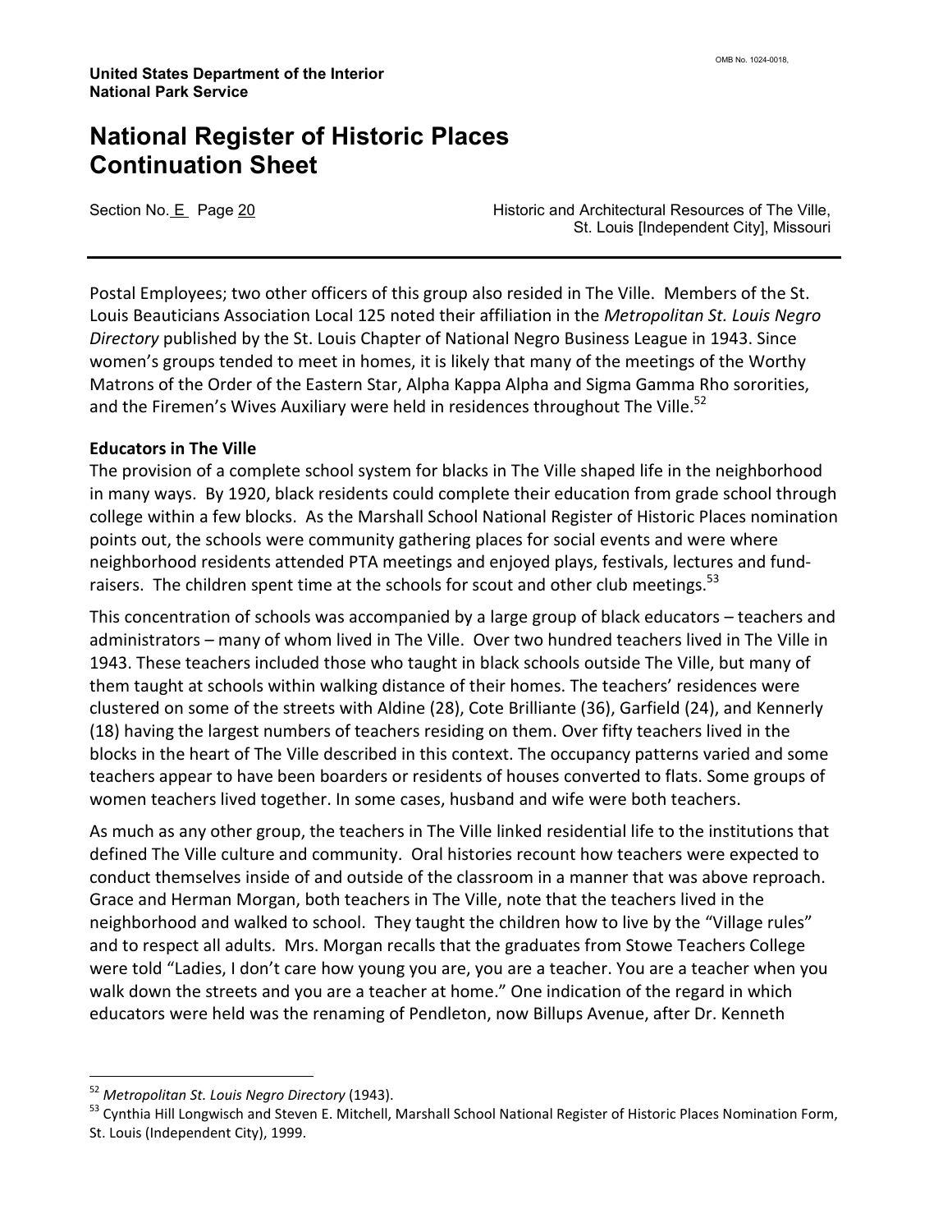Postal Employees; two other officers of this group also resided in The Ville. Members of the St. Louis Beauticians Association Local 125 noted their affiliation in the *Metropolitan St. Louis Negro Directory* published by the St. Louis Chapter of National Negro Business League in 1943. Since women's groups tended to meet in homes, it is likely that many of the meetings of the Worthy Matrons of the Order of the Eastern Star, Alpha Kappa Alpha and Sigma Gamma Rho sororities, and the Firemen's Wives Auxiliary were held in residences throughout The Ville.[52]

**Educators in The Ville**

The provision of a complete school system for blacks in The Ville shaped life in the neighborhood in many ways. By 1920, black residents could complete their education from grade school through college within a few blocks. As the Marshall School National Register of Historic Places nomination points out, the schools were community gathering places for social events and were where neighborhood residents attended PTA meetings and enjoyed plays, festivals, lectures and fund-raisers. The children spent time at the schools for scout and other club meetings.[53]

This concentration of schools was accompanied by a large group of black educators – teachers and administrators – many of whom lived in The Ville. Over two hundred teachers lived in The Ville in 1943. These teachers included those who taught in black schools outside The Ville, but many of them taught at schools within walking distance of their homes. The teachers' residences were clustered on some of the streets with Aldine (28), Cote Brilliante (36), Garfield (24), and Kennerly (18) having the largest numbers of teachers residing on them. Over fifty teachers lived in the blocks in the heart of The Ville described in this context. The occupancy patterns varied and some teachers appear to have been boarders or residents of houses converted to flats. Some groups of women teachers lived together. In some cases, husband and wife were both teachers.

As much as any other group, the teachers in The Ville linked residential life to the institutions that defined The Ville culture and community. Oral histories recount how teachers were expected to conduct themselves inside of and outside of the classroom in a manner that was above reproach. Grace and Herman Morgan, both teachers in The Ville, note that the teachers lived in the neighborhood and walked to school. They taught the children how to live by the "Village rules" and to respect all adults. Mrs. Morgan recalls that the graduates from Stowe Teachers College were told "Ladies, I don't care how young you are, you are a teacher. You are a teacher when you walk down the streets and you are a teacher at home." One indication of the regard in which educators were held was the renaming of Pendleton, now Billups Avenue, after Dr. Kenneth

---

[52] *Metropolitan St. Louis Negro Directory* (1943).

[53] Cynthia Hill Longwisch and Steven E. Mitchell, Marshall School National Register of Historic Places Nomination Form, St. Louis (Independent City), 1999.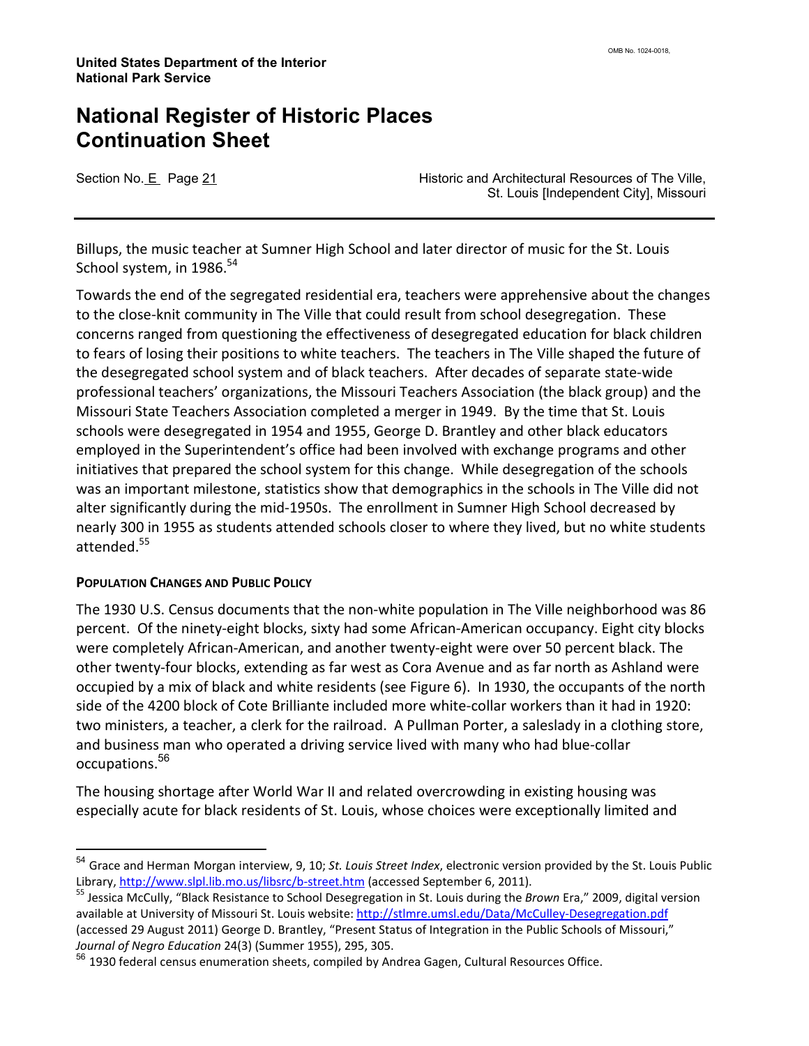Billups, the music teacher at Sumner High School and later director of music for the St. Louis School system, in 1986.[54]

Towards the end of the segregated residential era, teachers were apprehensive about the changes to the close-knit community in The Ville that could result from school desegregation. These concerns ranged from questioning the effectiveness of desegregated education for black children to fears of losing their positions to white teachers. The teachers in The Ville shaped the future of the desegregated school system and of black teachers. After decades of separate state-wide professional teachers' organizations, the Missouri Teachers Association (the black group) and the Missouri State Teachers Association completed a merger in 1949. By the time that St. Louis schools were desegregated in 1954 and 1955, George D. Brantley and other black educators employed in the Superintendent's office had been involved with exchange programs and other initiatives that prepared the school system for this change. While desegregation of the schools was an important milestone, statistics show that demographics in the schools in The Ville did not alter significantly during the mid-1950s. The enrollment in Sumner High School decreased by nearly 300 in 1955 as students attended schools closer to where they lived, but no white students attended.[55]

**POPULATION CHANGES AND PUBLIC POLICY**

The 1930 U.S. Census documents that the non-white population in The Ville neighborhood was 86 percent. Of the ninety-eight blocks, sixty had some African-American occupancy. Eight city blocks were completely African-American, and another twenty-eight were over 50 percent black. The other twenty-four blocks, extending as far west as Cora Avenue and as far north as Ashland were occupied by a mix of black and white residents (see Figure 6). In 1930, the occupants of the north side of the 4200 block of Cote Brilliante included more white-collar workers than it had in 1920: two ministers, a teacher, a clerk for the railroad. A Pullman Porter, a saleslady in a clothing store, and business man who operated a driving service lived with many who had blue-collar occupations.[56]

The housing shortage after World War II and related overcrowding in existing housing was especially acute for black residents of St. Louis, whose choices were exceptionally limited and

---

[54] Grace and Herman Morgan interview, 9, 10; *St. Louis Street Index*, electronic version provided by the St. Louis Public Library, http://www.slpl.lib.mo.us/libsrc/b-street.htm (accessed September 6, 2011).

[55] Jessica McCully, "Black Resistance to School Desegregation in St. Louis during the *Brown* Era," 2009, digital version available at University of Missouri St. Louis website: http://stlmre.umsl.edu/Data/McCulley-Desegregation.pdf (accessed 29 August 2011) George D. Brantley, "Present Status of Integration in the Public Schools of Missouri," *Journal of Negro Education* 24(3) (Summer 1955), 295, 305.

[56] 1930 federal census enumeration sheets, compiled by Andrea Gagen, Cultural Resources Office.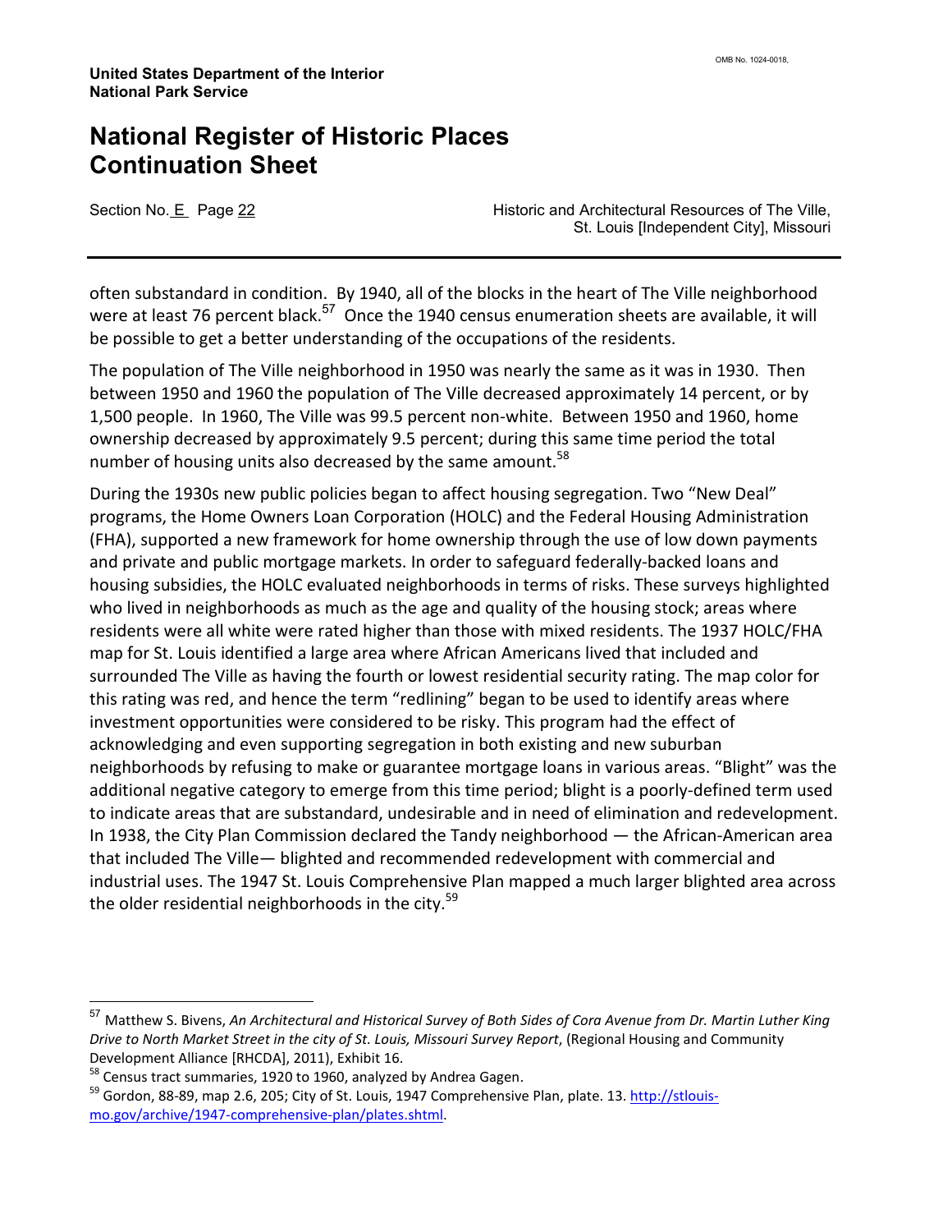often substandard in condition. By 1940, all of the blocks in the heart of The Ville neighborhood were at least 76 percent black.[57] Once the 1940 census enumeration sheets are available, it will be possible to get a better understanding of the occupations of the residents.

The population of The Ville neighborhood in 1950 was nearly the same as it was in 1930. Then between 1950 and 1960 the population of The Ville decreased approximately 14 percent, or by 1,500 people. In 1960, The Ville was 99.5 percent non-white. Between 1950 and 1960, home ownership decreased by approximately 9.5 percent; during this same time period the total number of housing units also decreased by the same amount.[58]

During the 1930s new public policies began to affect housing segregation. Two "New Deal" programs, the Home Owners Loan Corporation (HOLC) and the Federal Housing Administration (FHA), supported a new framework for home ownership through the use of low down payments and private and public mortgage markets. In order to safeguard federally-backed loans and housing subsidies, the HOLC evaluated neighborhoods in terms of risks. These surveys highlighted who lived in neighborhoods as much as the age and quality of the housing stock; areas where residents were all white were rated higher than those with mixed residents. The 1937 HOLC/FHA map for St. Louis identified a large area where African Americans lived that included and surrounded The Ville as having the fourth or lowest residential security rating. The map color for this rating was red, and hence the term "redlining" began to be used to identify areas where investment opportunities were considered to be risky. This program had the effect of acknowledging and even supporting segregation in both existing and new suburban neighborhoods by refusing to make or guarantee mortgage loans in various areas. "Blight" was the additional negative category to emerge from this time period; blight is a poorly-defined term used to indicate areas that are substandard, undesirable and in need of elimination and redevelopment. In 1938, the City Plan Commission declared the Tandy neighborhood — the African-American area that included The Ville— blighted and recommended redevelopment with commercial and industrial uses. The 1947 St. Louis Comprehensive Plan mapped a much larger blighted area across the older residential neighborhoods in the city.[59]

---

[57] Matthew S. Bivens, *An Architectural and Historical Survey of Both Sides of Cora Avenue from Dr. Martin Luther King Drive to North Market Street in the city of St. Louis, Missouri Survey Report*, (Regional Housing and Community Development Alliance [RHCDA], 2011), Exhibit 16.

[58] Census tract summaries, 1920 to 1960, analyzed by Andrea Gagen.

[59] Gordon, 88-89, map 2.6, 205; City of St. Louis, 1947 Comprehensive Plan, plate. 13. http://stlouis-mo.gov/archive/1947-comprehensive-plan/plates.shtml.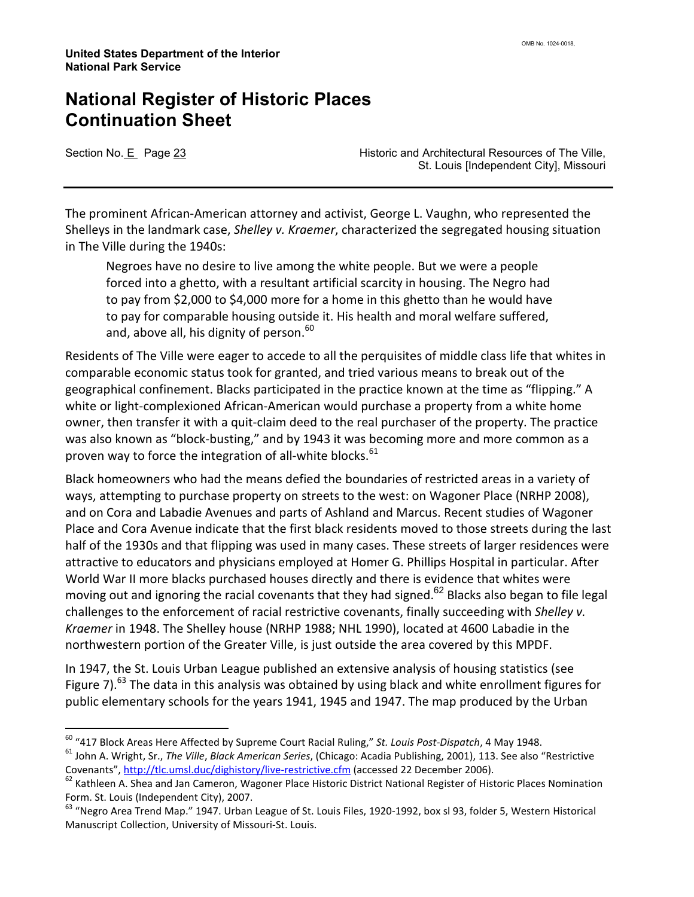The prominent African-American attorney and activist, George L. Vaughn, who represented the Shelleys in the landmark case, *Shelley v. Kraemer*, characterized the segregated housing situation in The Ville during the 1940s:

> Negroes have no desire to live among the white people. But we were a people forced into a ghetto, with a resultant artificial scarcity in housing. The Negro had to pay from $2,000 to $4,000 more for a home in this ghetto than he would have to pay for comparable housing outside it. His health and moral welfare suffered, and, above all, his dignity of person.[60]

Residents of The Ville were eager to accede to all the perquisites of middle class life that whites in comparable economic status took for granted, and tried various means to break out of the geographical confinement. Blacks participated in the practice known at the time as "flipping." A white or light-complexioned African-American would purchase a property from a white home owner, then transfer it with a quit-claim deed to the real purchaser of the property. The practice was also known as "block-busting," and by 1943 it was becoming more and more common as a proven way to force the integration of all-white blocks.[61]

Black homeowners who had the means defied the boundaries of restricted areas in a variety of ways, attempting to purchase property on streets to the west: on Wagoner Place (NRHP 2008), and on Cora and Labadie Avenues and parts of Ashland and Marcus. Recent studies of Wagoner Place and Cora Avenue indicate that the first black residents moved to those streets during the last half of the 1930s and that flipping was used in many cases. These streets of larger residences were attractive to educators and physicians employed at Homer G. Phillips Hospital in particular. After World War II more blacks purchased houses directly and there is evidence that whites were moving out and ignoring the racial covenants that they had signed.[62] Blacks also began to file legal challenges to the enforcement of racial restrictive covenants, finally succeeding with *Shelley v. Kraemer* in 1948. The Shelley house (NRHP 1988; NHL 1990), located at 4600 Labadie in the northwestern portion of the Greater Ville, is just outside the area covered by this MPDF.

In 1947, the St. Louis Urban League published an extensive analysis of housing statistics (see Figure 7).[63] The data in this analysis was obtained by using black and white enrollment figures for public elementary schools for the years 1941, 1945 and 1947. The map produced by the Urban

---

[60] "417 Block Areas Here Affected by Supreme Court Racial Ruling," *St. Louis Post-Dispatch*, 4 May 1948.

[61] John A. Wright, Sr., *The Ville*, *Black American Series*, (Chicago: Acadia Publishing, 2001), 113. See also "Restrictive Covenants", http://tlc.umsl.duc/dighistory/live-restrictive.cfm (accessed 22 December 2006).

[62] Kathleen A. Shea and Jan Cameron, Wagoner Place Historic District National Register of Historic Places Nomination Form. St. Louis (Independent City), 2007.

[63] "Negro Area Trend Map." 1947. Urban League of St. Louis Files, 1920-1992, box sl 93, folder 5, Western Historical Manuscript Collection, University of Missouri-St. Louis.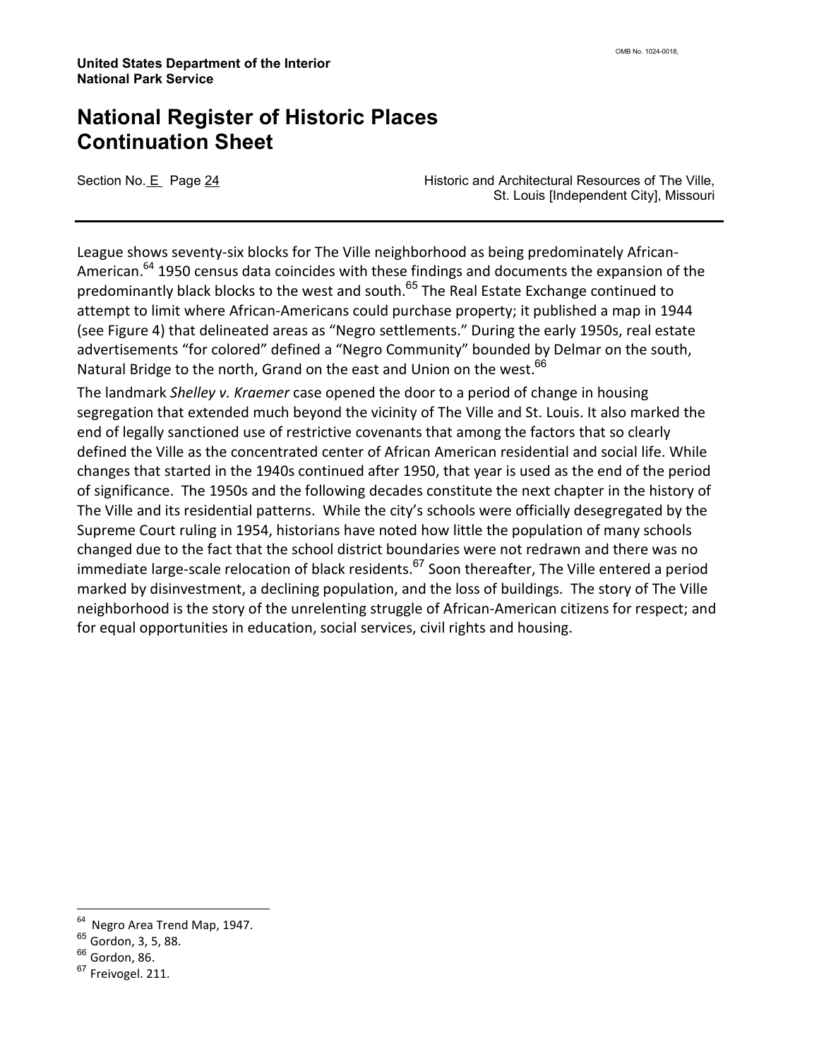League shows seventy-six blocks for The Ville neighborhood as being predominately African-American.[64] 1950 census data coincides with these findings and documents the expansion of the predominantly black blocks to the west and south.[65] The Real Estate Exchange continued to attempt to limit where African-Americans could purchase property; it published a map in 1944 (see Figure 4) that delineated areas as "Negro settlements." During the early 1950s, real estate advertisements "for colored" defined a "Negro Community" bounded by Delmar on the south, Natural Bridge to the north, Grand on the east and Union on the west.[66]

The landmark *Shelley v. Kraemer* case opened the door to a period of change in housing segregation that extended much beyond the vicinity of The Ville and St. Louis. It also marked the end of legally sanctioned use of restrictive covenants that among the factors that so clearly defined the Ville as the concentrated center of African American residential and social life. While changes that started in the 1940s continued after 1950, that year is used as the end of the period of significance. The 1950s and the following decades constitute the next chapter in the history of The Ville and its residential patterns. While the city's schools were officially desegregated by the Supreme Court ruling in 1954, historians have noted how little the population of many schools changed due to the fact that the school district boundaries were not redrawn and there was no immediate large-scale relocation of black residents.[67] Soon thereafter, The Ville entered a period marked by disinvestment, a declining population, and the loss of buildings. The story of The Ville neighborhood is the story of the unrelenting struggle of African-American citizens for respect; and for equal opportunities in education, social services, civil rights and housing.

---

[64] Negro Area Trend Map, 1947.
[65] Gordon, 3, 5, 88.
[66] Gordon, 86.
[67] Freivogel. 211.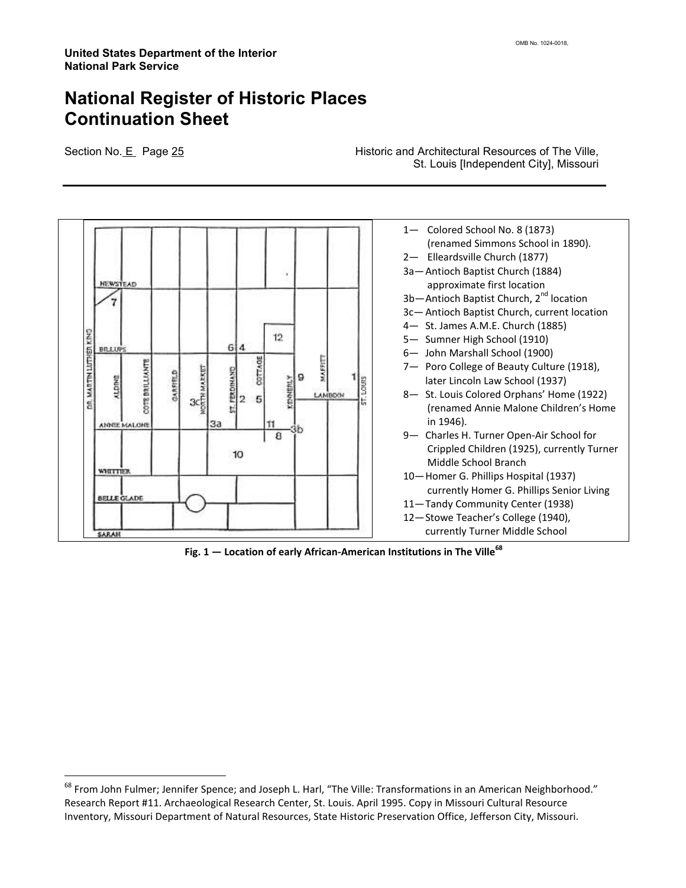1— Colored School No. 8 (1873) (renamed Simmons School in 1890).
2— Elleardsville Church (1877)
3a— Antioch Baptist Church (1884) approximate first location
3b— Antioch Baptist Church, 2nd location
3c— Antioch Baptist Church, current location
4— St. James A.M.E. Church (1885)
5— Sumner High School (1910)
6— John Marshall School (1900)
7— Poro College of Beauty Culture (1918), later Lincoln Law School (1937)
8— St. Louis Colored Orphans' Home (1922) (renamed Annie Malone Children's Home in 1946).
9— Charles H. Turner Open-Air School for Crippled Children (1925), currently Turner Middle School Branch
10— Homer G. Phillips Hospital (1937) currently Homer G. Phillips Senior Living
11— Tandy Community Center (1938)
12— Stowe Teacher's College (1940), currently Turner Middle School

**Fig. 1 — Location of early African-American Institutions in The Ville[68]**

---

[68] From John Fulmer; Jennifer Spence; and Joseph L. Harl, "The Ville: Transformations in an American Neighborhood." Research Report #11. Archaeological Research Center, St. Louis. April 1995. Copy in Missouri Cultural Resource Inventory, Missouri Department of Natural Resources, State Historic Preservation Office, Jefferson City, Missouri.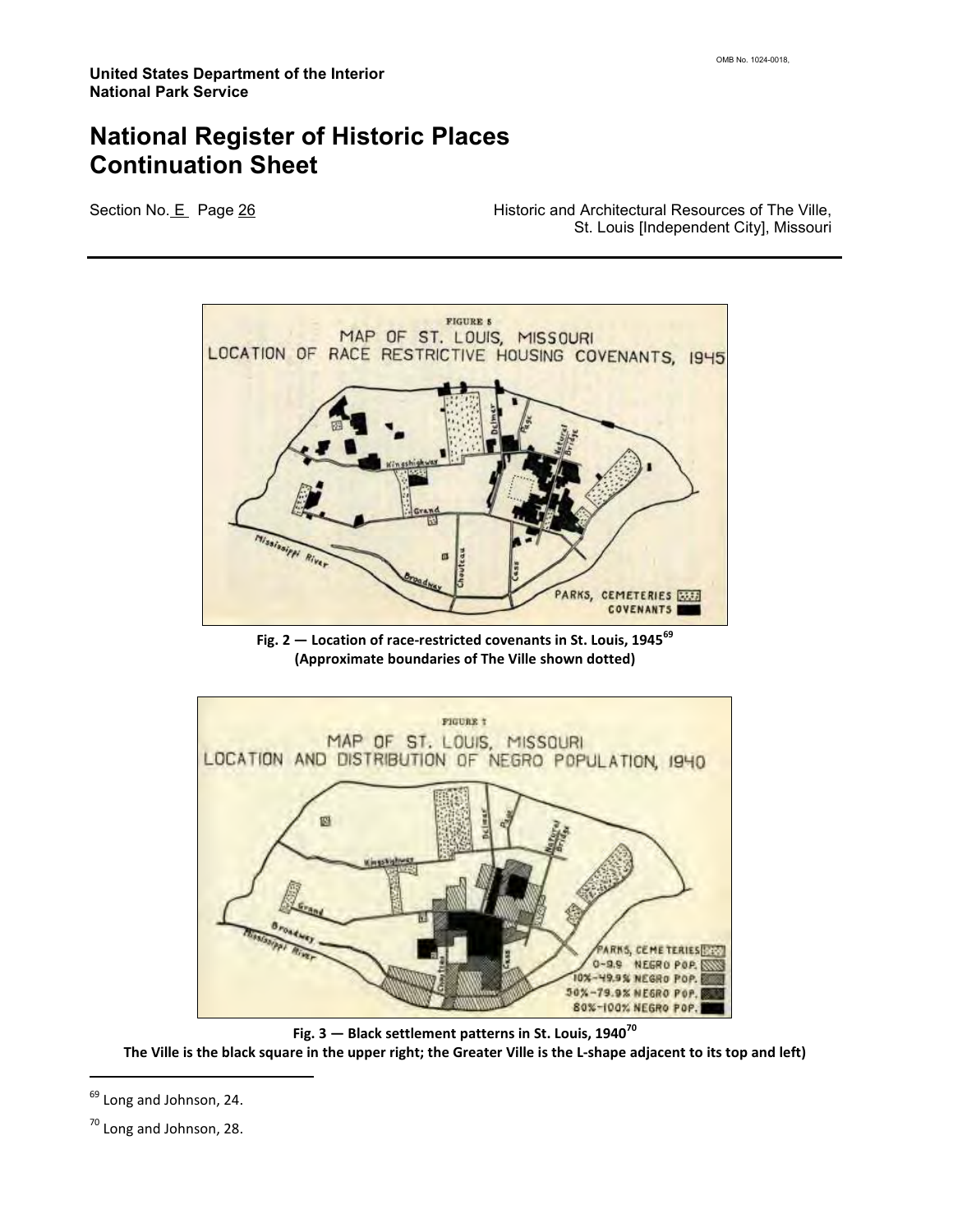Fig. 2 — Location of race-restricted covenants in St. Louis, 1945[69]
(Approximate boundaries of The Ville shown dotted)

Fig. 3 — Black settlement patterns in St. Louis, 1940[70]
The Ville is the black square in the upper right; the Greater Ville is the L-shape adjacent to its top and left)

---

[69] Long and Johnson, 24.

[70] Long and Johnson, 28.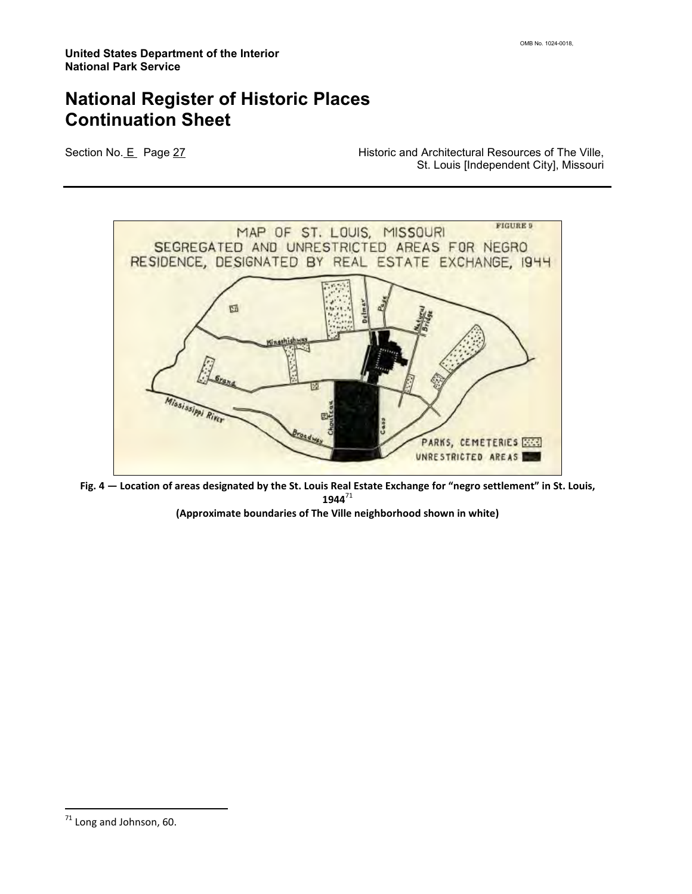MAP OF ST. LOUIS, MISSOURI
SEGREGATED AND UNRESTRICTED AREAS FOR NEGRO RESIDENCE, DESIGNATED BY REAL ESTATE EXCHANGE, 1944

FIGURE 9

Delmar, Page, Natural Bridge, Kingshighway, Grand, Mississippi River, Broadway, Chouteau, Cass

PARKS, CEMETERIES
UNRESTRICTED AREAS

**Fig. 4 — Location of areas designated by the St. Louis Real Estate Exchange for "negro settlement" in St. Louis, 1944**[71]

**(Approximate boundaries of The Ville neighborhood shown in white)**

---

[71] Long and Johnson, 60.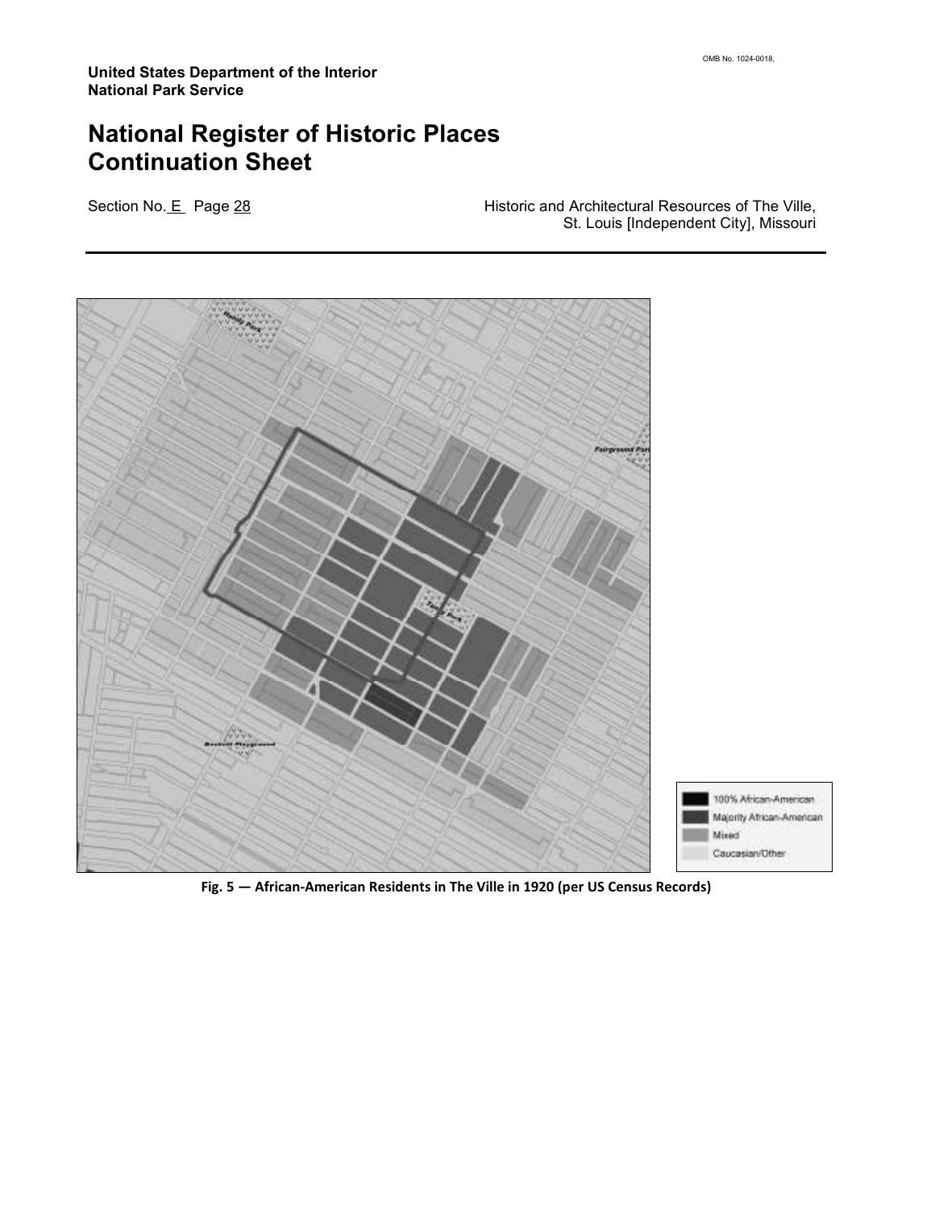100% African-American

Majority African-American

Mixed

Caucasian/Other

**Fig. 5 — African-American Residents in The Ville in 1920 (per US Census Records)**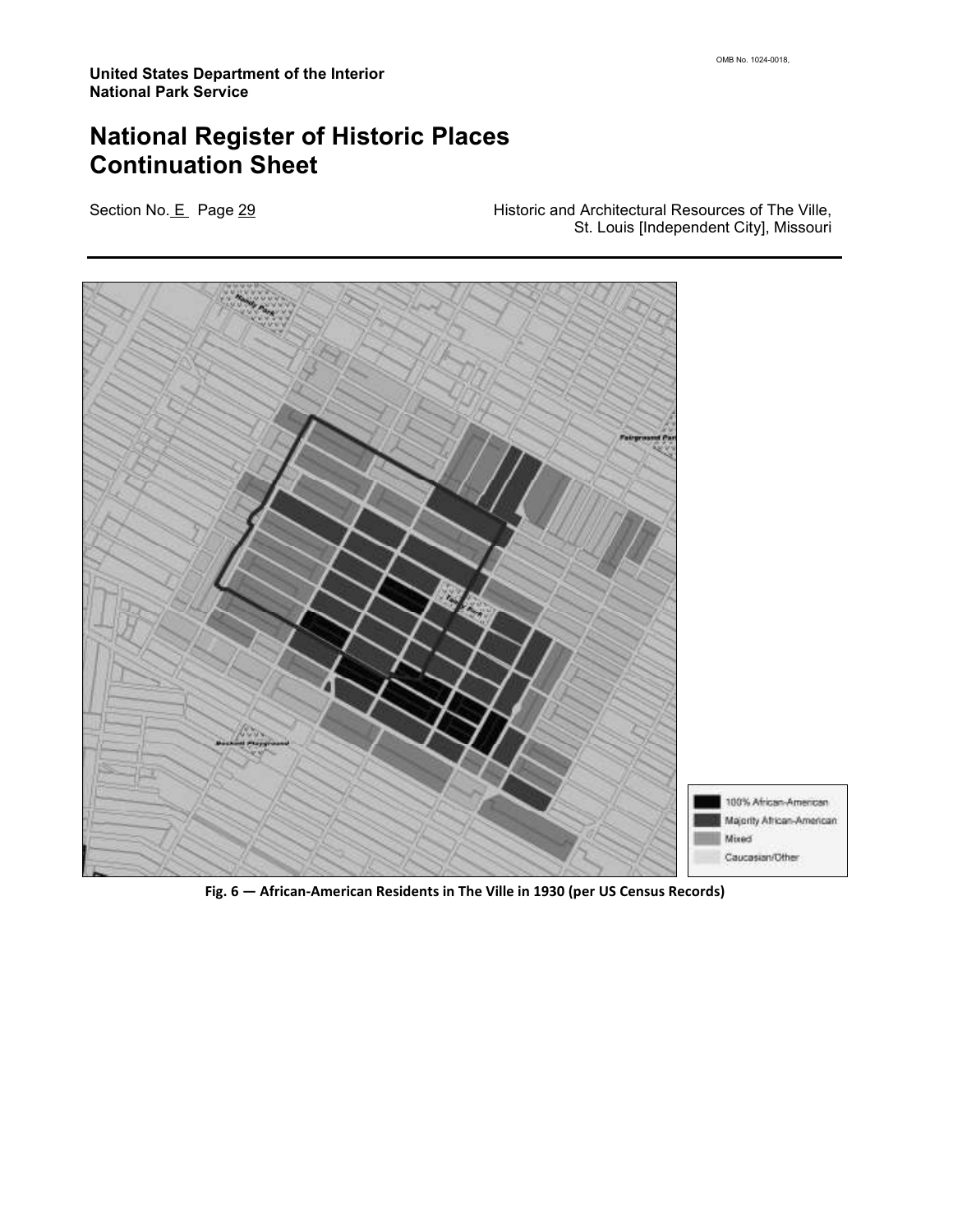Fig. 6 — African-American Residents in The Ville in 1930 (per US Census Records)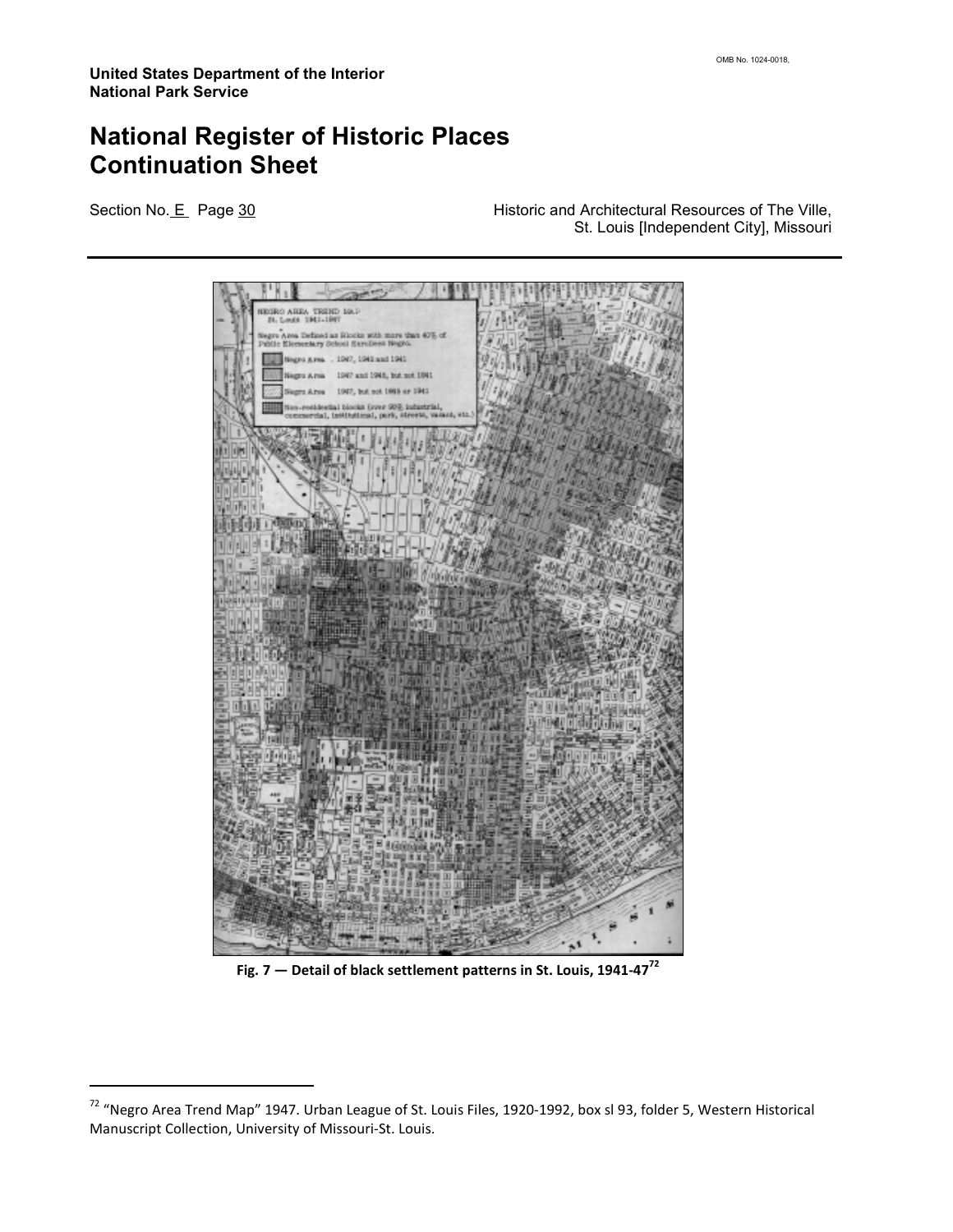Fig. 7 — Detail of black settlement patterns in St. Louis, 1941-47[72]

[72] "Negro Area Trend Map" 1947. Urban League of St. Louis Files, 1920-1992, box sl 93, folder 5, Western Historical Manuscript Collection, University of Missouri-St. Louis.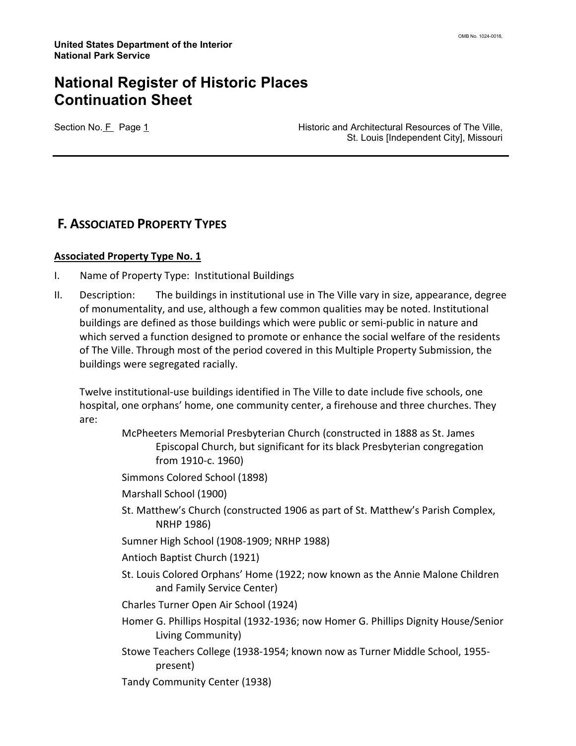# F. Associated Property Types

## Associated Property Type No. 1

I. Name of Property Type: Institutional Buildings

II. Description: The buildings in institutional use in The Ville vary in size, appearance, degree of monumentality, and use, although a few common qualities may be noted. Institutional buildings are defined as those buildings which were public or semi-public in nature and which served a function designed to promote or enhance the social welfare of the residents of The Ville. Through most of the period covered in this Multiple Property Submission, the buildings were segregated racially.

Twelve institutional-use buildings identified in The Ville to date include five schools, one hospital, one orphans' home, one community center, a firehouse and three churches. They are:

- McPheeters Memorial Presbyterian Church (constructed in 1888 as St. James Episcopal Church, but significant for its black Presbyterian congregation from 1910-c. 1960)
- Simmons Colored School (1898)
- Marshall School (1900)
- St. Matthew's Church (constructed 1906 as part of St. Matthew's Parish Complex, NRHP 1986)
- Sumner High School (1908-1909; NRHP 1988)
- Antioch Baptist Church (1921)
- St. Louis Colored Orphans' Home (1922; now known as the Annie Malone Children and Family Service Center)
- Charles Turner Open Air School (1924)
- Homer G. Phillips Hospital (1932-1936; now Homer G. Phillips Dignity House/Senior Living Community)
- Stowe Teachers College (1938-1954; known now as Turner Middle School, 1955-present)
- Tandy Community Center (1938)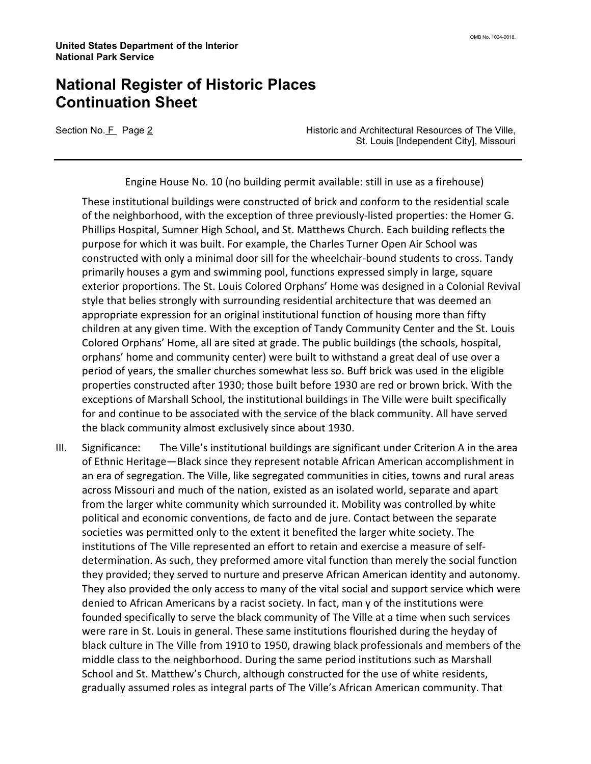Engine House No. 10 (no building permit available: still in use as a firehouse)

These institutional buildings were constructed of brick and conform to the residential scale of the neighborhood, with the exception of three previously-listed properties: the Homer G. Phillips Hospital, Sumner High School, and St. Matthews Church. Each building reflects the purpose for which it was built. For example, the Charles Turner Open Air School was constructed with only a minimal door sill for the wheelchair-bound students to cross. Tandy primarily houses a gym and swimming pool, functions expressed simply in large, square exterior proportions. The St. Louis Colored Orphans' Home was designed in a Colonial Revival style that belies strongly with surrounding residential architecture that was deemed an appropriate expression for an original institutional function of housing more than fifty children at any given time. With the exception of Tandy Community Center and the St. Louis Colored Orphans' Home, all are sited at grade. The public buildings (the schools, hospital, orphans' home and community center) were built to withstand a great deal of use over a period of years, the smaller churches somewhat less so. Buff brick was used in the eligible properties constructed after 1930; those built before 1930 are red or brown brick. With the exceptions of Marshall School, the institutional buildings in The Ville were built specifically for and continue to be associated with the service of the black community. All have served the black community almost exclusively since about 1930.

III. Significance: The Ville's institutional buildings are significant under Criterion A in the area of Ethnic Heritage—Black since they represent notable African American accomplishment in an era of segregation. The Ville, like segregated communities in cities, towns and rural areas across Missouri and much of the nation, existed as an isolated world, separate and apart from the larger white community which surrounded it. Mobility was controlled by white political and economic conventions, de facto and de jure. Contact between the separate societies was permitted only to the extent it benefited the larger white society. The institutions of The Ville represented an effort to retain and exercise a measure of self-determination. As such, they preformed amore vital function than merely the social function they provided; they served to nurture and preserve African American identity and autonomy. They also provided the only access to many of the vital social and support service which were denied to African Americans by a racist society. In fact, man y of the institutions were founded specifically to serve the black community of The Ville at a time when such services were rare in St. Louis in general. These same institutions flourished during the heyday of black culture in The Ville from 1910 to 1950, drawing black professionals and members of the middle class to the neighborhood. During the same period institutions such as Marshall School and St. Matthew's Church, although constructed for the use of white residents, gradually assumed roles as integral parts of The Ville's African American community. That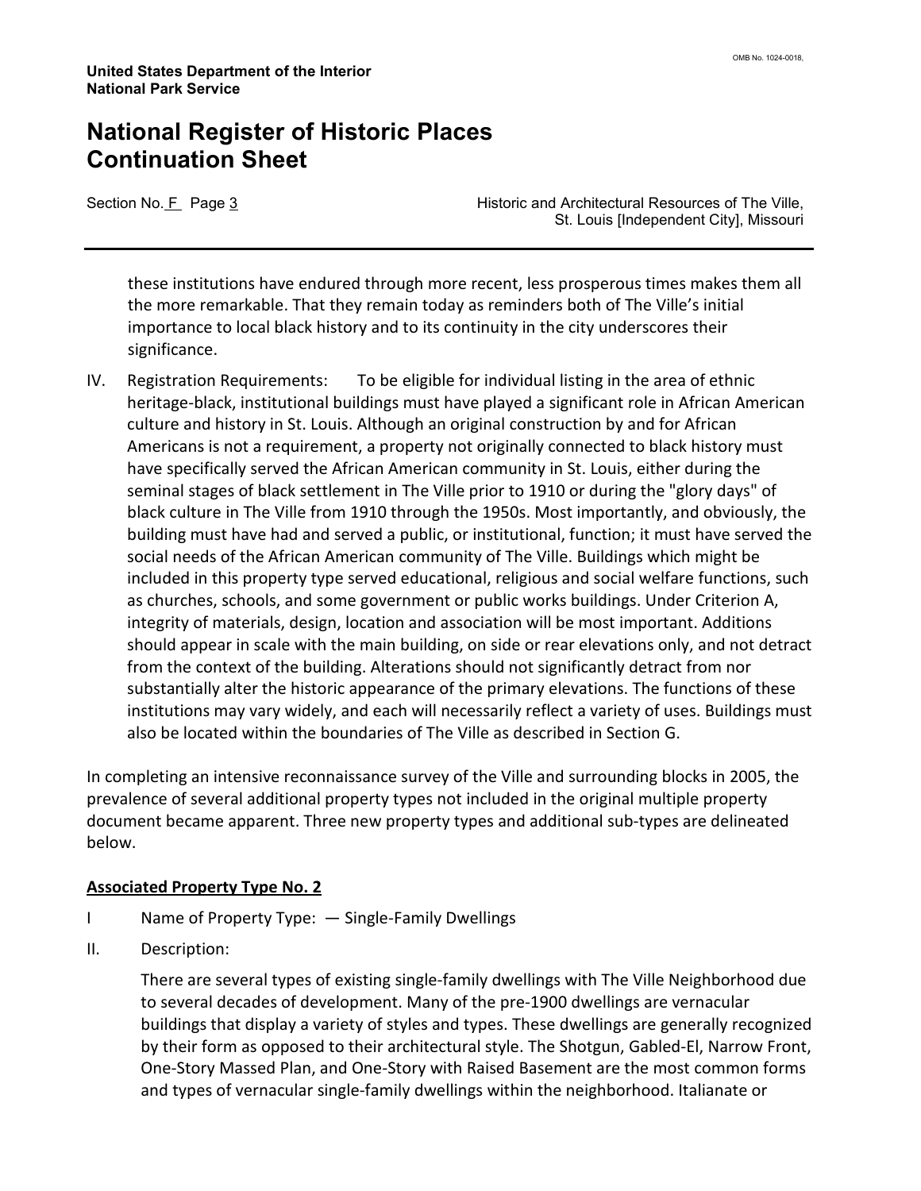these institutions have endured through more recent, less prosperous times makes them all the more remarkable. That they remain today as reminders both of The Ville's initial importance to local black history and to its continuity in the city underscores their significance.

IV. Registration Requirements: To be eligible for individual listing in the area of ethnic heritage-black, institutional buildings must have played a significant role in African American culture and history in St. Louis. Although an original construction by and for African Americans is not a requirement, a property not originally connected to black history must have specifically served the African American community in St. Louis, either during the seminal stages of black settlement in The Ville prior to 1910 or during the "glory days" of black culture in The Ville from 1910 through the 1950s. Most importantly, and obviously, the building must have had and served a public, or institutional, function; it must have served the social needs of the African American community of The Ville. Buildings which might be included in this property type served educational, religious and social welfare functions, such as churches, schools, and some government or public works buildings. Under Criterion A, integrity of materials, design, location and association will be most important. Additions should appear in scale with the main building, on side or rear elevations only, and not detract from the context of the building. Alterations should not significantly detract from nor substantially alter the historic appearance of the primary elevations. The functions of these institutions may vary widely, and each will necessarily reflect a variety of uses. Buildings must also be located within the boundaries of The Ville as described in Section G.

In completing an intensive reconnaissance survey of the Ville and surrounding blocks in 2005, the prevalence of several additional property types not included in the original multiple property document became apparent. Three new property types and additional sub-types are delineated below.

## Associated Property Type No. 2

I Name of Property Type: — Single-Family Dwellings

II. Description:

There are several types of existing single-family dwellings with The Ville Neighborhood due to several decades of development. Many of the pre-1900 dwellings are vernacular buildings that display a variety of styles and types. These dwellings are generally recognized by their form as opposed to their architectural style. The Shotgun, Gabled-El, Narrow Front, One-Story Massed Plan, and One-Story with Raised Basement are the most common forms and types of vernacular single-family dwellings within the neighborhood. Italianate or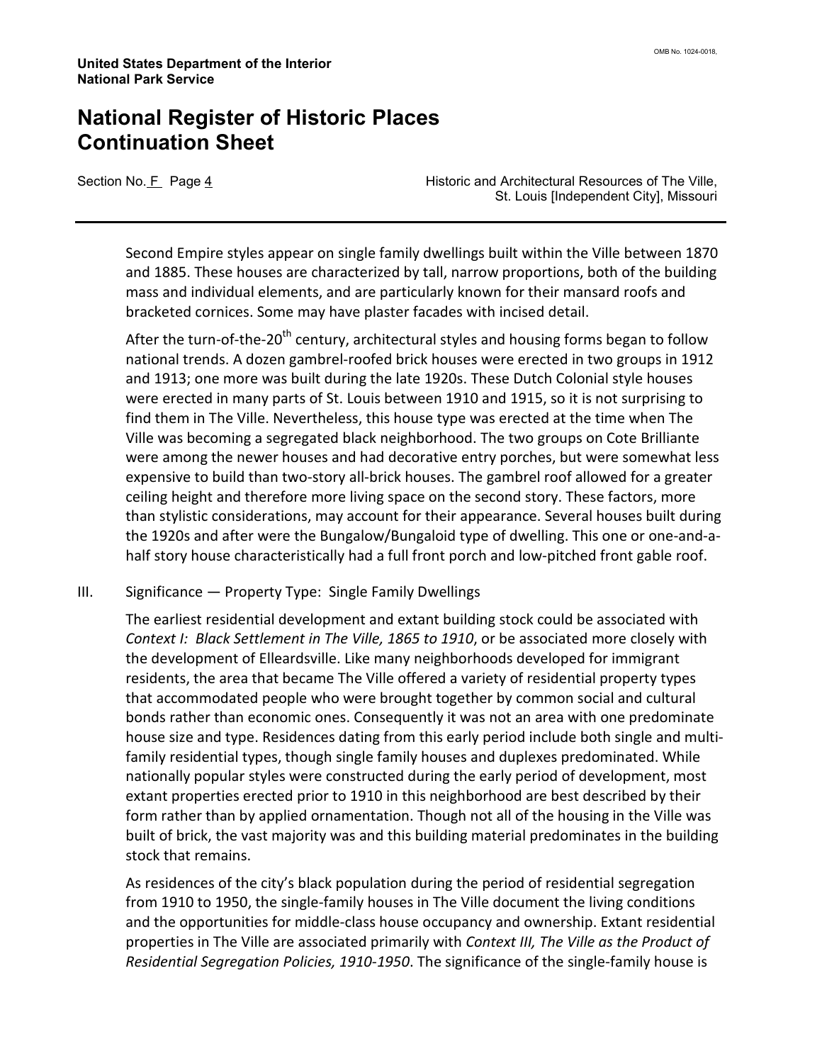Second Empire styles appear on single family dwellings built within the Ville between 1870 and 1885. These houses are characterized by tall, narrow proportions, both of the building mass and individual elements, and are particularly known for their mansard roofs and bracketed cornices. Some may have plaster facades with incised detail.

After the turn-of-the-20th century, architectural styles and housing forms began to follow national trends. A dozen gambrel-roofed brick houses were erected in two groups in 1912 and 1913; one more was built during the late 1920s. These Dutch Colonial style houses were erected in many parts of St. Louis between 1910 and 1915, so it is not surprising to find them in The Ville. Nevertheless, this house type was erected at the time when The Ville was becoming a segregated black neighborhood. The two groups on Cote Brilliante were among the newer houses and had decorative entry porches, but were somewhat less expensive to build than two-story all-brick houses. The gambrel roof allowed for a greater ceiling height and therefore more living space on the second story. These factors, more than stylistic considerations, may account for their appearance. Several houses built during the 1920s and after were the Bungalow/Bungaloid type of dwelling. This one or one-and-a-half story house characteristically had a full front porch and low-pitched front gable roof.

III. Significance — Property Type: Single Family Dwellings

The earliest residential development and extant building stock could be associated with *Context I: Black Settlement in The Ville, 1865 to 1910*, or be associated more closely with the development of Elleardsville. Like many neighborhoods developed for immigrant residents, the area that became The Ville offered a variety of residential property types that accommodated people who were brought together by common social and cultural bonds rather than economic ones. Consequently it was not an area with one predominate house size and type. Residences dating from this early period include both single and multi-family residential types, though single family houses and duplexes predominated. While nationally popular styles were constructed during the early period of development, most extant properties erected prior to 1910 in this neighborhood are best described by their form rather than by applied ornamentation. Though not all of the housing in the Ville was built of brick, the vast majority was and this building material predominates in the building stock that remains.

As residences of the city's black population during the period of residential segregation from 1910 to 1950, the single-family houses in The Ville document the living conditions and the opportunities for middle-class house occupancy and ownership. Extant residential properties in The Ville are associated primarily with *Context III, The Ville as the Product of Residential Segregation Policies, 1910-1950*. The significance of the single-family house is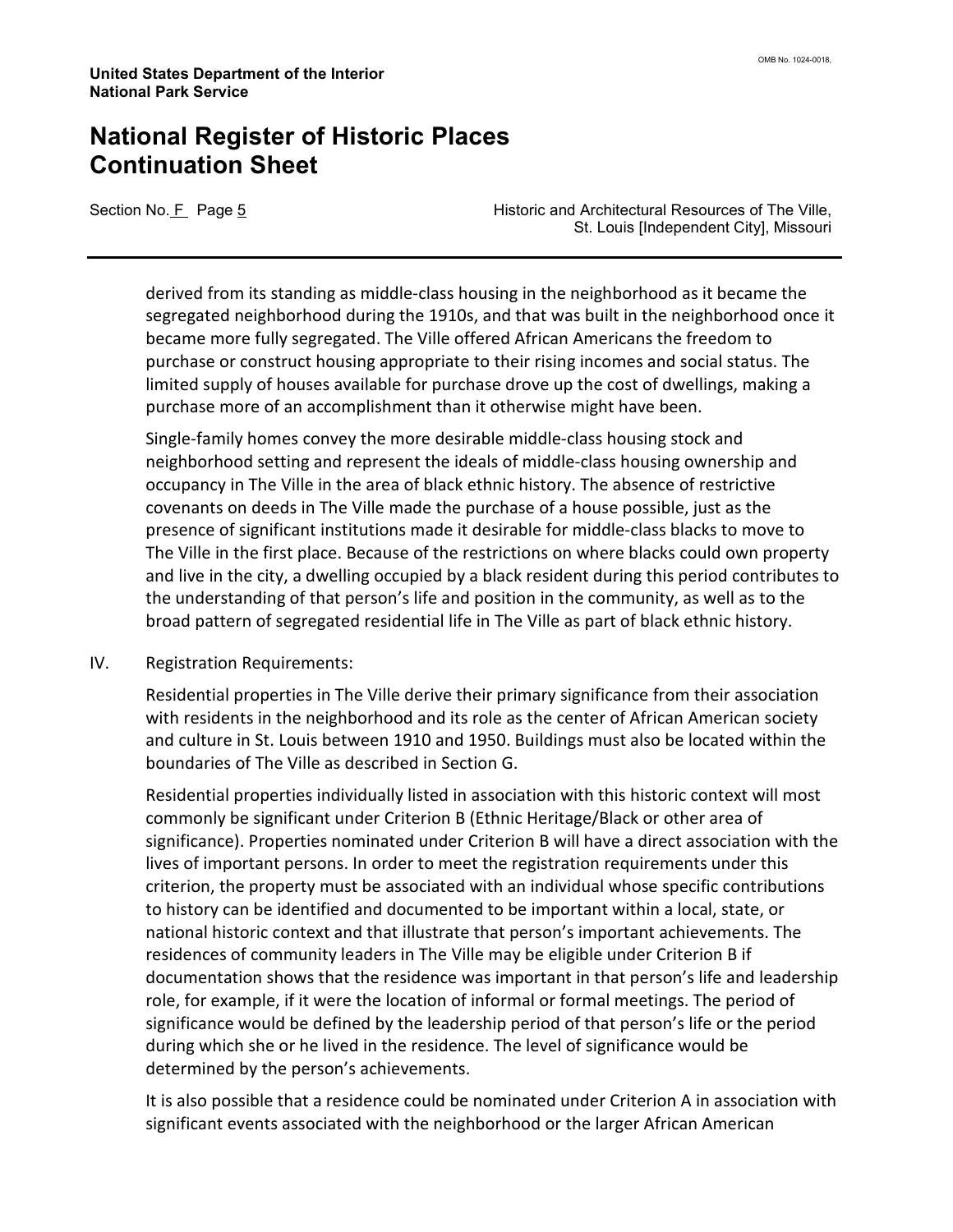derived from its standing as middle-class housing in the neighborhood as it became the segregated neighborhood during the 1910s, and that was built in the neighborhood once it became more fully segregated. The Ville offered African Americans the freedom to purchase or construct housing appropriate to their rising incomes and social status. The limited supply of houses available for purchase drove up the cost of dwellings, making a purchase more of an accomplishment than it otherwise might have been.

Single-family homes convey the more desirable middle-class housing stock and neighborhood setting and represent the ideals of middle-class housing ownership and occupancy in The Ville in the area of black ethnic history. The absence of restrictive covenants on deeds in The Ville made the purchase of a house possible, just as the presence of significant institutions made it desirable for middle-class blacks to move to The Ville in the first place. Because of the restrictions on where blacks could own property and live in the city, a dwelling occupied by a black resident during this period contributes to the understanding of that person's life and position in the community, as well as to the broad pattern of segregated residential life in The Ville as part of black ethnic history.

IV. Registration Requirements:

Residential properties in The Ville derive their primary significance from their association with residents in the neighborhood and its role as the center of African American society and culture in St. Louis between 1910 and 1950. Buildings must also be located within the boundaries of The Ville as described in Section G.

Residential properties individually listed in association with this historic context will most commonly be significant under Criterion B (Ethnic Heritage/Black or other area of significance). Properties nominated under Criterion B will have a direct association with the lives of important persons. In order to meet the registration requirements under this criterion, the property must be associated with an individual whose specific contributions to history can be identified and documented to be important within a local, state, or national historic context and that illustrate that person's important achievements. The residences of community leaders in The Ville may be eligible under Criterion B if documentation shows that the residence was important in that person's life and leadership role, for example, if it were the location of informal or formal meetings. The period of significance would be defined by the leadership period of that person's life or the period during which she or he lived in the residence. The level of significance would be determined by the person's achievements.

It is also possible that a residence could be nominated under Criterion A in association with significant events associated with the neighborhood or the larger African American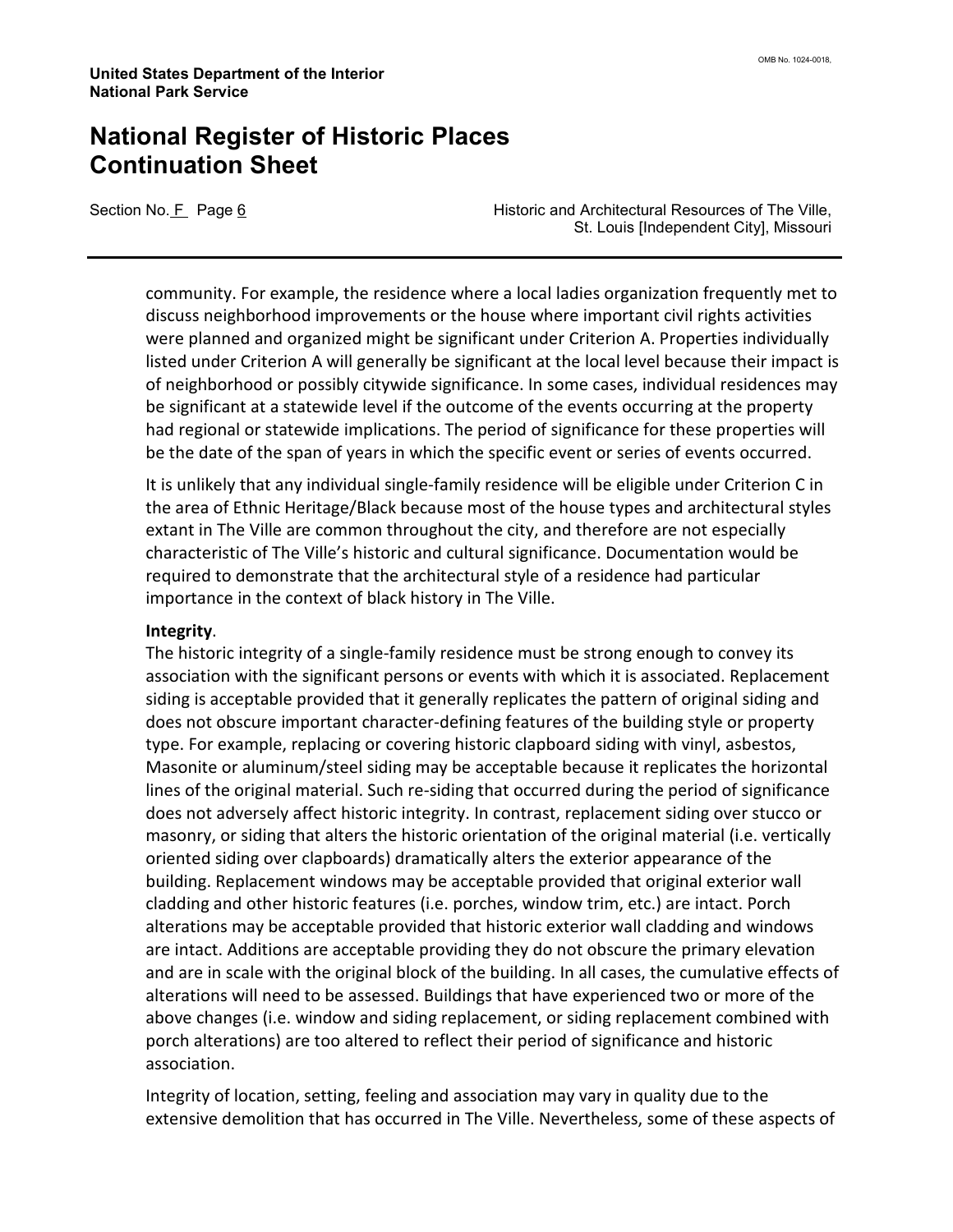community. For example, the residence where a local ladies organization frequently met to discuss neighborhood improvements or the house where important civil rights activities were planned and organized might be significant under Criterion A. Properties individually listed under Criterion A will generally be significant at the local level because their impact is of neighborhood or possibly citywide significance. In some cases, individual residences may be significant at a statewide level if the outcome of the events occurring at the property had regional or statewide implications. The period of significance for these properties will be the date of the span of years in which the specific event or series of events occurred.

It is unlikely that any individual single-family residence will be eligible under Criterion C in the area of Ethnic Heritage/Black because most of the house types and architectural styles extant in The Ville are common throughout the city, and therefore are not especially characteristic of The Ville's historic and cultural significance. Documentation would be required to demonstrate that the architectural style of a residence had particular importance in the context of black history in The Ville.

**Integrity**.

The historic integrity of a single-family residence must be strong enough to convey its association with the significant persons or events with which it is associated. Replacement siding is acceptable provided that it generally replicates the pattern of original siding and does not obscure important character-defining features of the building style or property type. For example, replacing or covering historic clapboard siding with vinyl, asbestos, Masonite or aluminum/steel siding may be acceptable because it replicates the horizontal lines of the original material. Such re-siding that occurred during the period of significance does not adversely affect historic integrity. In contrast, replacement siding over stucco or masonry, or siding that alters the historic orientation of the original material (i.e. vertically oriented siding over clapboards) dramatically alters the exterior appearance of the building. Replacement windows may be acceptable provided that original exterior wall cladding and other historic features (i.e. porches, window trim, etc.) are intact. Porch alterations may be acceptable provided that historic exterior wall cladding and windows are intact. Additions are acceptable providing they do not obscure the primary elevation and are in scale with the original block of the building. In all cases, the cumulative effects of alterations will need to be assessed. Buildings that have experienced two or more of the above changes (i.e. window and siding replacement, or siding replacement combined with porch alterations) are too altered to reflect their period of significance and historic association.

Integrity of location, setting, feeling and association may vary in quality due to the extensive demolition that has occurred in The Ville. Nevertheless, some of these aspects of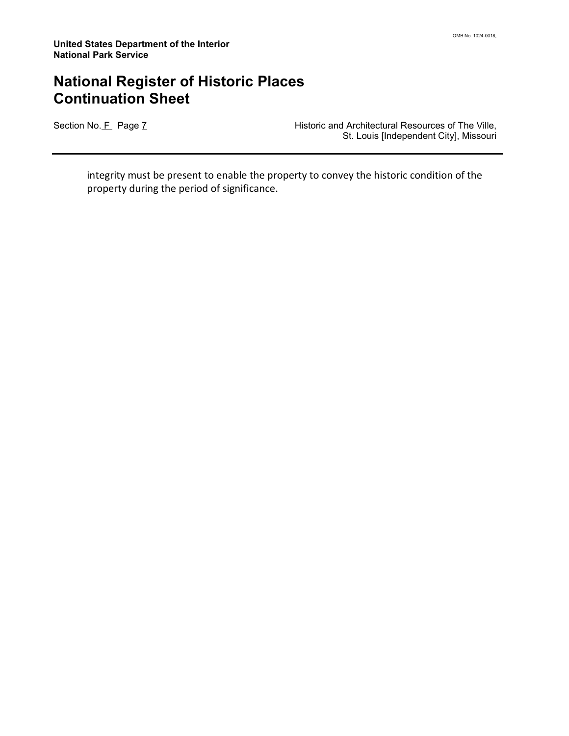integrity must be present to enable the property to convey the historic condition of the property during the period of significance.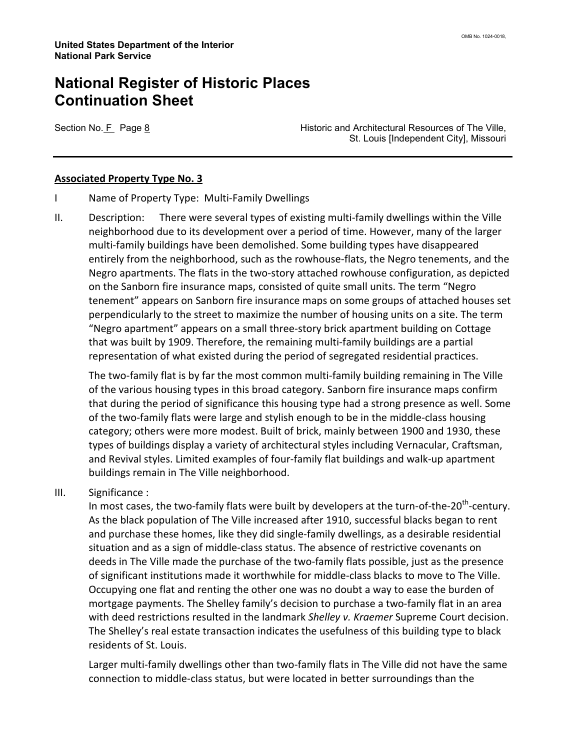**Associated Property Type No. 3**

I Name of Property Type: Multi-Family Dwellings

II. Description: There were several types of existing multi-family dwellings within the Ville neighborhood due to its development over a period of time. However, many of the larger multi-family buildings have been demolished. Some building types have disappeared entirely from the neighborhood, such as the rowhouse-flats, the Negro tenements, and the Negro apartments. The flats in the two-story attached rowhouse configuration, as depicted on the Sanborn fire insurance maps, consisted of quite small units. The term "Negro tenement" appears on Sanborn fire insurance maps on some groups of attached houses set perpendicularly to the street to maximize the number of housing units on a site. The term "Negro apartment" appears on a small three-story brick apartment building on Cottage that was built by 1909. Therefore, the remaining multi-family buildings are a partial representation of what existed during the period of segregated residential practices.

The two-family flat is by far the most common multi-family building remaining in The Ville of the various housing types in this broad category. Sanborn fire insurance maps confirm that during the period of significance this housing type had a strong presence as well. Some of the two-family flats were large and stylish enough to be in the middle-class housing category; others were more modest. Built of brick, mainly between 1900 and 1930, these types of buildings display a variety of architectural styles including Vernacular, Craftsman, and Revival styles. Limited examples of four-family flat buildings and walk-up apartment buildings remain in The Ville neighborhood.

III. Significance :

In most cases, the two-family flats were built by developers at the turn-of-the-20th-century. As the black population of The Ville increased after 1910, successful blacks began to rent and purchase these homes, like they did single-family dwellings, as a desirable residential situation and as a sign of middle-class status. The absence of restrictive covenants on deeds in The Ville made the purchase of the two-family flats possible, just as the presence of significant institutions made it worthwhile for middle-class blacks to move to The Ville. Occupying one flat and renting the other one was no doubt a way to ease the burden of mortgage payments. The Shelley family's decision to purchase a two-family flat in an area with deed restrictions resulted in the landmark *Shelley v. Kraemer* Supreme Court decision. The Shelley's real estate transaction indicates the usefulness of this building type to black residents of St. Louis.

Larger multi-family dwellings other than two-family flats in The Ville did not have the same connection to middle-class status, but were located in better surroundings than the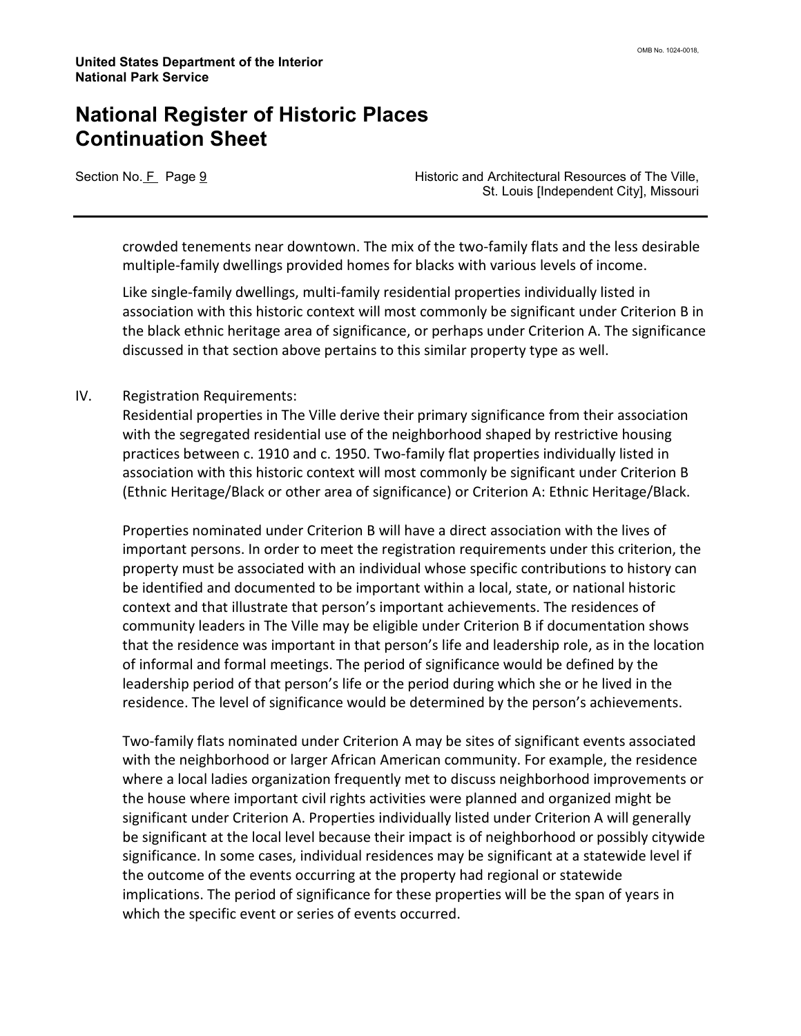crowded tenements near downtown. The mix of the two-family flats and the less desirable multiple-family dwellings provided homes for blacks with various levels of income.

Like single-family dwellings, multi-family residential properties individually listed in association with this historic context will most commonly be significant under Criterion B in the black ethnic heritage area of significance, or perhaps under Criterion A. The significance discussed in that section above pertains to this similar property type as well.

IV. Registration Requirements:

Residential properties in The Ville derive their primary significance from their association with the segregated residential use of the neighborhood shaped by restrictive housing practices between c. 1910 and c. 1950. Two-family flat properties individually listed in association with this historic context will most commonly be significant under Criterion B (Ethnic Heritage/Black or other area of significance) or Criterion A: Ethnic Heritage/Black.

Properties nominated under Criterion B will have a direct association with the lives of important persons. In order to meet the registration requirements under this criterion, the property must be associated with an individual whose specific contributions to history can be identified and documented to be important within a local, state, or national historic context and that illustrate that person's important achievements. The residences of community leaders in The Ville may be eligible under Criterion B if documentation shows that the residence was important in that person's life and leadership role, as in the location of informal and formal meetings. The period of significance would be defined by the leadership period of that person's life or the period during which she or he lived in the residence. The level of significance would be determined by the person's achievements.

Two-family flats nominated under Criterion A may be sites of significant events associated with the neighborhood or larger African American community. For example, the residence where a local ladies organization frequently met to discuss neighborhood improvements or the house where important civil rights activities were planned and organized might be significant under Criterion A. Properties individually listed under Criterion A will generally be significant at the local level because their impact is of neighborhood or possibly citywide significance. In some cases, individual residences may be significant at a statewide level if the outcome of the events occurring at the property had regional or statewide implications. The period of significance for these properties will be the span of years in which the specific event or series of events occurred.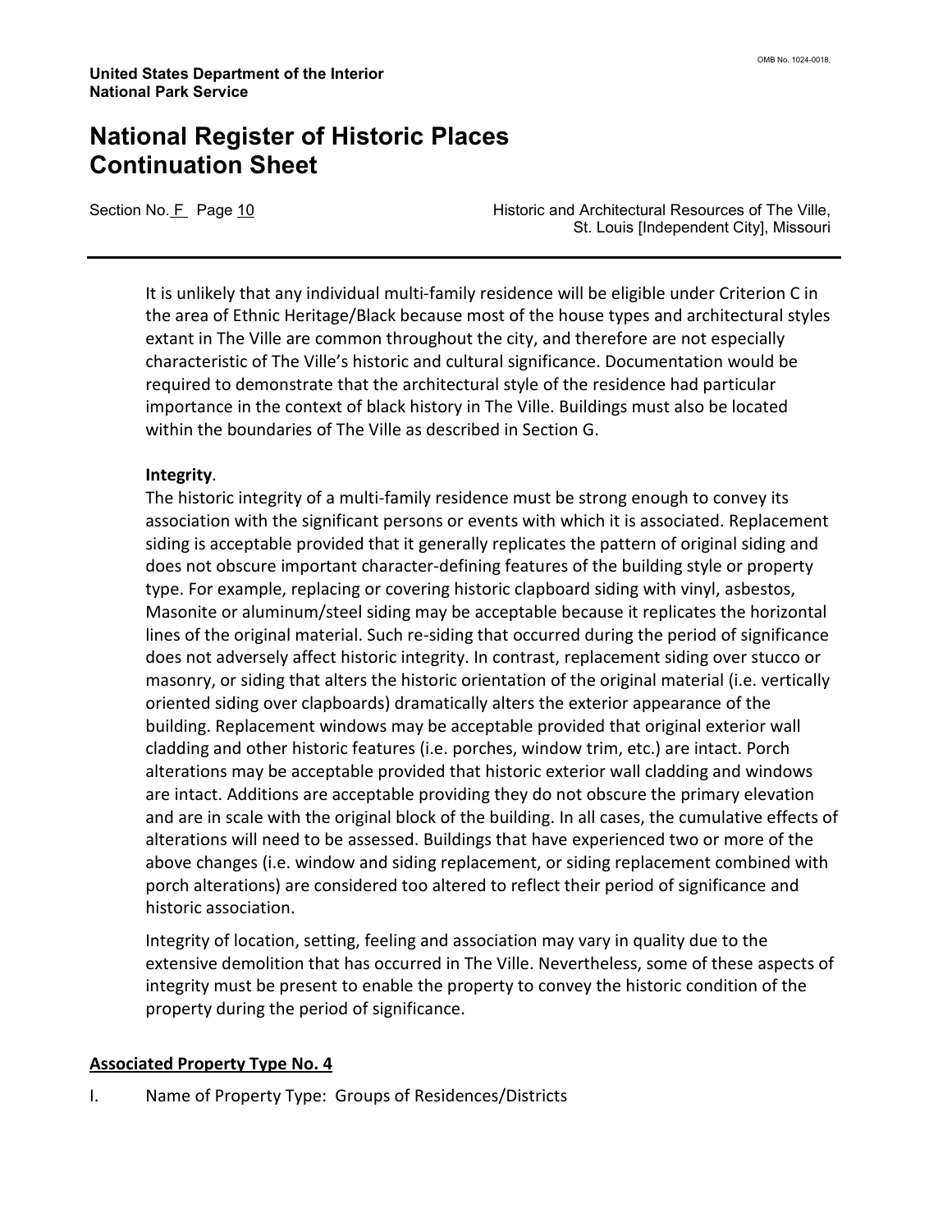It is unlikely that any individual multi-family residence will be eligible under Criterion C in the area of Ethnic Heritage/Black because most of the house types and architectural styles extant in The Ville are common throughout the city, and therefore are not especially characteristic of The Ville's historic and cultural significance. Documentation would be required to demonstrate that the architectural style of the residence had particular importance in the context of black history in The Ville. Buildings must also be located within the boundaries of The Ville as described in Section G.

**Integrity**.

The historic integrity of a multi-family residence must be strong enough to convey its association with the significant persons or events with which it is associated. Replacement siding is acceptable provided that it generally replicates the pattern of original siding and does not obscure important character-defining features of the building style or property type. For example, replacing or covering historic clapboard siding with vinyl, asbestos, Masonite or aluminum/steel siding may be acceptable because it replicates the horizontal lines of the original material. Such re-siding that occurred during the period of significance does not adversely affect historic integrity. In contrast, replacement siding over stucco or masonry, or siding that alters the historic orientation of the original material (i.e. vertically oriented siding over clapboards) dramatically alters the exterior appearance of the building. Replacement windows may be acceptable provided that original exterior wall cladding and other historic features (i.e. porches, window trim, etc.) are intact. Porch alterations may be acceptable provided that historic exterior wall cladding and windows are intact. Additions are acceptable providing they do not obscure the primary elevation and are in scale with the original block of the building. In all cases, the cumulative effects of alterations will need to be assessed. Buildings that have experienced two or more of the above changes (i.e. window and siding replacement, or siding replacement combined with porch alterations) are considered too altered to reflect their period of significance and historic association.

Integrity of location, setting, feeling and association may vary in quality due to the extensive demolition that has occurred in The Ville. Nevertheless, some of these aspects of integrity must be present to enable the property to convey the historic condition of the property during the period of significance.

## Associated Property Type No. 4

I. Name of Property Type: Groups of Residences/Districts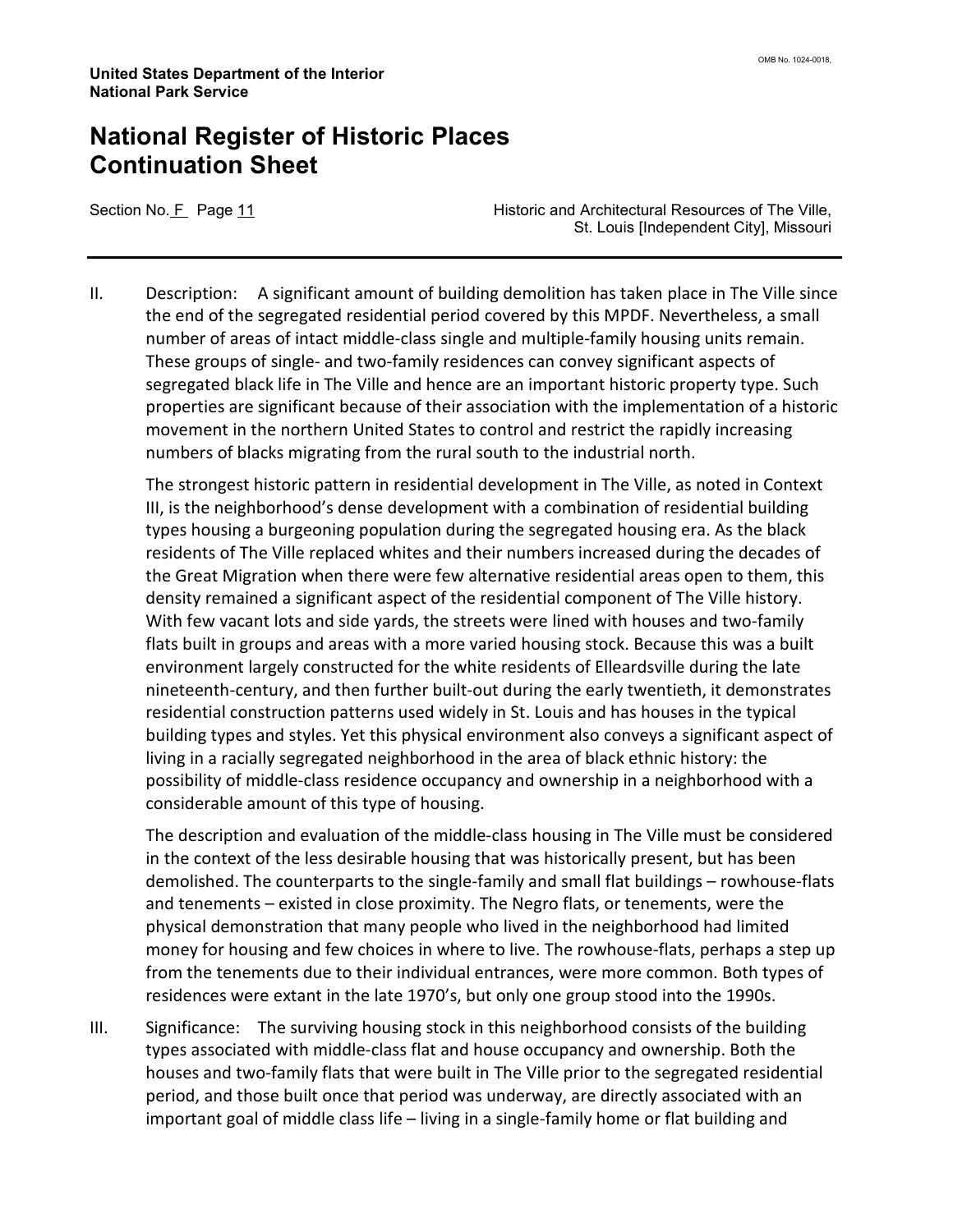II. Description: A significant amount of building demolition has taken place in The Ville since the end of the segregated residential period covered by this MPDF. Nevertheless, a small number of areas of intact middle-class single and multiple-family housing units remain. These groups of single- and two-family residences can convey significant aspects of segregated black life in The Ville and hence are an important historic property type. Such properties are significant because of their association with the implementation of a historic movement in the northern United States to control and restrict the rapidly increasing numbers of blacks migrating from the rural south to the industrial north.

The strongest historic pattern in residential development in The Ville, as noted in Context III, is the neighborhood's dense development with a combination of residential building types housing a burgeoning population during the segregated housing era. As the black residents of The Ville replaced whites and their numbers increased during the decades of the Great Migration when there were few alternative residential areas open to them, this density remained a significant aspect of the residential component of The Ville history. With few vacant lots and side yards, the streets were lined with houses and two-family flats built in groups and areas with a more varied housing stock. Because this was a built environment largely constructed for the white residents of Elleardsville during the late nineteenth-century, and then further built-out during the early twentieth, it demonstrates residential construction patterns used widely in St. Louis and has houses in the typical building types and styles. Yet this physical environment also conveys a significant aspect of living in a racially segregated neighborhood in the area of black ethnic history: the possibility of middle-class residence occupancy and ownership in a neighborhood with a considerable amount of this type of housing.

The description and evaluation of the middle-class housing in The Ville must be considered in the context of the less desirable housing that was historically present, but has been demolished. The counterparts to the single-family and small flat buildings – rowhouse-flats and tenements – existed in close proximity. The Negro flats, or tenements, were the physical demonstration that many people who lived in the neighborhood had limited money for housing and few choices in where to live. The rowhouse-flats, perhaps a step up from the tenements due to their individual entrances, were more common. Both types of residences were extant in the late 1970's, but only one group stood into the 1990s.

III. Significance: The surviving housing stock in this neighborhood consists of the building types associated with middle-class flat and house occupancy and ownership. Both the houses and two-family flats that were built in The Ville prior to the segregated residential period, and those built once that period was underway, are directly associated with an important goal of middle class life – living in a single-family home or flat building and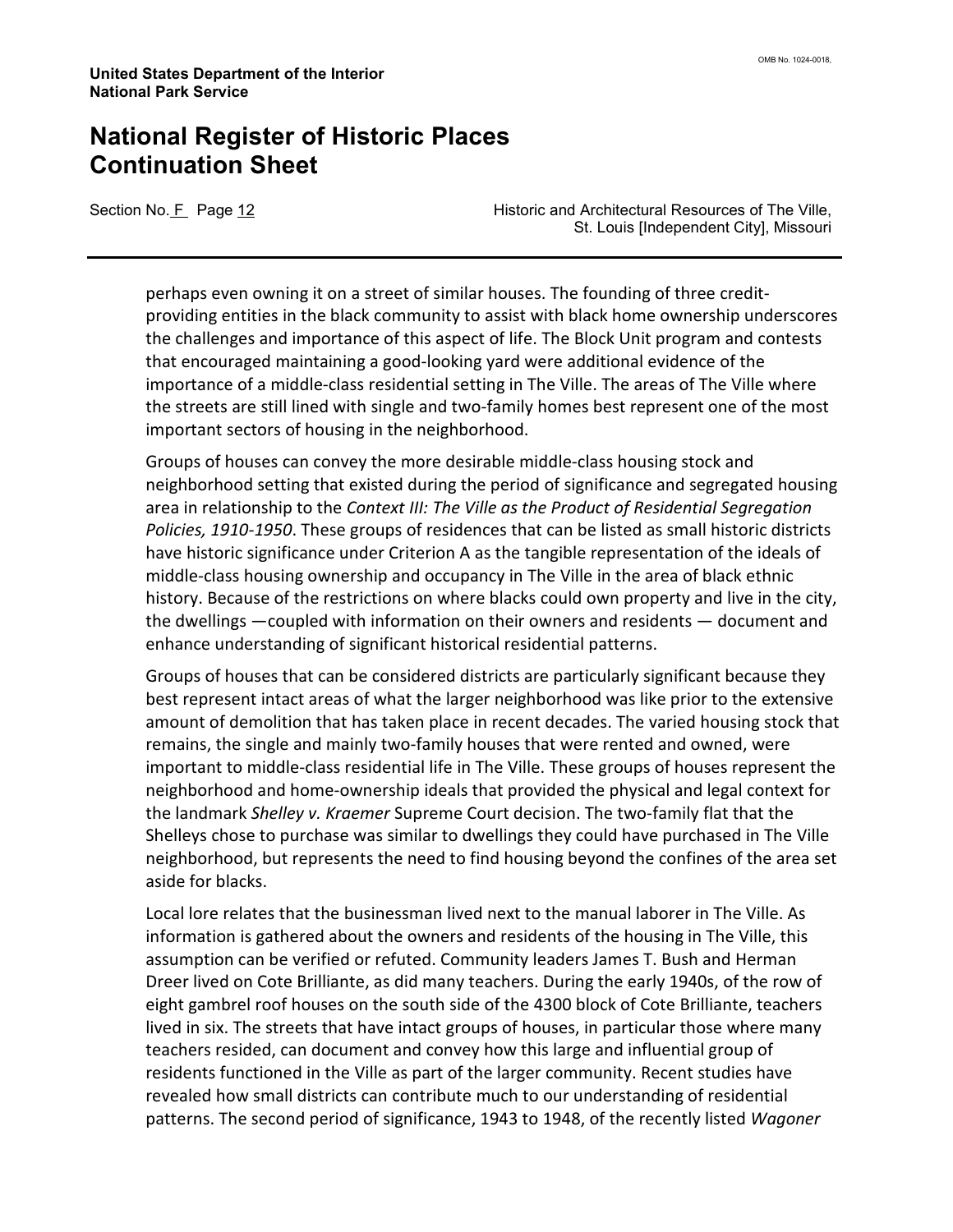perhaps even owning it on a street of similar houses. The founding of three credit-providing entities in the black community to assist with black home ownership underscores the challenges and importance of this aspect of life. The Block Unit program and contests that encouraged maintaining a good-looking yard were additional evidence of the importance of a middle-class residential setting in The Ville. The areas of The Ville where the streets are still lined with single and two-family homes best represent one of the most important sectors of housing in the neighborhood.

Groups of houses can convey the more desirable middle-class housing stock and neighborhood setting that existed during the period of significance and segregated housing area in relationship to the *Context III: The Ville as the Product of Residential Segregation Policies, 1910-1950*. These groups of residences that can be listed as small historic districts have historic significance under Criterion A as the tangible representation of the ideals of middle-class housing ownership and occupancy in The Ville in the area of black ethnic history. Because of the restrictions on where blacks could own property and live in the city, the dwellings —coupled with information on their owners and residents — document and enhance understanding of significant historical residential patterns.

Groups of houses that can be considered districts are particularly significant because they best represent intact areas of what the larger neighborhood was like prior to the extensive amount of demolition that has taken place in recent decades. The varied housing stock that remains, the single and mainly two-family houses that were rented and owned, were important to middle-class residential life in The Ville. These groups of houses represent the neighborhood and home-ownership ideals that provided the physical and legal context for the landmark *Shelley v. Kraemer* Supreme Court decision. The two-family flat that the Shelleys chose to purchase was similar to dwellings they could have purchased in The Ville neighborhood, but represents the need to find housing beyond the confines of the area set aside for blacks.

Local lore relates that the businessman lived next to the manual laborer in The Ville. As information is gathered about the owners and residents of the housing in The Ville, this assumption can be verified or refuted. Community leaders James T. Bush and Herman Dreer lived on Cote Brilliante, as did many teachers. During the early 1940s, of the row of eight gambrel roof houses on the south side of the 4300 block of Cote Brilliante, teachers lived in six. The streets that have intact groups of houses, in particular those where many teachers resided, can document and convey how this large and influential group of residents functioned in the Ville as part of the larger community. Recent studies have revealed how small districts can contribute much to our understanding of residential patterns. The second period of significance, 1943 to 1948, of the recently listed *Wagoner*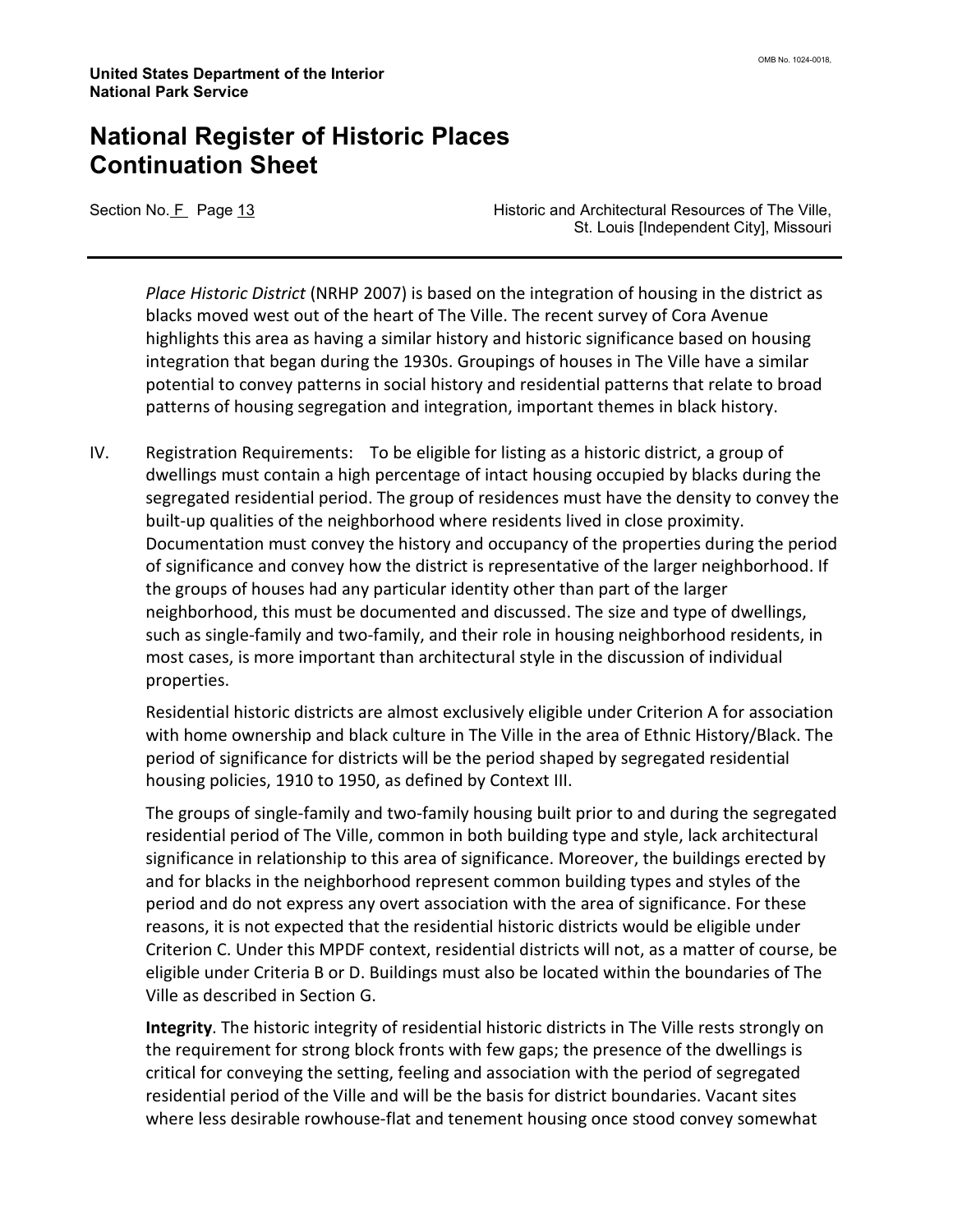*Place Historic District* (NRHP 2007) is based on the integration of housing in the district as blacks moved west out of the heart of The Ville. The recent survey of Cora Avenue highlights this area as having a similar history and historic significance based on housing integration that began during the 1930s. Groupings of houses in The Ville have a similar potential to convey patterns in social history and residential patterns that relate to broad patterns of housing segregation and integration, important themes in black history.

IV. Registration Requirements: To be eligible for listing as a historic district, a group of dwellings must contain a high percentage of intact housing occupied by blacks during the segregated residential period. The group of residences must have the density to convey the built-up qualities of the neighborhood where residents lived in close proximity. Documentation must convey the history and occupancy of the properties during the period of significance and convey how the district is representative of the larger neighborhood. If the groups of houses had any particular identity other than part of the larger neighborhood, this must be documented and discussed. The size and type of dwellings, such as single-family and two-family, and their role in housing neighborhood residents, in most cases, is more important than architectural style in the discussion of individual properties.

Residential historic districts are almost exclusively eligible under Criterion A for association with home ownership and black culture in The Ville in the area of Ethnic History/Black. The period of significance for districts will be the period shaped by segregated residential housing policies, 1910 to 1950, as defined by Context III.

The groups of single-family and two-family housing built prior to and during the segregated residential period of The Ville, common in both building type and style, lack architectural significance in relationship to this area of significance. Moreover, the buildings erected by and for blacks in the neighborhood represent common building types and styles of the period and do not express any overt association with the area of significance. For these reasons, it is not expected that the residential historic districts would be eligible under Criterion C. Under this MPDF context, residential districts will not, as a matter of course, be eligible under Criteria B or D. Buildings must also be located within the boundaries of The Ville as described in Section G.

**Integrity**. The historic integrity of residential historic districts in The Ville rests strongly on the requirement for strong block fronts with few gaps; the presence of the dwellings is critical for conveying the setting, feeling and association with the period of segregated residential period of the Ville and will be the basis for district boundaries. Vacant sites where less desirable rowhouse-flat and tenement housing once stood convey somewhat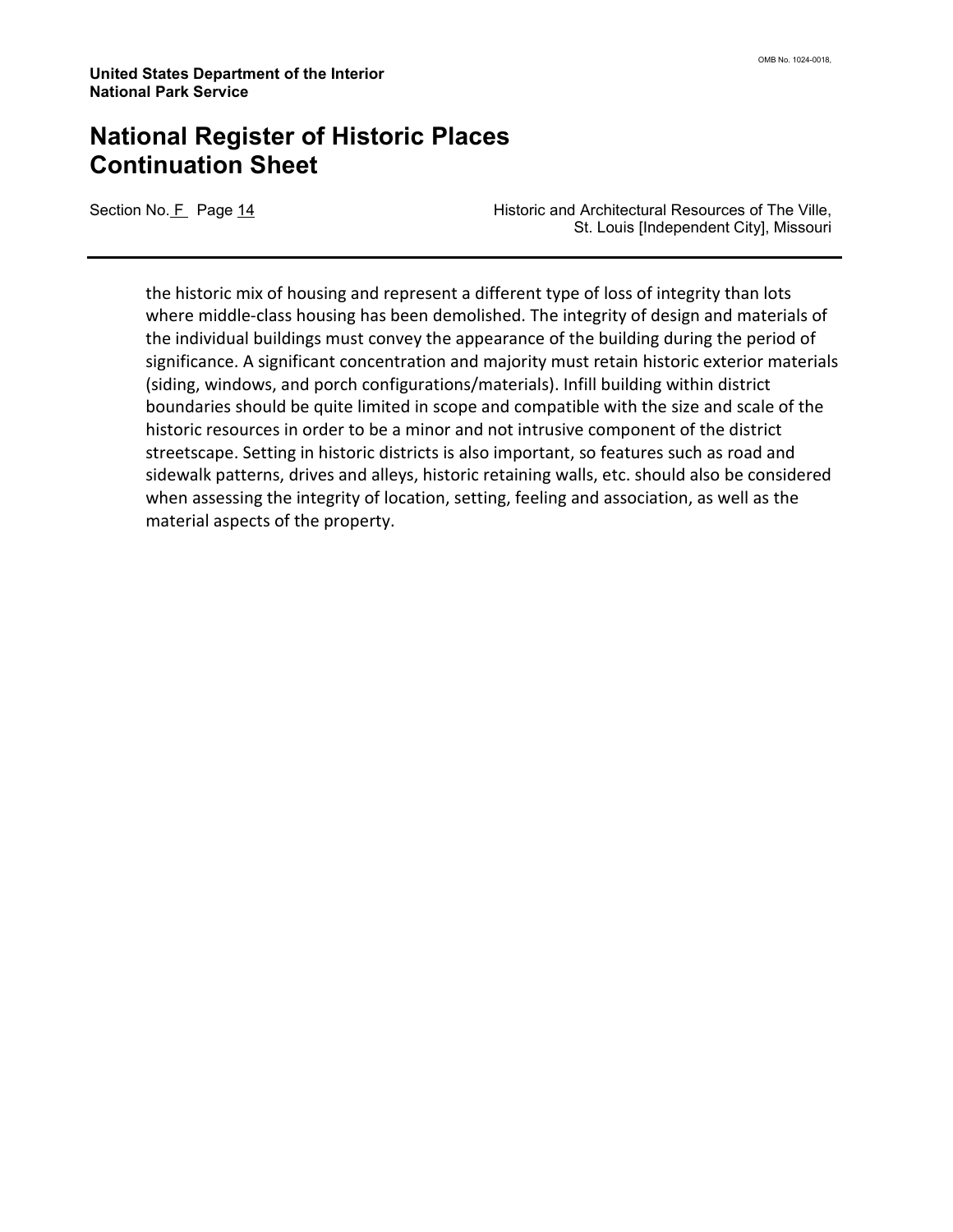the historic mix of housing and represent a different type of loss of integrity than lots where middle-class housing has been demolished. The integrity of design and materials of the individual buildings must convey the appearance of the building during the period of significance. A significant concentration and majority must retain historic exterior materials (siding, windows, and porch configurations/materials). Infill building within district boundaries should be quite limited in scope and compatible with the size and scale of the historic resources in order to be a minor and not intrusive component of the district streetscape. Setting in historic districts is also important, so features such as road and sidewalk patterns, drives and alleys, historic retaining walls, etc. should also be considered when assessing the integrity of location, setting, feeling and association, as well as the material aspects of the property.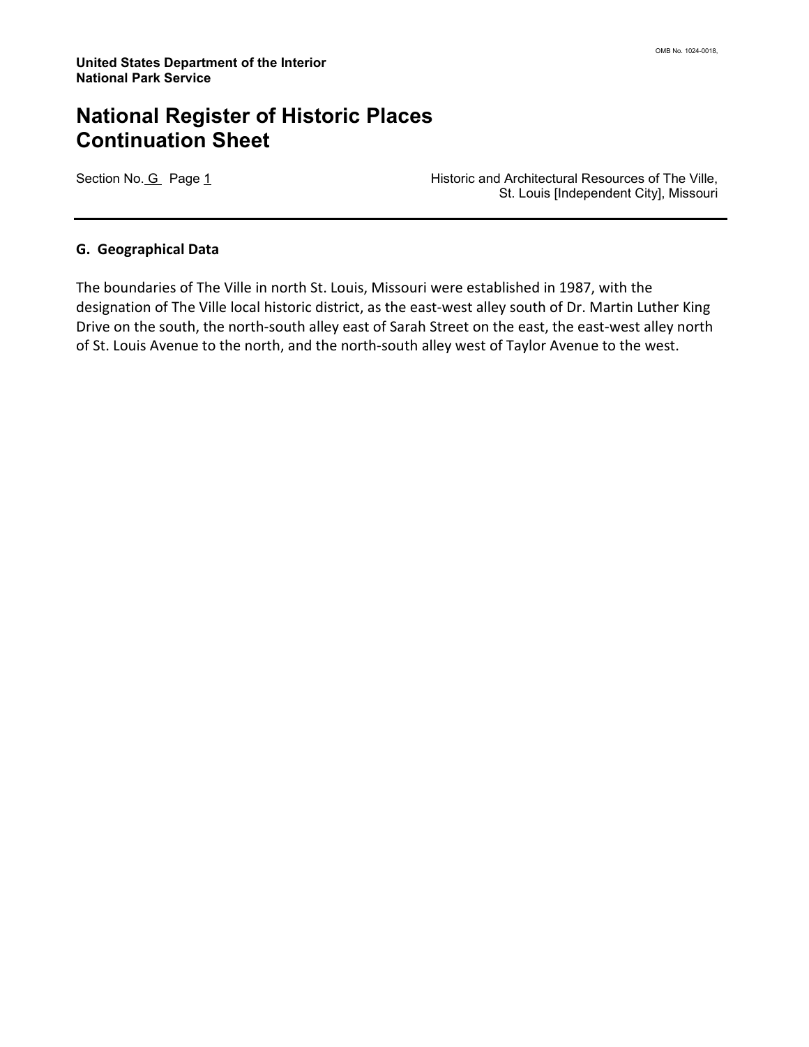## G. Geographical Data

The boundaries of The Ville in north St. Louis, Missouri were established in 1987, with the designation of The Ville local historic district, as the east-west alley south of Dr. Martin Luther King Drive on the south, the north-south alley east of Sarah Street on the east, the east-west alley north of St. Louis Avenue to the north, and the north-south alley west of Taylor Avenue to the west.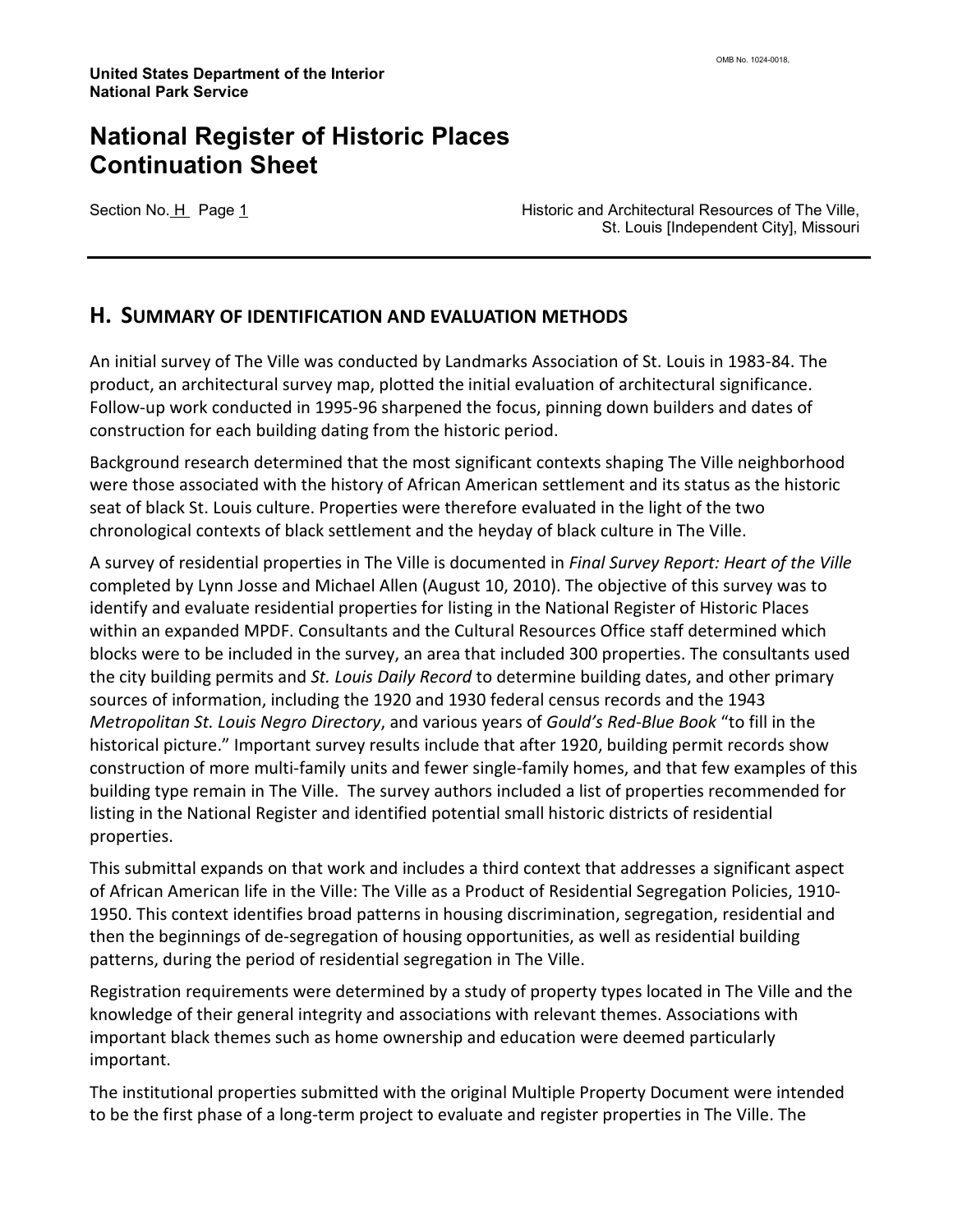# National Register of Historic Places Continuation Sheet

Section No. H Page 1

Historic and Architectural Resources of The Ville, St. Louis [Independent City], Missouri

## H. Summary of Identification and Evaluation Methods

An initial survey of The Ville was conducted by Landmarks Association of St. Louis in 1983-84. The product, an architectural survey map, plotted the initial evaluation of architectural significance. Follow-up work conducted in 1995-96 sharpened the focus, pinning down builders and dates of construction for each building dating from the historic period.

Background research determined that the most significant contexts shaping The Ville neighborhood were those associated with the history of African American settlement and its status as the historic seat of black St. Louis culture. Properties were therefore evaluated in the light of the two chronological contexts of black settlement and the heyday of black culture in The Ville.

A survey of residential properties in The Ville is documented in *Final Survey Report: Heart of the Ville* completed by Lynn Josse and Michael Allen (August 10, 2010). The objective of this survey was to identify and evaluate residential properties for listing in the National Register of Historic Places within an expanded MPDF. Consultants and the Cultural Resources Office staff determined which blocks were to be included in the survey, an area that included 300 properties. The consultants used the city building permits and *St. Louis Daily Record* to determine building dates, and other primary sources of information, including the 1920 and 1930 federal census records and the 1943 *Metropolitan St. Louis Negro Directory*, and various years of *Gould's Red-Blue Book* "to fill in the historical picture." Important survey results include that after 1920, building permit records show construction of more multi-family units and fewer single-family homes, and that few examples of this building type remain in The Ville. The survey authors included a list of properties recommended for listing in the National Register and identified potential small historic districts of residential properties.

This submittal expands on that work and includes a third context that addresses a significant aspect of African American life in the Ville: The Ville as a Product of Residential Segregation Policies, 1910-1950. This context identifies broad patterns in housing discrimination, segregation, residential and then the beginnings of de-segregation of housing opportunities, as well as residential building patterns, during the period of residential segregation in The Ville.

Registration requirements were determined by a study of property types located in The Ville and the knowledge of their general integrity and associations with relevant themes. Associations with important black themes such as home ownership and education were deemed particularly important.

The institutional properties submitted with the original Multiple Property Document were intended to be the first phase of a long-term project to evaluate and register properties in The Ville. The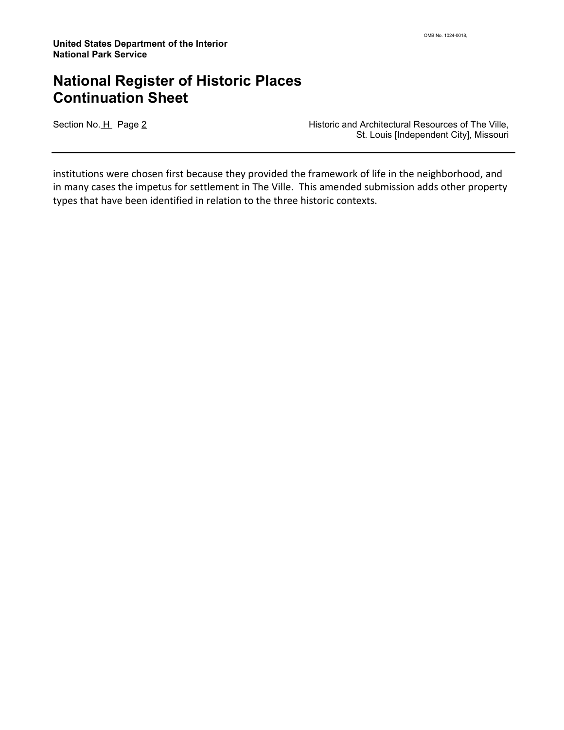institutions were chosen first because they provided the framework of life in the neighborhood, and in many cases the impetus for settlement in The Ville. This amended submission adds other property types that have been identified in relation to the three historic contexts.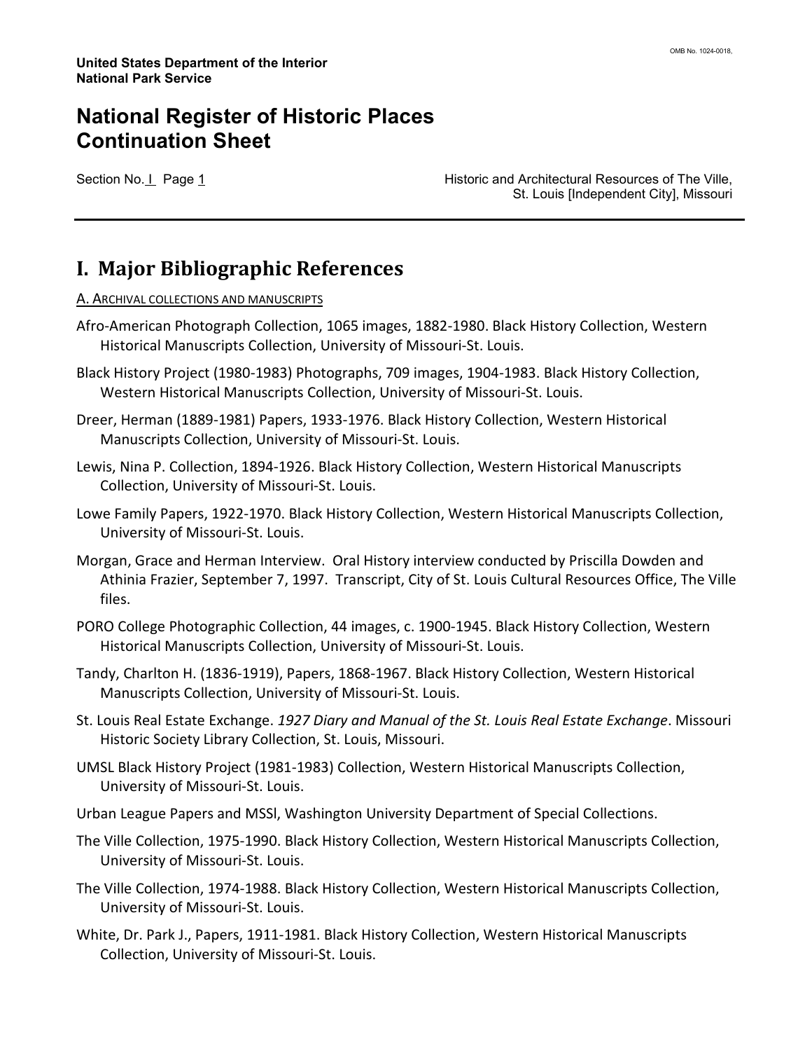# I. Major Bibliographic References

A. ARCHIVAL COLLECTIONS AND MANUSCRIPTS

Afro-American Photograph Collection, 1065 images, 1882-1980. Black History Collection, Western Historical Manuscripts Collection, University of Missouri-St. Louis.

Black History Project (1980-1983) Photographs, 709 images, 1904-1983. Black History Collection, Western Historical Manuscripts Collection, University of Missouri-St. Louis.

Dreer, Herman (1889-1981) Papers, 1933-1976. Black History Collection, Western Historical Manuscripts Collection, University of Missouri-St. Louis.

Lewis, Nina P. Collection, 1894-1926. Black History Collection, Western Historical Manuscripts Collection, University of Missouri-St. Louis.

Lowe Family Papers, 1922-1970. Black History Collection, Western Historical Manuscripts Collection, University of Missouri-St. Louis.

Morgan, Grace and Herman Interview. Oral History interview conducted by Priscilla Dowden and Athinia Frazier, September 7, 1997. Transcript, City of St. Louis Cultural Resources Office, The Ville files.

PORO College Photographic Collection, 44 images, c. 1900-1945. Black History Collection, Western Historical Manuscripts Collection, University of Missouri-St. Louis.

Tandy, Charlton H. (1836-1919), Papers, 1868-1967. Black History Collection, Western Historical Manuscripts Collection, University of Missouri-St. Louis.

St. Louis Real Estate Exchange. *1927 Diary and Manual of the St. Louis Real Estate Exchange*. Missouri Historic Society Library Collection, St. Louis, Missouri.

UMSL Black History Project (1981-1983) Collection, Western Historical Manuscripts Collection, University of Missouri-St. Louis.

Urban League Papers and MSSl, Washington University Department of Special Collections.

The Ville Collection, 1975-1990. Black History Collection, Western Historical Manuscripts Collection, University of Missouri-St. Louis.

The Ville Collection, 1974-1988. Black History Collection, Western Historical Manuscripts Collection, University of Missouri-St. Louis.

White, Dr. Park J., Papers, 1911-1981. Black History Collection, Western Historical Manuscripts Collection, University of Missouri-St. Louis.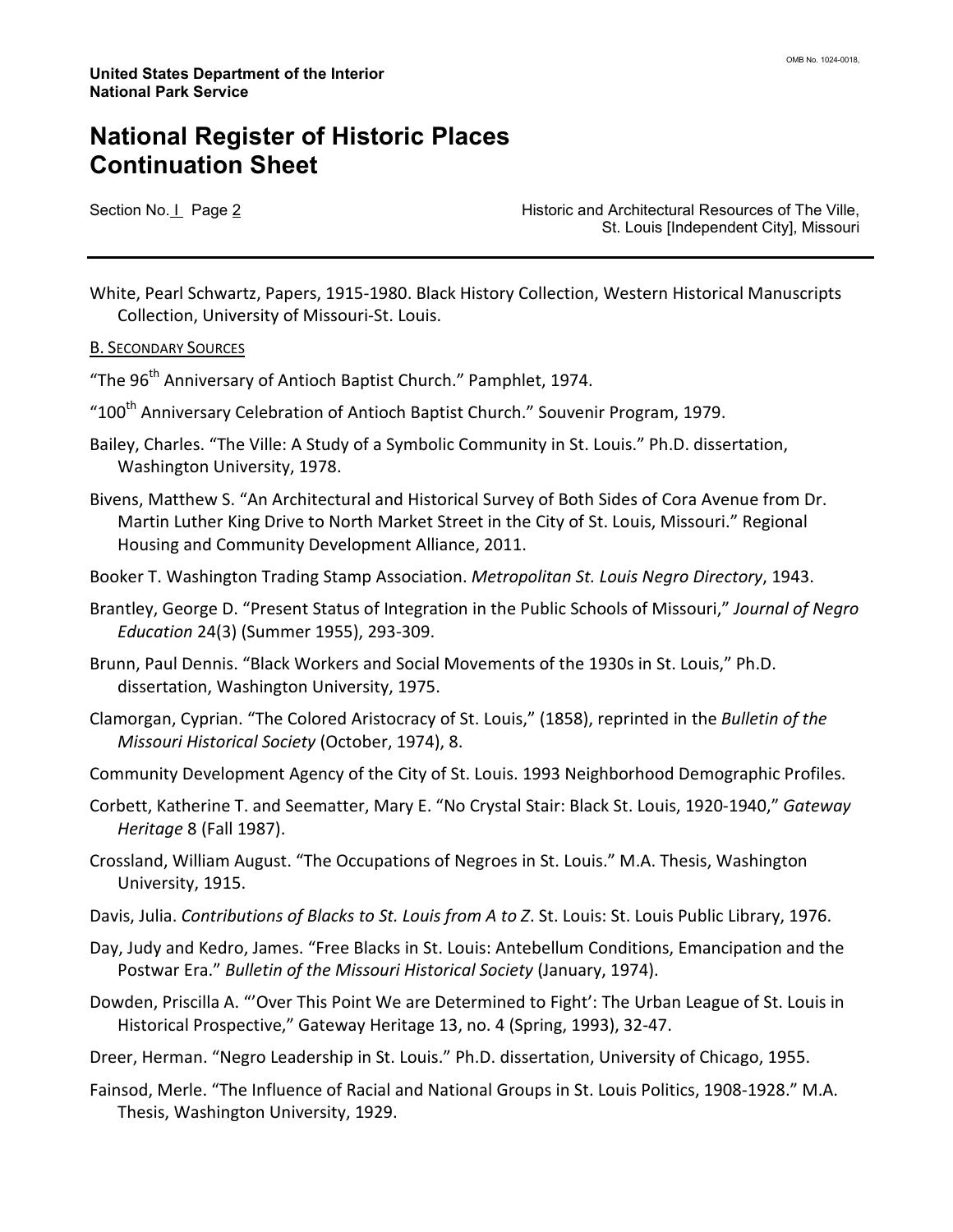White, Pearl Schwartz, Papers, 1915-1980. Black History Collection, Western Historical Manuscripts Collection, University of Missouri-St. Louis.

B. SECONDARY SOURCES

"The 96th Anniversary of Antioch Baptist Church." Pamphlet, 1974.

"100th Anniversary Celebration of Antioch Baptist Church." Souvenir Program, 1979.

Bailey, Charles. "The Ville: A Study of a Symbolic Community in St. Louis." Ph.D. dissertation, Washington University, 1978.

Bivens, Matthew S. "An Architectural and Historical Survey of Both Sides of Cora Avenue from Dr. Martin Luther King Drive to North Market Street in the City of St. Louis, Missouri." Regional Housing and Community Development Alliance, 2011.

Booker T. Washington Trading Stamp Association. *Metropolitan St. Louis Negro Directory*, 1943.

Brantley, George D. "Present Status of Integration in the Public Schools of Missouri," *Journal of Negro Education* 24(3) (Summer 1955), 293-309.

Brunn, Paul Dennis. "Black Workers and Social Movements of the 1930s in St. Louis," Ph.D. dissertation, Washington University, 1975.

Clamorgan, Cyprian. "The Colored Aristocracy of St. Louis," (1858), reprinted in the *Bulletin of the Missouri Historical Society* (October, 1974), 8.

Community Development Agency of the City of St. Louis. 1993 Neighborhood Demographic Profiles.

Corbett, Katherine T. and Seematter, Mary E. "No Crystal Stair: Black St. Louis, 1920-1940," *Gateway Heritage* 8 (Fall 1987).

Crossland, William August. "The Occupations of Negroes in St. Louis." M.A. Thesis, Washington University, 1915.

Davis, Julia. *Contributions of Blacks to St. Louis from A to Z*. St. Louis: St. Louis Public Library, 1976.

Day, Judy and Kedro, James. "Free Blacks in St. Louis: Antebellum Conditions, Emancipation and the Postwar Era." *Bulletin of the Missouri Historical Society* (January, 1974).

Dowden, Priscilla A. "'Over This Point We are Determined to Fight': The Urban League of St. Louis in Historical Prospective," Gateway Heritage 13, no. 4 (Spring, 1993), 32-47.

Dreer, Herman. "Negro Leadership in St. Louis." Ph.D. dissertation, University of Chicago, 1955.

Fainsod, Merle. "The Influence of Racial and National Groups in St. Louis Politics, 1908-1928." M.A. Thesis, Washington University, 1929.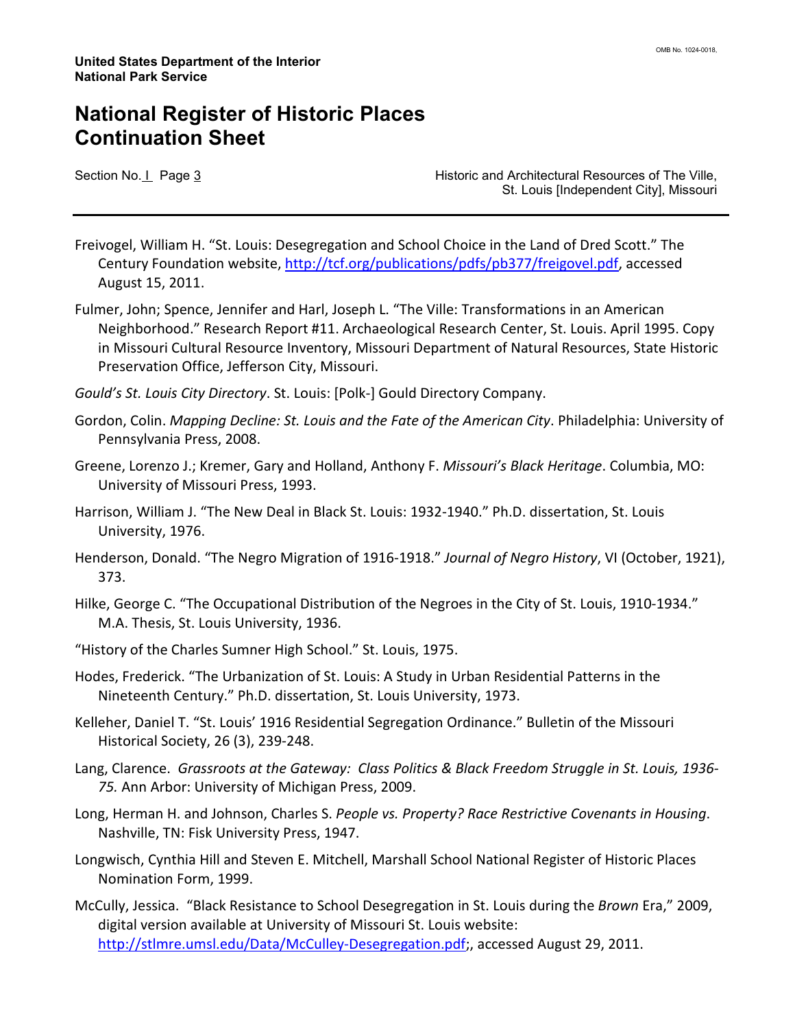Freivogel, William H. "St. Louis: Desegregation and School Choice in the Land of Dred Scott." The Century Foundation website, http://tcf.org/publications/pdfs/pb377/freigovel.pdf, accessed August 15, 2011.

Fulmer, John; Spence, Jennifer and Harl, Joseph L. "The Ville: Transformations in an American Neighborhood." Research Report #11. Archaeological Research Center, St. Louis. April 1995. Copy in Missouri Cultural Resource Inventory, Missouri Department of Natural Resources, State Historic Preservation Office, Jefferson City, Missouri.

*Gould's St. Louis City Directory*. St. Louis: [Polk-] Gould Directory Company.

Gordon, Colin. *Mapping Decline: St. Louis and the Fate of the American City*. Philadelphia: University of Pennsylvania Press, 2008.

Greene, Lorenzo J.; Kremer, Gary and Holland, Anthony F. *Missouri's Black Heritage*. Columbia, MO: University of Missouri Press, 1993.

Harrison, William J. "The New Deal in Black St. Louis: 1932-1940." Ph.D. dissertation, St. Louis University, 1976.

Henderson, Donald. "The Negro Migration of 1916-1918." *Journal of Negro History*, VI (October, 1921), 373.

Hilke, George C. "The Occupational Distribution of the Negroes in the City of St. Louis, 1910-1934." M.A. Thesis, St. Louis University, 1936.

"History of the Charles Sumner High School." St. Louis, 1975.

Hodes, Frederick. "The Urbanization of St. Louis: A Study in Urban Residential Patterns in the Nineteenth Century." Ph.D. dissertation, St. Louis University, 1973.

Kelleher, Daniel T. "St. Louis' 1916 Residential Segregation Ordinance." Bulletin of the Missouri Historical Society, 26 (3), 239-248.

Lang, Clarence. *Grassroots at the Gateway: Class Politics & Black Freedom Struggle in St. Louis, 1936-75.* Ann Arbor: University of Michigan Press, 2009.

Long, Herman H. and Johnson, Charles S. *People vs. Property? Race Restrictive Covenants in Housing*. Nashville, TN: Fisk University Press, 1947.

Longwisch, Cynthia Hill and Steven E. Mitchell, Marshall School National Register of Historic Places Nomination Form, 1999.

McCully, Jessica. "Black Resistance to School Desegregation in St. Louis during the *Brown* Era," 2009, digital version available at University of Missouri St. Louis website: http://stlmre.umsl.edu/Data/McCulley-Desegregation.pdf;, accessed August 29, 2011.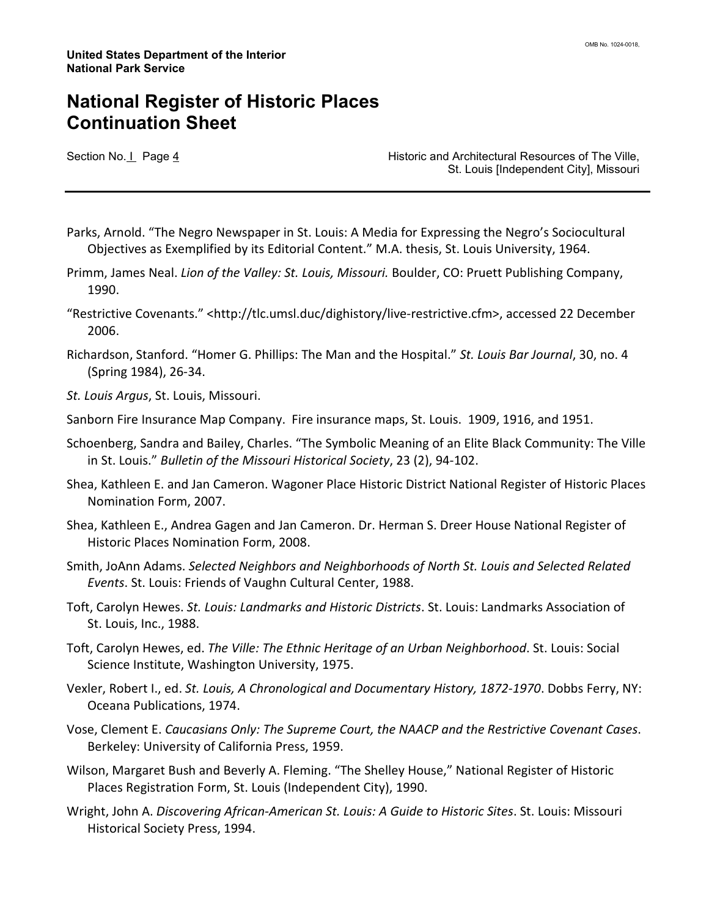Parks, Arnold. "The Negro Newspaper in St. Louis: A Media for Expressing the Negro's Sociocultural Objectives as Exemplified by its Editorial Content." M.A. thesis, St. Louis University, 1964.

Primm, James Neal. *Lion of the Valley: St. Louis, Missouri.* Boulder, CO: Pruett Publishing Company, 1990.

"Restrictive Covenants." <http://tlc.umsl.duc/dighistory/live-restrictive.cfm>, accessed 22 December 2006.

Richardson, Stanford. "Homer G. Phillips: The Man and the Hospital." *St. Louis Bar Journal*, 30, no. 4 (Spring 1984), 26-34.

*St. Louis Argus*, St. Louis, Missouri.

Sanborn Fire Insurance Map Company. Fire insurance maps, St. Louis. 1909, 1916, and 1951.

Schoenberg, Sandra and Bailey, Charles. "The Symbolic Meaning of an Elite Black Community: The Ville in St. Louis." *Bulletin of the Missouri Historical Society*, 23 (2), 94-102.

Shea, Kathleen E. and Jan Cameron. Wagoner Place Historic District National Register of Historic Places Nomination Form, 2007.

Shea, Kathleen E., Andrea Gagen and Jan Cameron. Dr. Herman S. Dreer House National Register of Historic Places Nomination Form, 2008.

Smith, JoAnn Adams. *Selected Neighbors and Neighborhoods of North St. Louis and Selected Related Events*. St. Louis: Friends of Vaughn Cultural Center, 1988.

Toft, Carolyn Hewes. *St. Louis: Landmarks and Historic Districts*. St. Louis: Landmarks Association of St. Louis, Inc., 1988.

Toft, Carolyn Hewes, ed. *The Ville: The Ethnic Heritage of an Urban Neighborhood*. St. Louis: Social Science Institute, Washington University, 1975.

Vexler, Robert I., ed. *St. Louis, A Chronological and Documentary History, 1872-1970*. Dobbs Ferry, NY: Oceana Publications, 1974.

Vose, Clement E. *Caucasians Only: The Supreme Court, the NAACP and the Restrictive Covenant Cases*. Berkeley: University of California Press, 1959.

Wilson, Margaret Bush and Beverly A. Fleming. "The Shelley House," National Register of Historic Places Registration Form, St. Louis (Independent City), 1990.

Wright, John A. *Discovering African-American St. Louis: A Guide to Historic Sites*. St. Louis: Missouri Historical Society Press, 1994.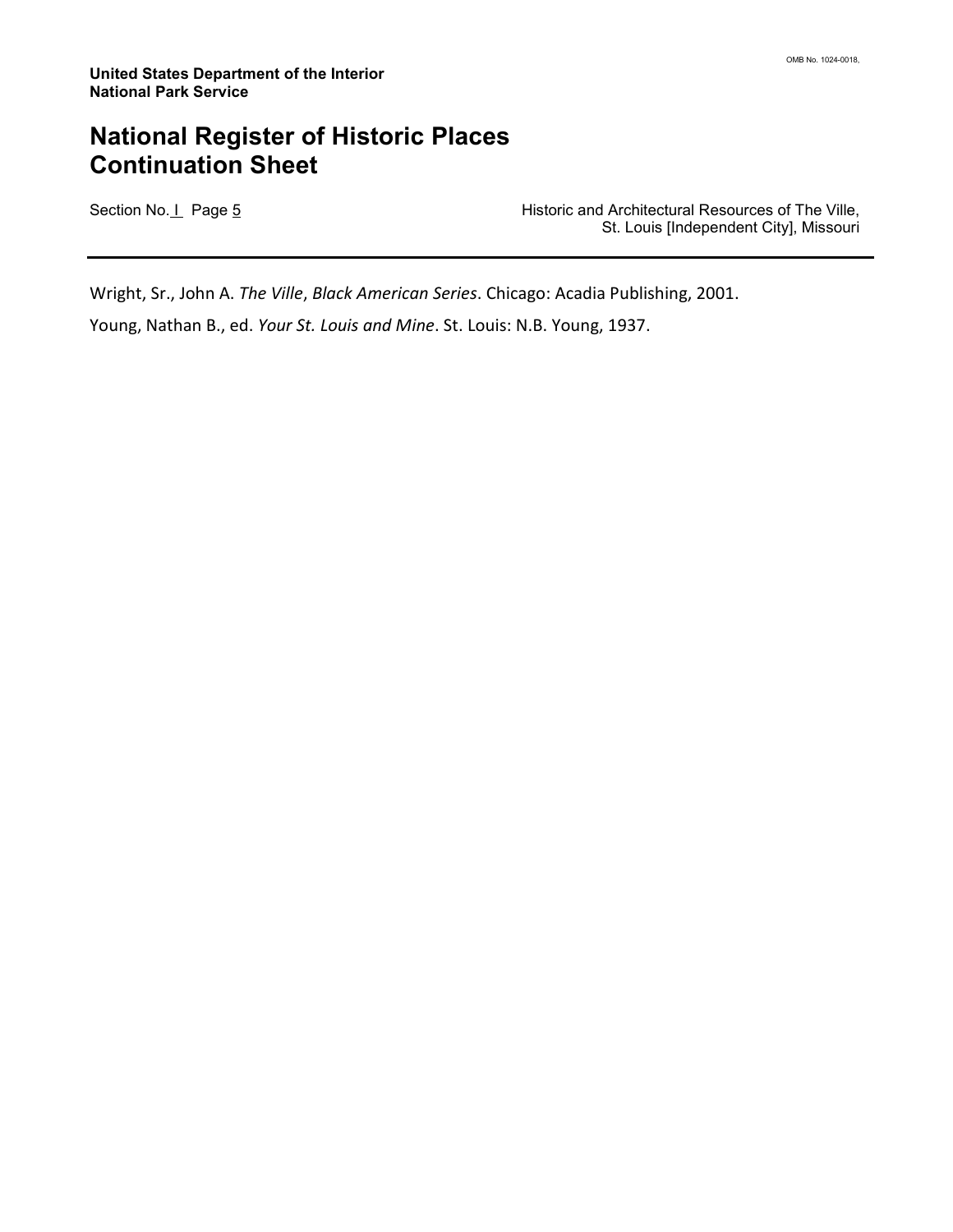Wright, Sr., John A. *The Ville*, *Black American Series*. Chicago: Acadia Publishing, 2001.

Young, Nathan B., ed. *Your St. Louis and Mine*. St. Louis: N.B. Young, 1937.